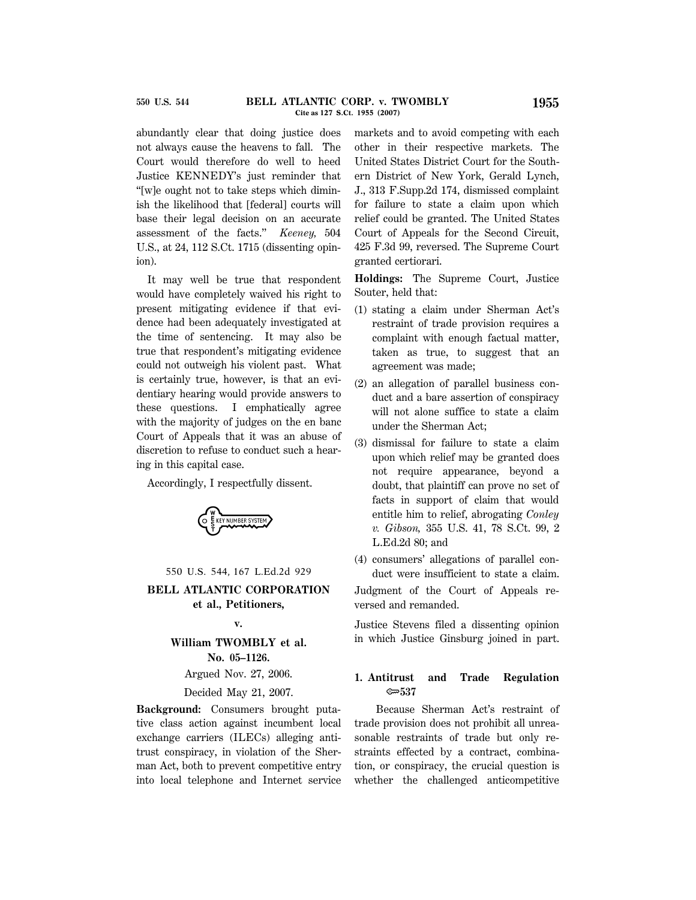abundantly clear that doing justice does not always cause the heavens to fall. The Court would therefore do well to heed Justice KENNEDY's just reminder that "[w]e ought not to take steps which diminish the likelihood that [federal] courts will base their legal decision on an accurate assessment of the facts." *Keeney,* 504 U.S., at 24, 112 S.Ct. 1715 (dissenting opinion).

It may well be true that respondent would have completely waived his right to present mitigating evidence if that evidence had been adequately investigated at the time of sentencing. It may also be true that respondent's mitigating evidence could not outweigh his violent past. What is certainly true, however, is that an evidentiary hearing would provide answers to these questions. I emphatically agree with the majority of judges on the en banc Court of Appeals that it was an abuse of discretion to refuse to conduct such a hearing in this capital case.

Accordingly, I respectfully dissent.

550 U.S. 544, 167 L.Ed.2d 929

**BELL ATLANTIC CORPORATION et al., Petitioners,**

**v.**

**William TWOMBLY et al.**

**No. 05–1126.**

Argued Nov. 27, 2006.

Decided May 21, 2007.

**Background:** Consumers brought putative class action against incumbent local exchange carriers (ILECs) alleging antitrust conspiracy, in violation of the Sherman Act, both to prevent competitive entry into local telephone and Internet service markets and to avoid competing with each other in their respective markets. The United States District Court for the Southern District of New York, Gerald Lynch, J., 313 F.Supp.2d 174, dismissed complaint for failure to state a claim upon which relief could be granted. The United States Court of Appeals for the Second Circuit, 425 F.3d 99, reversed. The Supreme Court granted certiorari.

**Holdings:** The Supreme Court, Justice Souter, held that:

(1) stating a claim under Sherman Act's restraint of trade provision requires a complaint with enough factual matter, taken as true, to suggest that an agreement was made;

(2) an allegation of parallel business conduct and a bare assertion of conspiracy will not alone suffice to state a claim under the Sherman Act;

(3) dismissal for failure to state a claim upon which relief may be granted does not require appearance, beyond a doubt, that plaintiff can prove no set of facts in support of claim that would entitle him to relief, abrogating *Conley v. Gibson,* 355 U.S. 41, 78 S.Ct. 99, 2 L.Ed.2d 80; and

(4) consumers' allegations of parallel conduct were insufficient to state a claim.

Judgment of the Court of Appeals reversed and remanded.

Justice Stevens filed a dissenting opinion in which Justice Ginsburg joined in part.

**1. Antitrust and Trade Regulation ⟹537**

Because Sherman Act's restraint of trade provision does not prohibit all unreasonable restraints of trade but only restraints effected by a contract, combination, or conspiracy, the crucial question is whether the challenged anticompetitive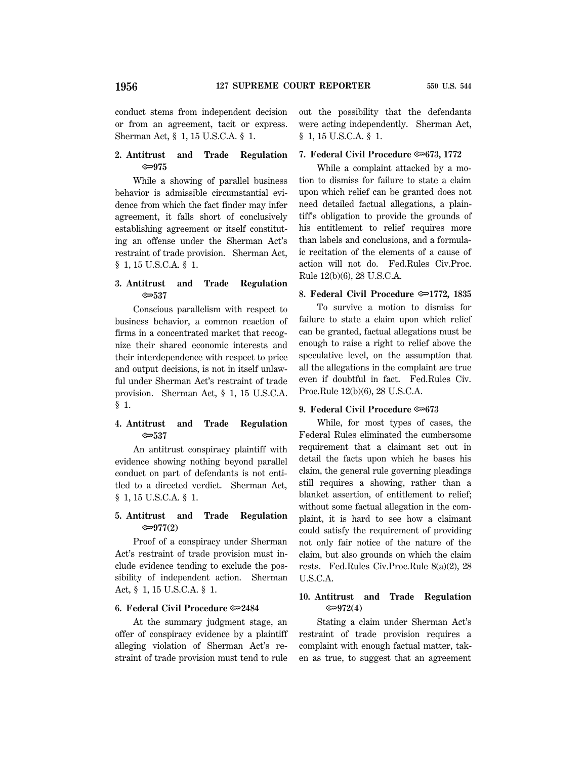conduct stems from independent decision or from an agreement, tacit or express. Sherman Act, § 1, 15 U.S.C.A. § 1.

**2. Antitrust and Trade Regulation ⚩975**

While a showing of parallel business behavior is admissible circumstantial evidence from which the fact finder may infer agreement, it falls short of conclusively establishing agreement or itself constituting an offense under the Sherman Act's restraint of trade provision. Sherman Act, § 1, 15 U.S.C.A. § 1.

**3. Antitrust and Trade Regulation ⚩537**

Conscious parallelism with respect to business behavior, a common reaction of firms in a concentrated market that recognize their shared economic interests and their interdependence with respect to price and output decisions, is not in itself unlawful under Sherman Act's restraint of trade provision. Sherman Act, § 1, 15 U.S.C.A. § 1.

**4. Antitrust and Trade Regulation ⚩537**

An antitrust conspiracy plaintiff with evidence showing nothing beyond parallel conduct on part of defendants is not entitled to a directed verdict. Sherman Act, § 1, 15 U.S.C.A. § 1.

**5. Antitrust and Trade Regulation ⚩977(2)**

Proof of a conspiracy under Sherman Act's restraint of trade provision must include evidence tending to exclude the possibility of independent action. Sherman Act, § 1, 15 U.S.C.A. § 1.

**6. Federal Civil Procedure ⚩2484**

At the summary judgment stage, an offer of conspiracy evidence by a plaintiff alleging violation of Sherman Act's restraint of trade provision must tend to rule out the possibility that the defendants were acting independently. Sherman Act, § 1, 15 U.S.C.A. § 1.

**7. Federal Civil Procedure ⚩673, 1772**

While a complaint attacked by a motion to dismiss for failure to state a claim upon which relief can be granted does not need detailed factual allegations, a plaintiff's obligation to provide the grounds of his entitlement to relief requires more than labels and conclusions, and a formulaic recitation of the elements of a cause of action will not do. Fed.Rules Civ.Proc. Rule 12(b)(6), 28 U.S.C.A.

**8. Federal Civil Procedure ⚩1772, 1835**

To survive a motion to dismiss for failure to state a claim upon which relief can be granted, factual allegations must be enough to raise a right to relief above the speculative level, on the assumption that all the allegations in the complaint are true even if doubtful in fact. Fed.Rules Civ. Proc.Rule 12(b)(6), 28 U.S.C.A.

**9. Federal Civil Procedure ⚩673**

While, for most types of cases, the Federal Rules eliminated the cumbersome requirement that a claimant set out in detail the facts upon which he bases his claim, the general rule governing pleadings still requires a showing, rather than a blanket assertion, of entitlement to relief; without some factual allegation in the complaint, it is hard to see how a claimant could satisfy the requirement of providing not only fair notice of the nature of the claim, but also grounds on which the claim rests. Fed.Rules Civ.Proc.Rule 8(a)(2), 28 U.S.C.A.

**10. Antitrust and Trade Regulation ⚩972(4)**

Stating a claim under Sherman Act's restraint of trade provision requires a complaint with enough factual matter, taken as true, to suggest that an agreement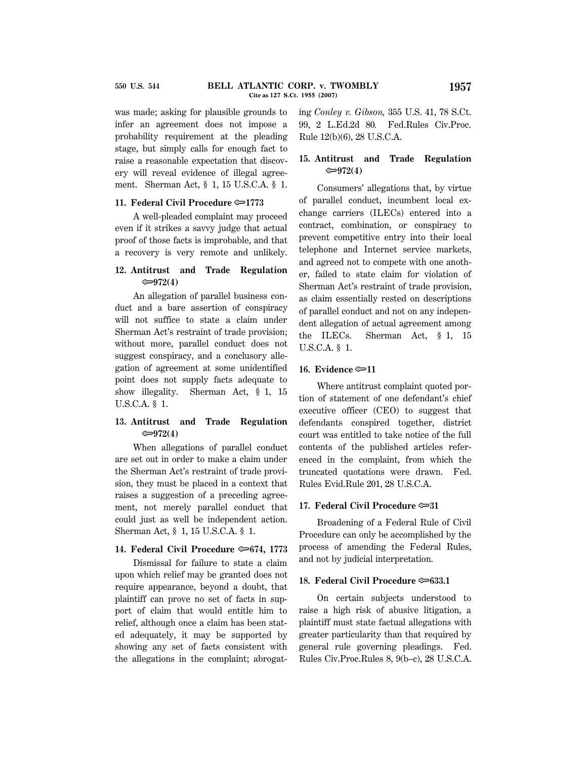was made; asking for plausible grounds to infer an agreement does not impose a probability requirement at the pleading stage, but simply calls for enough fact to raise a reasonable expectation that discovery will reveal evidence of illegal agreement. Sherman Act, § 1, 15 U.S.C.A. § 1.

**11. Federal Civil Procedure ⇔1773**

A well-pleaded complaint may proceed even if it strikes a savvy judge that actual proof of those facts is improbable, and that a recovery is very remote and unlikely.

**12. Antitrust and Trade Regulation ⇔972(4)**

An allegation of parallel business conduct and a bare assertion of conspiracy will not suffice to state a claim under Sherman Act's restraint of trade provision; without more, parallel conduct does not suggest conspiracy, and a conclusory allegation of agreement at some unidentified point does not supply facts adequate to show illegality. Sherman Act, § 1, 15 U.S.C.A. § 1.

**13. Antitrust and Trade Regulation ⇔972(4)**

When allegations of parallel conduct are set out in order to make a claim under the Sherman Act's restraint of trade provision, they must be placed in a context that raises a suggestion of a preceding agreement, not merely parallel conduct that could just as well be independent action. Sherman Act, § 1, 15 U.S.C.A. § 1.

**14. Federal Civil Procedure ⇔674, 1773**

Dismissal for failure to state a claim upon which relief may be granted does not require appearance, beyond a doubt, that plaintiff can prove no set of facts in support of claim that would entitle him to relief, although once a claim has been stated adequately, it may be supported by showing any set of facts consistent with the allegations in the complaint; abrogating *Conley v. Gibson,* 355 U.S. 41, 78 S.Ct. 99, 2 L.Ed.2d 80. Fed.Rules Civ.Proc. Rule 12(b)(6), 28 U.S.C.A.

**15. Antitrust and Trade Regulation ⇔972(4)**

Consumers' allegations that, by virtue of parallel conduct, incumbent local exchange carriers (ILECs) entered into a contract, combination, or conspiracy to prevent competitive entry into their local telephone and Internet service markets, and agreed not to compete with one another, failed to state claim for violation of Sherman Act's restraint of trade provision, as claim essentially rested on descriptions of parallel conduct and not on any independent allegation of actual agreement among the ILECs. Sherman Act, § 1, 15 U.S.C.A. § 1.

**16. Evidence ⇔11**

Where antitrust complaint quoted portion of statement of one defendant's chief executive officer (CEO) to suggest that defendants conspired together, district court was entitled to take notice of the full contents of the published articles referenced in the complaint, from which the truncated quotations were drawn. Fed. Rules Evid.Rule 201, 28 U.S.C.A.

**17. Federal Civil Procedure ⇔31**

Broadening of a Federal Rule of Civil Procedure can only be accomplished by the process of amending the Federal Rules, and not by judicial interpretation.

**18. Federal Civil Procedure ⇔633.1**

On certain subjects understood to raise a high risk of abusive litigation, a plaintiff must state factual allegations with greater particularity than that required by general rule governing pleadings. Fed. Rules Civ.Proc.Rules 8, 9(b–c), 28 U.S.C.A.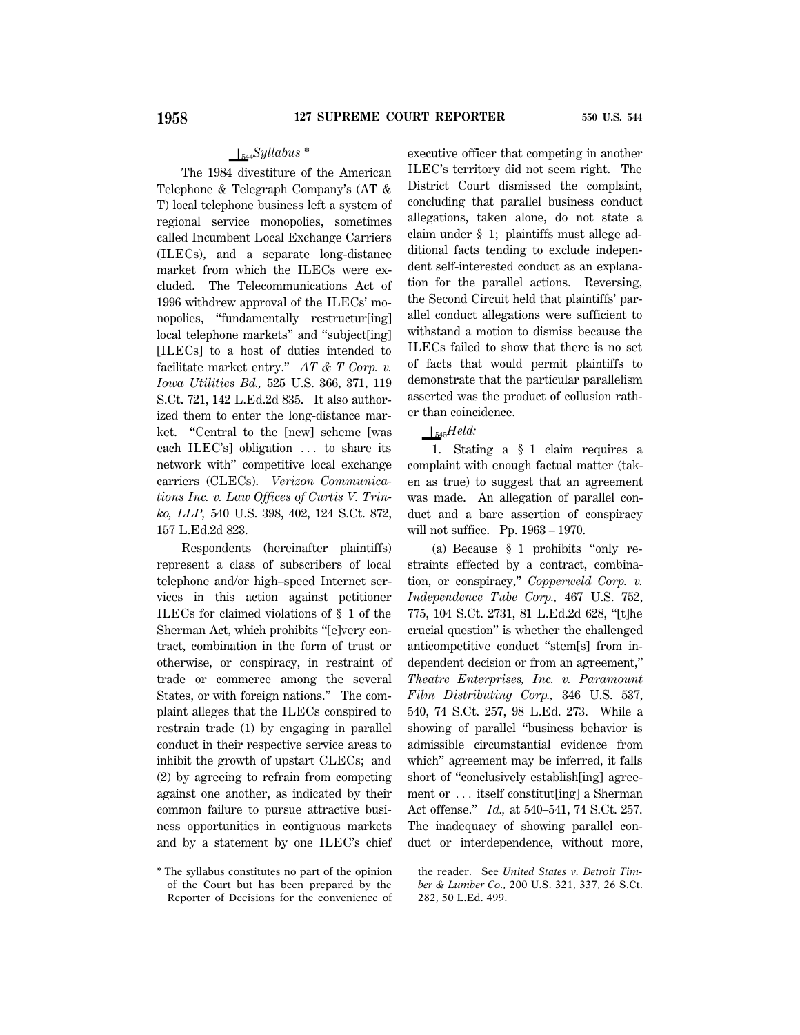*Syllabus* *

The 1984 divestiture of the American Telephone & Telegraph Company's (AT & T) local telephone business left a system of regional service monopolies, sometimes called Incumbent Local Exchange Carriers (ILECs), and a separate long-distance market from which the ILECs were excluded. The Telecommunications Act of 1996 withdrew approval of the ILECs' monopolies, "fundamentally restructur[ing] local telephone markets" and "subject[ing] [ILECs] to a host of duties intended to facilitate market entry." *AT & T Corp. v. Iowa Utilities Bd.,* 525 U.S. 366, 371, 119 S.Ct. 721, 142 L.Ed.2d 835. It also authorized them to enter the long-distance market. "Central to the [new] scheme [was each ILEC's] obligation ... to share its network with" competitive local exchange carriers (CLECs). *Verizon Communications Inc. v. Law Offices of Curtis V. Trinko, LLP,* 540 U.S. 398, 402, 124 S.Ct. 872, 157 L.Ed.2d 823.

Respondents (hereinafter plaintiffs) represent a class of subscribers of local telephone and/or high–speed Internet services in this action against petitioner ILECs for claimed violations of § 1 of the Sherman Act, which prohibits "[e]very contract, combination in the form of trust or otherwise, or conspiracy, in restraint of trade or commerce among the several States, or with foreign nations." The complaint alleges that the ILECs conspired to restrain trade (1) by engaging in parallel conduct in their respective service areas to inhibit the growth of upstart CLECs; and (2) by agreeing to refrain from competing against one another, as indicated by their common failure to pursue attractive business opportunities in contiguous markets and by a statement by one ILEC's chief executive officer that competing in another ILEC's territory did not seem right. The District Court dismissed the complaint, concluding that parallel business conduct allegations, taken alone, do not state a claim under § 1; plaintiffs must allege additional facts tending to exclude independent self-interested conduct as an explanation for the parallel actions. Reversing, the Second Circuit held that plaintiffs' parallel conduct allegations were sufficient to withstand a motion to dismiss because the ILECs failed to show that there is no set of facts that would permit plaintiffs to demonstrate that the particular parallelism asserted was the product of collusion rather than coincidence.

*Held:*

1. Stating a § 1 claim requires a complaint with enough factual matter (taken as true) to suggest that an agreement was made. An allegation of parallel conduct and a bare assertion of conspiracy will not suffice. Pp. 1963 – 1970.

(a) Because § 1 prohibits "only restraints effected by a contract, combination, or conspiracy," *Copperweld Corp. v. Independence Tube Corp.,* 467 U.S. 752, 775, 104 S.Ct. 2731, 81 L.Ed.2d 628, "[t]he crucial question" is whether the challenged anticompetitive conduct "stem[s] from independent decision or from an agreement," *Theatre Enterprises, Inc. v. Paramount Film Distributing Corp.,* 346 U.S. 537, 540, 74 S.Ct. 257, 98 L.Ed. 273. While a showing of parallel "business behavior is admissible circumstantial evidence from which" agreement may be inferred, it falls short of "conclusively establish[ing] agreement or ... itself constitut[ing] a Sherman Act offense." *Id.,* at 540–541, 74 S.Ct. 257. The inadequacy of showing parallel conduct or interdependence, without more,

* The syllabus constitutes no part of the opinion of the Court but has been prepared by the Reporter of Decisions for the convenience of the reader. See *United States v. Detroit Timber & Lumber Co.,* 200 U.S. 321, 337, 26 S.Ct. 282, 50 L.Ed. 499.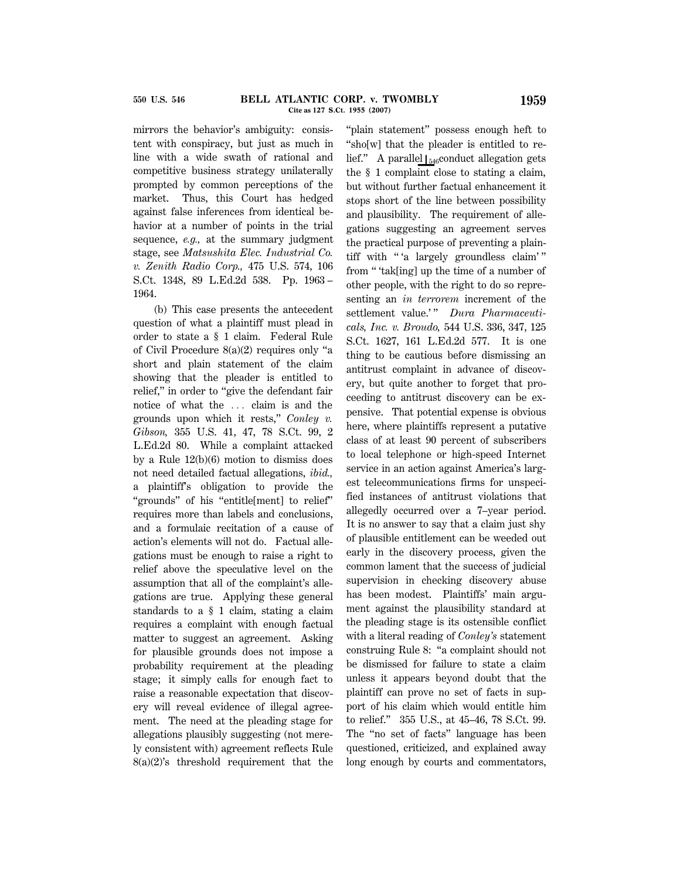mirrors the behavior's ambiguity: consistent with conspiracy, but just as much in line with a wide swath of rational and competitive business strategy unilaterally prompted by common perceptions of the market. Thus, this Court has hedged against false inferences from identical behavior at a number of points in the trial sequence, *e.g.,* at the summary judgment stage, see *Matsushita Elec. Industrial Co. v. Zenith Radio Corp.,* 475 U.S. 574, 106 S.Ct. 1348, 89 L.Ed.2d 538. Pp. 1963–1964.

(b) This case presents the antecedent question of what a plaintiff must plead in order to state a § 1 claim. Federal Rule of Civil Procedure 8(a)(2) requires only "a short and plain statement of the claim showing that the pleader is entitled to relief," in order to "give the defendant fair notice of what the ... claim is and the grounds upon which it rests," *Conley v. Gibson,* 355 U.S. 41, 47, 78 S.Ct. 99, 2 L.Ed.2d 80. While a complaint attacked by a Rule 12(b)(6) motion to dismiss does not need detailed factual allegations, *ibid.,* a plaintiff's obligation to provide the "grounds" of his "entitle[ment] to relief" requires more than labels and conclusions, and a formulaic recitation of a cause of action's elements will not do. Factual allegations must be enough to raise a right to relief above the speculative level on the assumption that all of the complaint's allegations are true. Applying these general standards to a § 1 claim, stating a claim requires a complaint with enough factual matter to suggest an agreement. Asking for plausible grounds does not impose a probability requirement at the pleading stage; it simply calls for enough fact to raise a reasonable expectation that discovery will reveal evidence of illegal agreement. The need at the pleading stage for allegations plausibly suggesting (not merely consistent with) agreement reflects Rule 8(a)(2)'s threshold requirement that the "plain statement" possess enough heft to "sho[w] that the pleader is entitled to relief." A parallel ⌊546 conduct allegation gets the § 1 complaint close to stating a claim, but without further factual enhancement it stops short of the line between possibility and plausibility. The requirement of allegations suggesting an agreement serves the practical purpose of preventing a plaintiff with " 'a largely groundless claim' " from " 'tak[ing] up the time of a number of other people, with the right to do so representing an *in terrorem* increment of the settlement value.' " *Dura Pharmaceuticals, Inc. v. Broudo,* 544 U.S. 336, 347, 125 S.Ct. 1627, 161 L.Ed.2d 577. It is one thing to be cautious before dismissing an antitrust complaint in advance of discovery, but quite another to forget that proceeding to antitrust discovery can be expensive. That potential expense is obvious here, where plaintiffs represent a putative class of at least 90 percent of subscribers to local telephone or high-speed Internet service in an action against America's largest telecommunications firms for unspecified instances of antitrust violations that allegedly occurred over a 7–year period. It is no answer to say that a claim just shy of plausible entitlement can be weeded out early in the discovery process, given the common lament that the success of judicial supervision in checking discovery abuse has been modest. Plaintiffs' main argument against the plausibility standard at the pleading stage is its ostensible conflict with a literal reading of *Conley's* statement construing Rule 8: "a complaint should not be dismissed for failure to state a claim unless it appears beyond doubt that the plaintiff can prove no set of facts in support of his claim which would entitle him to relief." 355 U.S., at 45–46, 78 S.Ct. 99. The "no set of facts" language has been questioned, criticized, and explained away long enough by courts and commentators,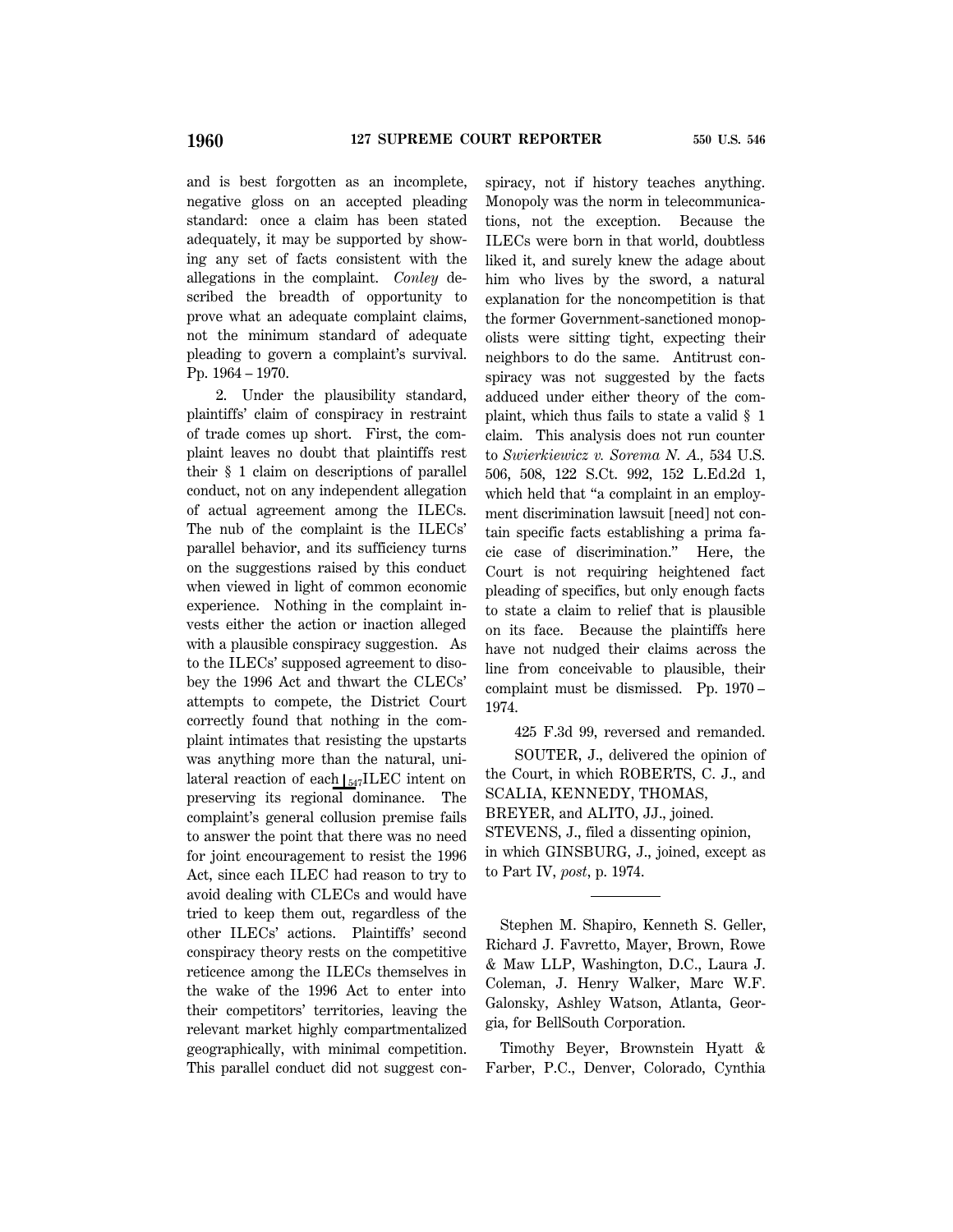and is best forgotten as an incomplete, negative gloss on an accepted pleading standard: once a claim has been stated adequately, it may be supported by showing any set of facts consistent with the allegations in the complaint. *Conley* described the breadth of opportunity to prove what an adequate complaint claims, not the minimum standard of adequate pleading to govern a complaint's survival. Pp. 1964 – 1970.

2. Under the plausibility standard, plaintiffs' claim of conspiracy in restraint of trade comes up short. First, the complaint leaves no doubt that plaintiffs rest their § 1 claim on descriptions of parallel conduct, not on any independent allegation of actual agreement among the ILECs. The nub of the complaint is the ILECs' parallel behavior, and its sufficiency turns on the suggestions raised by this conduct when viewed in light of common economic experience. Nothing in the complaint invests either the action or inaction alleged with a plausible conspiracy suggestion. As to the ILECs' supposed agreement to disobey the 1996 Act and thwart the CLECs' attempts to compete, the District Court correctly found that nothing in the complaint intimates that resisting the upstarts was anything more than the natural, unilateral reaction of each ⌊547 ILEC intent on preserving its regional dominance. The complaint's general collusion premise fails to answer the point that there was no need for joint encouragement to resist the 1996 Act, since each ILEC had reason to try to avoid dealing with CLECs and would have tried to keep them out, regardless of the other ILECs' actions. Plaintiffs' second conspiracy theory rests on the competitive reticence among the ILECs themselves in the wake of the 1996 Act to enter into their competitors' territories, leaving the relevant market highly compartmentalized geographically, with minimal competition. This parallel conduct did not suggest conspiracy, not if history teaches anything. Monopoly was the norm in telecommunications, not the exception. Because the ILECs were born in that world, doubtless liked it, and surely knew the adage about him who lives by the sword, a natural explanation for the noncompetition is that the former Government-sanctioned monopolists were sitting tight, expecting their neighbors to do the same. Antitrust conspiracy was not suggested by the facts adduced under either theory of the complaint, which thus fails to state a valid § 1 claim. This analysis does not run counter to *Swierkiewicz v. Sorema N. A.,* 534 U.S. 506, 508, 122 S.Ct. 992, 152 L.Ed.2d 1, which held that "a complaint in an employment discrimination lawsuit [need] not contain specific facts establishing a prima facie case of discrimination." Here, the Court is not requiring heightened fact pleading of specifics, but only enough facts to state a claim to relief that is plausible on its face. Because the plaintiffs here have not nudged their claims across the line from conceivable to plausible, their complaint must be dismissed. Pp. 1970 – 1974.

425 F.3d 99, reversed and remanded.

SOUTER, J., delivered the opinion of the Court, in which ROBERTS, C. J., and SCALIA, KENNEDY, THOMAS, BREYER, and ALITO, JJ., joined. STEVENS, J., filed a dissenting opinion, in which GINSBURG, J., joined, except as to Part IV, *post*, p. 1974.

---

Stephen M. Shapiro, Kenneth S. Geller, Richard J. Favretto, Mayer, Brown, Rowe & Maw LLP, Washington, D.C., Laura J. Coleman, J. Henry Walker, Marc W.F. Galonsky, Ashley Watson, Atlanta, Georgia, for BellSouth Corporation.

Timothy Beyer, Brownstein Hyatt & Farber, P.C., Denver, Colorado, Cynthia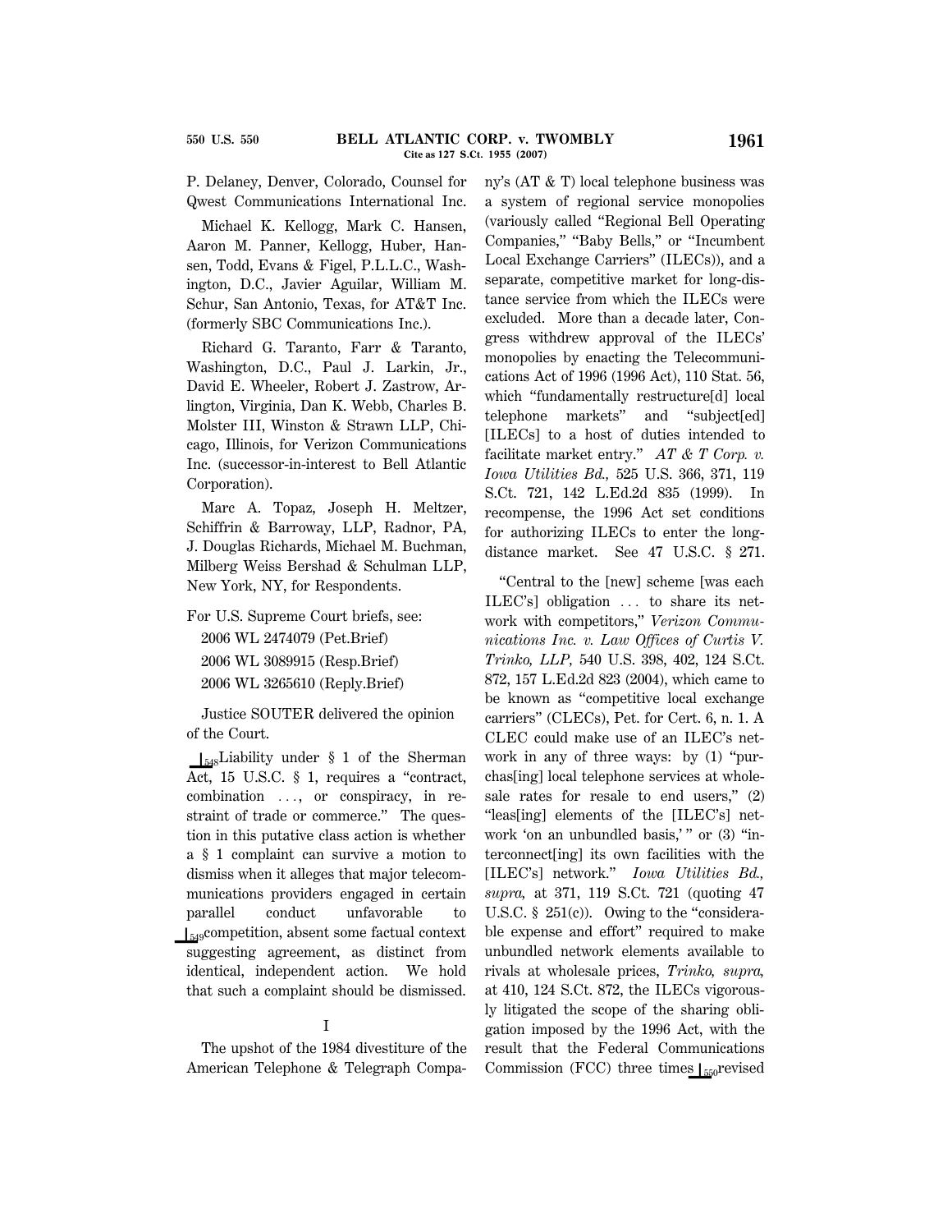P. Delaney, Denver, Colorado, Counsel for Qwest Communications International Inc.

Michael K. Kellogg, Mark C. Hansen, Aaron M. Panner, Kellogg, Huber, Hansen, Todd, Evans & Figel, P.L.L.C., Washington, D.C., Javier Aguilar, William M. Schur, San Antonio, Texas, for AT&T Inc. (formerly SBC Communications Inc.).

Richard G. Taranto, Farr & Taranto, Washington, D.C., Paul J. Larkin, Jr., David E. Wheeler, Robert J. Zastrow, Arlington, Virginia, Dan K. Webb, Charles B. Molster III, Winston & Strawn LLP, Chicago, Illinois, for Verizon Communications Inc. (successor-in-interest to Bell Atlantic Corporation).

Marc A. Topaz, Joseph H. Meltzer, Schiffrin & Barroway, LLP, Radnor, PA, J. Douglas Richards, Michael M. Buchman, Milberg Weiss Bershad & Schulman LLP, New York, NY, for Respondents.

For U.S. Supreme Court briefs, see:

2006 WL 2474079 (Pet.Brief)

2006 WL 3089915 (Resp.Brief)

2006 WL 3265610 (Reply.Brief)

Justice SOUTER delivered the opinion of the Court.

[548] Liability under § 1 of the Sherman Act, 15 U.S.C. § 1, requires a "contract, combination ..., or conspiracy, in restraint of trade or commerce." The question in this putative class action is whether a § 1 complaint can survive a motion to dismiss when it alleges that major telecommunications providers engaged in certain parallel conduct unfavorable to [549] competition, absent some factual context suggesting agreement, as distinct from identical, independent action. We hold that such a complaint should be dismissed.

## I

The upshot of the 1984 divestiture of the American Telephone & Telegraph Company's (AT & T) local telephone business was a system of regional service monopolies (variously called "Regional Bell Operating Companies," "Baby Bells," or "Incumbent Local Exchange Carriers" (ILECs)), and a separate, competitive market for long-distance service from which the ILECs were excluded. More than a decade later, Congress withdrew approval of the ILECs' monopolies by enacting the Telecommunications Act of 1996 (1996 Act), 110 Stat. 56, which "fundamentally restructure[d] local telephone markets" and "subject[ed] [ILECs] to a host of duties intended to facilitate market entry." *AT & T Corp. v. Iowa Utilities Bd.,* 525 U.S. 366, 371, 119 S.Ct. 721, 142 L.Ed.2d 835 (1999). In recompense, the 1996 Act set conditions for authorizing ILECs to enter the long-distance market. See 47 U.S.C. § 271.

"Central to the [new] scheme [was each ILEC's] obligation ... to share its network with competitors," *Verizon Communications Inc. v. Law Offices of Curtis V. Trinko, LLP,* 540 U.S. 398, 402, 124 S.Ct. 872, 157 L.Ed.2d 823 (2004), which came to be known as "competitive local exchange carriers" (CLECs), Pet. for Cert. 6, n. 1. A CLEC could make use of an ILEC's network in any of three ways: by (1) "purchas[ing] local telephone services at wholesale rates for resale to end users," (2) "leas[ing] elements of the [ILEC's] network 'on an unbundled basis,' " or (3) "interconnect[ing] its own facilities with the [ILEC's] network." *Iowa Utilities Bd., supra,* at 371, 119 S.Ct. 721 (quoting 47 U.S.C. § 251(c)). Owing to the "considerable expense and effort" required to make unbundled network elements available to rivals at wholesale prices, *Trinko, supra,* at 410, 124 S.Ct. 872, the ILECs vigorously litigated the scope of the sharing obligation imposed by the 1996 Act, with the result that the Federal Communications Commission (FCC) three times [550] revised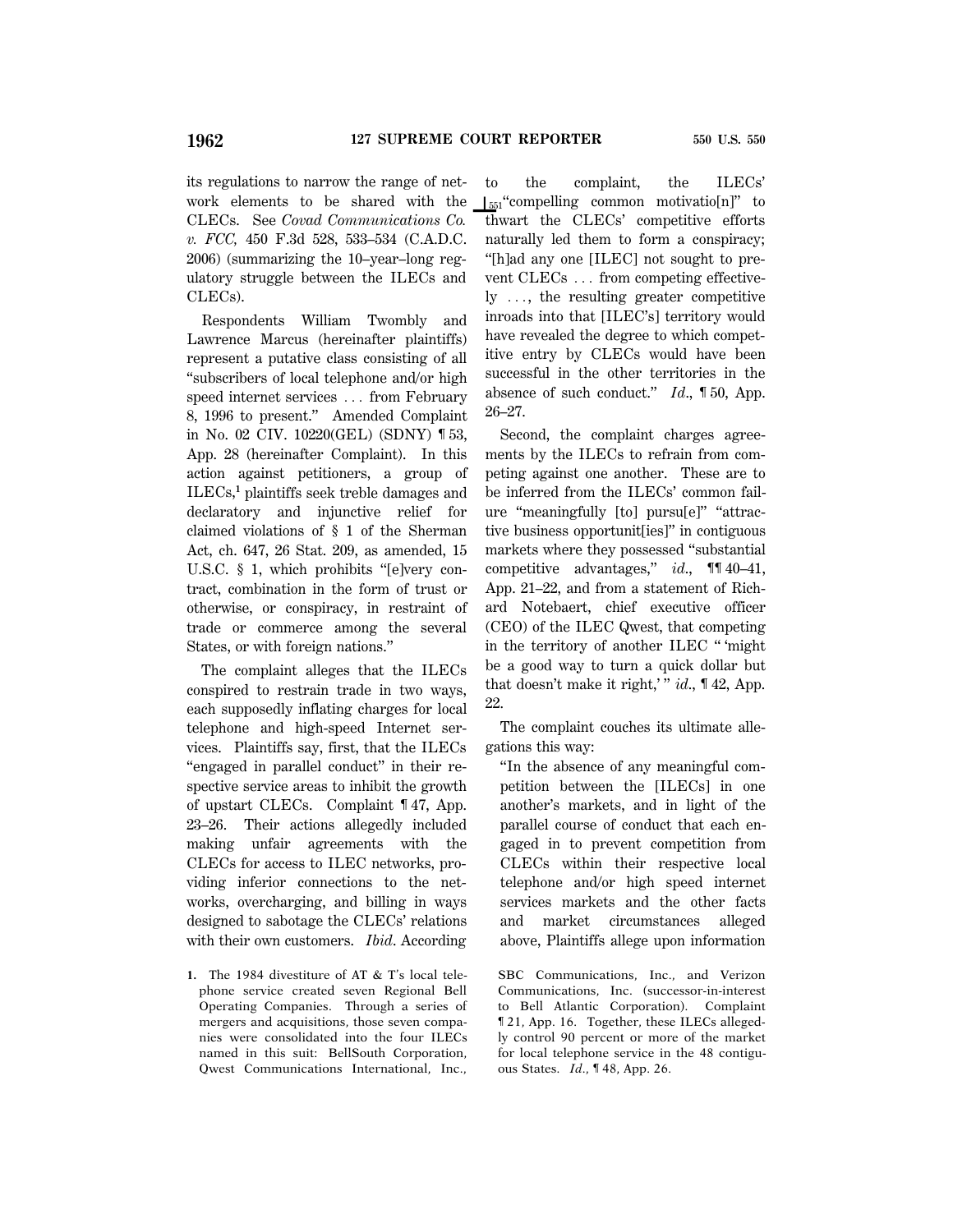its regulations to narrow the range of network elements to be shared with the CLECs. See *Covad Communications Co. v. FCC,* 450 F.3d 528, 533–534 (C.A.D.C. 2006) (summarizing the 10–year–long regulatory struggle between the ILECs and CLECs).

Respondents William Twombly and Lawrence Marcus (hereinafter plaintiffs) represent a putative class consisting of all "subscribers of local telephone and/or high speed internet services . . . from February 8, 1996 to present." Amended Complaint in No. 02 CIV. 10220(GEL) (SDNY) ¶ 53, App. 28 (hereinafter Complaint). In this action against petitioners, a group of ILECs,[1] plaintiffs seek treble damages and declaratory and injunctive relief for claimed violations of § 1 of the Sherman Act, ch. 647, 26 Stat. 209, as amended, 15 U.S.C. § 1, which prohibits "[e]very contract, combination in the form of trust or otherwise, or conspiracy, in restraint of trade or commerce among the several States, or with foreign nations."

The complaint alleges that the ILECs conspired to restrain trade in two ways, each supposedly inflating charges for local telephone and high-speed Internet services. Plaintiffs say, first, that the ILECs "engaged in parallel conduct" in their respective service areas to inhibit the growth of upstart CLECs. Complaint ¶ 47, App. 23–26. Their actions allegedly included making unfair agreements with the CLECs for access to ILEC networks, providing inferior connections to the networks, overcharging, and billing in ways designed to sabotage the CLECs' relations with their own customers. *Ibid*. According to the complaint, the ILECs' ⌊551"compelling common motivatio[n]" to thwart the CLECs' competitive efforts naturally led them to form a conspiracy; "[h]ad any one [ILEC] not sought to prevent CLECs . . . from competing effectively . . . , the resulting greater competitive inroads into that [ILEC's] territory would have revealed the degree to which competitive entry by CLECs would have been successful in the other territories in the absence of such conduct." *Id*., ¶ 50, App. 26–27.

Second, the complaint charges agreements by the ILECs to refrain from competing against one another. These are to be inferred from the ILECs' common failure "meaningfully [to] pursu[e]" "attractive business opportunit[ies]" in contiguous markets where they possessed "substantial competitive advantages," *id*., ¶¶ 40–41, App. 21–22, and from a statement of Richard Notebaert, chief executive officer (CEO) of the ILEC Qwest, that competing in the territory of another ILEC " 'might be a good way to turn a quick dollar but that doesn't make it right,' " *id*., ¶ 42, App. 22.

The complaint couches its ultimate allegations this way:

> "In the absence of any meaningful competition between the [ILECs] in one another's markets, and in light of the parallel course of conduct that each engaged in to prevent competition from CLECs within their respective local telephone and/or high speed internet services markets and the other facts and market circumstances alleged above, Plaintiffs allege upon information

---

1. The 1984 divestiture of AT & T's local telephone service created seven Regional Bell Operating Companies. Through a series of mergers and acquisitions, those seven companies were consolidated into the four ILECs named in this suit: BellSouth Corporation, Qwest Communications International, Inc., SBC Communications, Inc., and Verizon Communications, Inc. (successor-in-interest to Bell Atlantic Corporation). Complaint ¶ 21, App. 16. Together, these ILECs allegedly control 90 percent or more of the market for local telephone service in the 48 contiguous States. *Id*., ¶ 48, App. 26.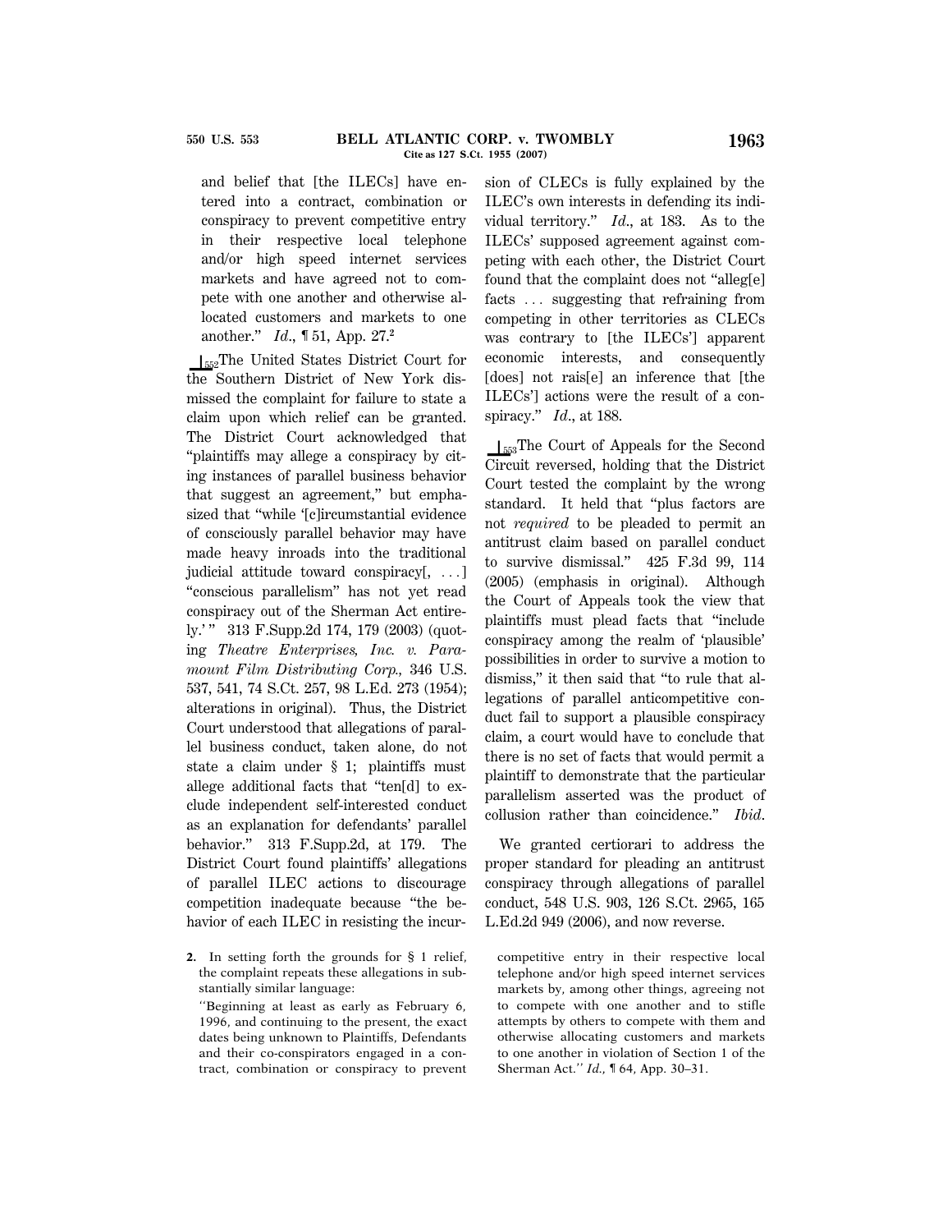and belief that [the ILECs] have entered into a contract, combination or conspiracy to prevent competitive entry in their respective local telephone and/or high speed internet services markets and have agreed not to compete with one another and otherwise allocated customers and markets to one another." *Id.*, ¶ 51, App. 27.[2]

⌊552The United States District Court for the Southern District of New York dismissed the complaint for failure to state a claim upon which relief can be granted. The District Court acknowledged that "plaintiffs may allege a conspiracy by citing instances of parallel business behavior that suggest an agreement," but emphasized that "while '[c]ircumstantial evidence of consciously parallel behavior may have made heavy inroads into the traditional judicial attitude toward conspiracy[, ...] "conscious parallelism" has not yet read conspiracy out of the Sherman Act entirely.'" 313 F.Supp.2d 174, 179 (2003) (quoting *Theatre Enterprises, Inc. v. Paramount Film Distributing Corp.,* 346 U.S. 537, 541, 74 S.Ct. 257, 98 L.Ed. 273 (1954); alterations in original). Thus, the District Court understood that allegations of parallel business conduct, taken alone, do not state a claim under § 1; plaintiffs must allege additional facts that "ten[d] to exclude independent self-interested conduct as an explanation for defendants' parallel behavior." 313 F.Supp.2d, at 179. The District Court found plaintiffs' allegations of parallel ILEC actions to discourage competition inadequate because "the behavior of each ILEC in resisting the incursion of CLECs is fully explained by the ILEC's own interests in defending its individual territory." *Id.*, at 183. As to the ILECs' supposed agreement against competing with each other, the District Court found that the complaint does not "alleg[e] facts ... suggesting that refraining from competing in other territories as CLECs was contrary to [the ILECs'] apparent economic interests, and consequently [does] not rais[e] an inference that [the ILECs'] actions were the result of a conspiracy." *Id.*, at 188.

⌊553The Court of Appeals for the Second Circuit reversed, holding that the District Court tested the complaint by the wrong standard. It held that "plus factors are not *required* to be pleaded to permit an antitrust claim based on parallel conduct to survive dismissal." 425 F.3d 99, 114 (2005) (emphasis in original). Although the Court of Appeals took the view that plaintiffs must plead facts that "include conspiracy among the realm of 'plausible' possibilities in order to survive a motion to dismiss," it then said that "to rule that allegations of parallel anticompetitive conduct fail to support a plausible conspiracy claim, a court would have to conclude that there is no set of facts that would permit a plaintiff to demonstrate that the particular parallelism asserted was the product of collusion rather than coincidence." *Ibid.*

We granted certiorari to address the proper standard for pleading an antitrust conspiracy through allegations of parallel conduct, 548 U.S. 903, 126 S.Ct. 2965, 165 L.Ed.2d 949 (2006), and now reverse.

---

**2.** In setting forth the grounds for § 1 relief, the complaint repeats these allegations in substantially similar language:

"Beginning at least as early as February 6, 1996, and continuing to the present, the exact dates being unknown to Plaintiffs, Defendants and their co-conspirators engaged in a contract, combination or conspiracy to prevent competitive entry in their respective local telephone and/or high speed internet services markets by, among other things, agreeing not to compete with one another and to stifle attempts by others to compete with them and otherwise allocating customers and markets to one another in violation of Section 1 of the Sherman Act." *Id.*, ¶ 64, App. 30–31.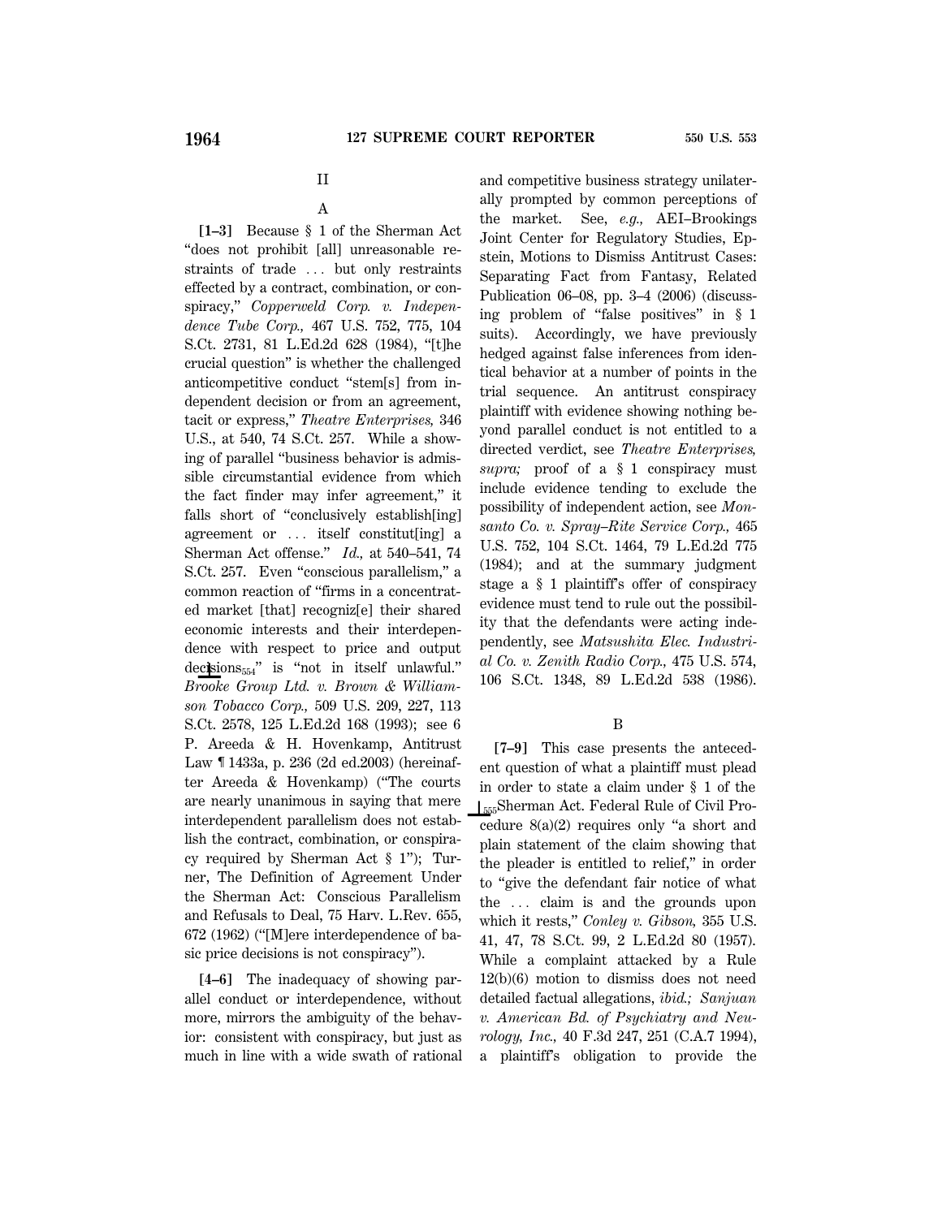## II

### A

**[1–3]** Because § 1 of the Sherman Act "does not prohibit [all] unreasonable restraints of trade ... but only restraints effected by a contract, combination, or conspiracy," *Copperweld Corp. v. Independence Tube Corp.,* 467 U.S. 752, 775, 104 S.Ct. 2731, 81 L.Ed.2d 628 (1984), "[t]he crucial question" is whether the challenged anticompetitive conduct "stem[s] from independent decision or from an agreement, tacit or express," *Theatre Enterprises,* 346 U.S., at 540, 74 S.Ct. 257. While a showing of parallel "business behavior is admissible circumstantial evidence from which the fact finder may infer agreement," it falls short of "conclusively establish[ing] agreement or ... itself constitut[ing] a Sherman Act offense." *Id.,* at 540–541, 74 S.Ct. 257. Even "conscious parallelism," a common reaction of "firms in a concentrated market [that] recogniz[e] their shared economic interests and their interdependence with respect to price and output decisions[554]" is "not in itself unlawful." *Brooke Group Ltd. v. Brown & Williamson Tobacco Corp.,* 509 U.S. 209, 227, 113 S.Ct. 2578, 125 L.Ed.2d 168 (1993); see 6 P. Areeda & H. Hovenkamp, Antitrust Law ¶ 1433a, p. 236 (2d ed.2003) (hereinafter Areeda & Hovenkamp) ("The courts are nearly unanimous in saying that mere interdependent parallelism does not establish the contract, combination, or conspiracy required by Sherman Act § 1"); Turner, The Definition of Agreement Under the Sherman Act: Conscious Parallelism and Refusals to Deal, 75 Harv. L.Rev. 655, 672 (1962) ("[M]ere interdependence of basic price decisions is not conspiracy").

**[4–6]** The inadequacy of showing parallel conduct or interdependence, without more, mirrors the ambiguity of the behavior: consistent with conspiracy, but just as much in line with a wide swath of rational and competitive business strategy unilaterally prompted by common perceptions of the market. See, *e.g.,* AEI–Brookings Joint Center for Regulatory Studies, Epstein, Motions to Dismiss Antitrust Cases: Separating Fact from Fantasy, Related Publication 06–08, pp. 3–4 (2006) (discussing problem of "false positives" in § 1 suits). Accordingly, we have previously hedged against false inferences from identical behavior at a number of points in the trial sequence. An antitrust conspiracy plaintiff with evidence showing nothing beyond parallel conduct is not entitled to a directed verdict, see *Theatre Enterprises, supra;* proof of a § 1 conspiracy must include evidence tending to exclude the possibility of independent action, see *Monsanto Co. v. Spray–Rite Service Corp.,* 465 U.S. 752, 104 S.Ct. 1464, 79 L.Ed.2d 775 (1984); and at the summary judgment stage a § 1 plaintiff's offer of conspiracy evidence must tend to rule out the possibility that the defendants were acting independently, see *Matsushita Elec. Industrial Co. v. Zenith Radio Corp.,* 475 U.S. 574, 106 S.Ct. 1348, 89 L.Ed.2d 538 (1986).

### B

**[7–9]** This case presents the antecedent question of what a plaintiff must plead in order to state a claim under § 1 of the [555]Sherman Act. Federal Rule of Civil Procedure 8(a)(2) requires only "a short and plain statement of the claim showing that the pleader is entitled to relief," in order to "give the defendant fair notice of what the ... claim is and the grounds upon which it rests," *Conley v. Gibson,* 355 U.S. 41, 47, 78 S.Ct. 99, 2 L.Ed.2d 80 (1957). While a complaint attacked by a Rule 12(b)(6) motion to dismiss does not need detailed factual allegations, *ibid.; Sanjuan v. American Bd. of Psychiatry and Neurology, Inc.,* 40 F.3d 247, 251 (C.A.7 1994), a plaintiff's obligation to provide the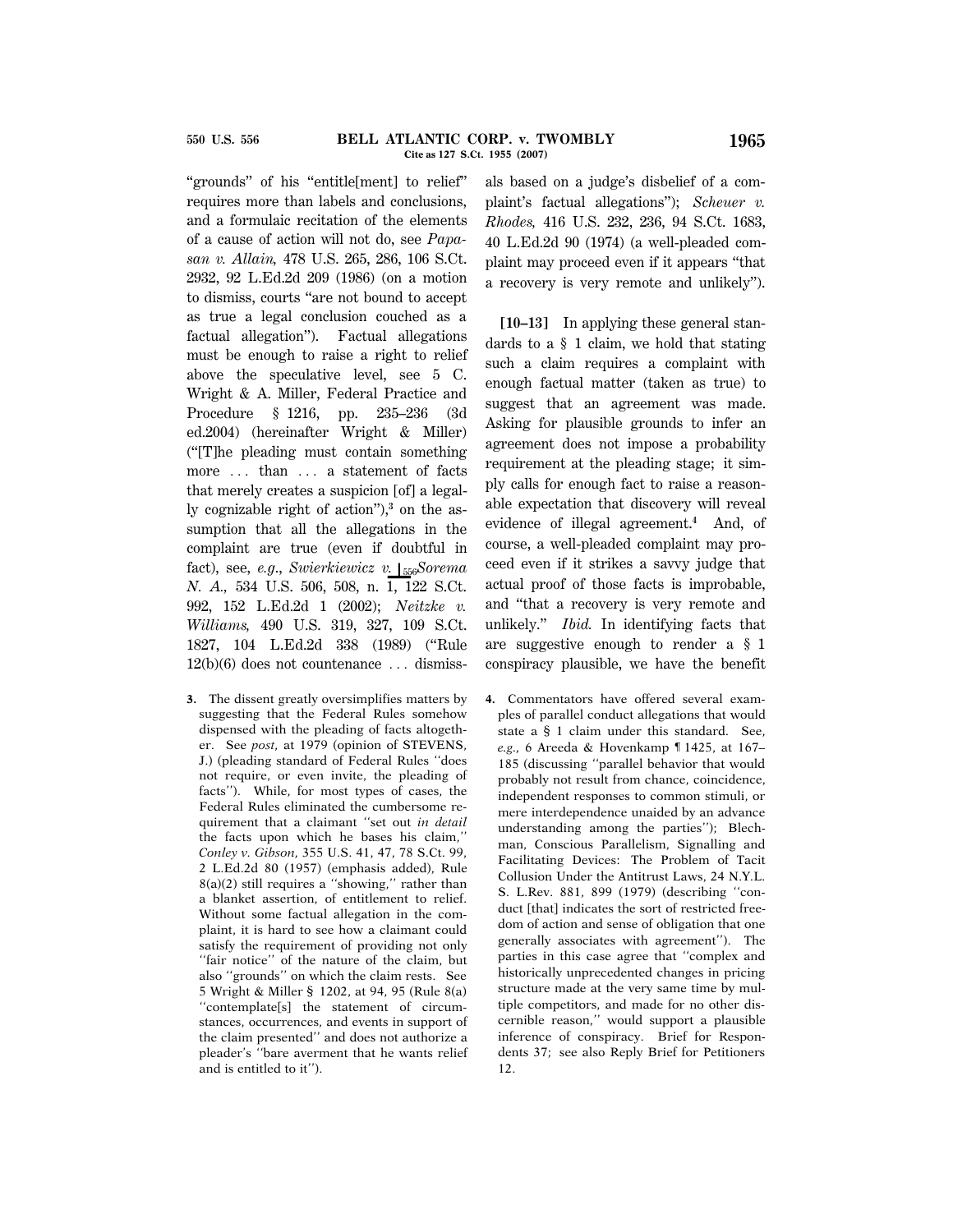"grounds" of his "entitle[ment] to relief" requires more than labels and conclusions, and a formulaic recitation of the elements of a cause of action will not do, see *Papasan v. Allain,* 478 U.S. 265, 286, 106 S.Ct. 2932, 92 L.Ed.2d 209 (1986) (on a motion to dismiss, courts "are not bound to accept as true a legal conclusion couched as a factual allegation"). Factual allegations must be enough to raise a right to relief above the speculative level, see 5 C. Wright & A. Miller, Federal Practice and Procedure § 1216, pp. 235–236 (3d ed.2004) (hereinafter Wright & Miller) ("[T]he pleading must contain something more ... than ... a statement of facts that merely creates a suspicion [of] a legally cognizable right of action"),[3] on the assumption that all the allegations in the complaint are true (even if doubtful in fact), see, *e.g., Swierkiewicz v. ⌊556 Sorema N. A.,* 534 U.S. 506, 508, n. 1, 122 S.Ct. 992, 152 L.Ed.2d 1 (2002); *Neitzke v. Williams,* 490 U.S. 319, 327, 109 S.Ct. 1827, 104 L.Ed.2d 338 (1989) ("Rule 12(b)(6) does not countenance ... dismissals based on a judge's disbelief of a complaint's factual allegations"); *Scheuer v. Rhodes,* 416 U.S. 232, 236, 94 S.Ct. 1683, 40 L.Ed.2d 90 (1974) (a well-pleaded complaint may proceed even if it appears "that a recovery is very remote and unlikely").

**[10–13]** In applying these general standards to a § 1 claim, we hold that stating such a claim requires a complaint with enough factual matter (taken as true) to suggest that an agreement was made. Asking for plausible grounds to infer an agreement does not impose a probability requirement at the pleading stage; it simply calls for enough fact to raise a reasonable expectation that discovery will reveal evidence of illegal agreement.[4] And, of course, a well-pleaded complaint may proceed even if it strikes a savvy judge that actual proof of those facts is improbable, and "that a recovery is very remote and unlikely." *Ibid.* In identifying facts that are suggestive enough to render a § 1 conspiracy plausible, we have the benefit

3. The dissent greatly oversimplifies matters by suggesting that the Federal Rules somehow dispensed with the pleading of facts altogether. See *post,* at 1979 (opinion of STEVENS, J.) (pleading standard of Federal Rules "does not require, or even invite, the pleading of facts"). While, for most types of cases, the Federal Rules eliminated the cumbersome requirement that a claimant "set out *in detail* the facts upon which he bases his claim," *Conley v. Gibson,* 355 U.S. 41, 47, 78 S.Ct. 99, 2 L.Ed.2d 80 (1957) (emphasis added), Rule 8(a)(2) still requires a "showing," rather than a blanket assertion, of entitlement to relief. Without some factual allegation in the complaint, it is hard to see how a claimant could satisfy the requirement of providing not only "fair notice" of the nature of the claim, but also "grounds" on which the claim rests. See 5 Wright & Miller § 1202, at 94, 95 (Rule 8(a) "contemplate[s] the statement of circumstances, occurrences, and events in support of the claim presented" and does not authorize a pleader's "bare averment that he wants relief and is entitled to it").

4. Commentators have offered several examples of parallel conduct allegations that would state a § 1 claim under this standard. See, *e.g.,* 6 Areeda & Hovenkamp ¶ 1425, at 167–185 (discussing "parallel behavior that would probably not result from chance, coincidence, independent responses to common stimuli, or mere interdependence unaided by an advance understanding among the parties"); Blechman, Conscious Parallelism, Signalling and Facilitating Devices: The Problem of Tacit Collusion Under the Antitrust Laws, 24 N.Y.L. S. L.Rev. 881, 899 (1979) (describing "conduct [that] indicates the sort of restricted freedom of action and sense of obligation that one generally associates with agreement"). The parties in this case agree that "complex and historically unprecedented changes in pricing structure made at the very same time by multiple competitors, and made for no other discernible reason," would support a plausible inference of conspiracy. Brief for Respondents 37; see also Reply Brief for Petitioners 12.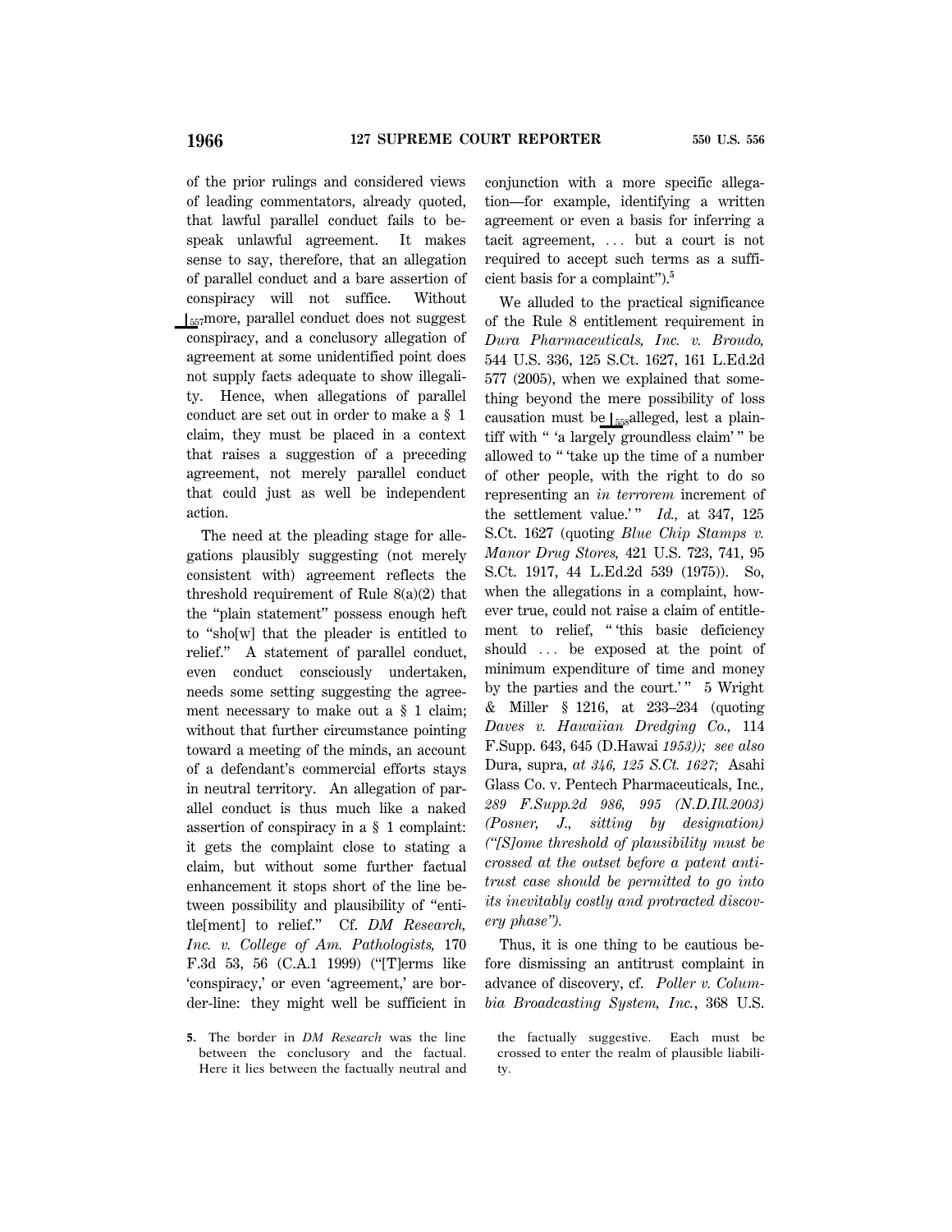of the prior rulings and considered views of leading commentators, already quoted, that lawful parallel conduct fails to bespeak unlawful agreement. It makes sense to say, therefore, that an allegation of parallel conduct and a bare assertion of conspiracy will not suffice. Without [557]more, parallel conduct does not suggest conspiracy, and a conclusory allegation of agreement at some unidentified point does not supply facts adequate to show illegality. Hence, when allegations of parallel conduct are set out in order to make a § 1 claim, they must be placed in a context that raises a suggestion of a preceding agreement, not merely parallel conduct that could just as well be independent action.

The need at the pleading stage for allegations plausibly suggesting (not merely consistent with) agreement reflects the threshold requirement of Rule 8(a)(2) that the "plain statement" possess enough heft to "sho[w] that the pleader is entitled to relief." A statement of parallel conduct, even conduct consciously undertaken, needs some setting suggesting the agreement necessary to make out a § 1 claim; without that further circumstance pointing toward a meeting of the minds, an account of a defendant's commercial efforts stays in neutral territory. An allegation of parallel conduct is thus much like a naked assertion of conspiracy in a § 1 complaint: it gets the complaint close to stating a claim, but without some further factual enhancement it stops short of the line between possibility and plausibility of "entitle[ment] to relief." Cf. *DM Research, Inc. v. College of Am. Pathologists,* 170 F.3d 53, 56 (C.A.1 1999) ("[T]erms like 'conspiracy,' or even 'agreement,' are border-line: they might well be sufficient in conjunction with a more specific allegation—for example, identifying a written agreement or even a basis for inferring a tacit agreement, ... but a court is not required to accept such terms as a sufficient basis for a complaint").[5]

We alluded to the practical significance of the Rule 8 entitlement requirement in *Dura Pharmaceuticals, Inc. v. Broudo,* 544 U.S. 336, 125 S.Ct. 1627, 161 L.Ed.2d 577 (2005), when we explained that something beyond the mere possibility of loss causation must be [558]alleged, lest a plaintiff with " 'a largely groundless claim' " be allowed to " 'take up the time of a number of other people, with the right to do so representing an *in terrorem* increment of the settlement value.' " *Id.,* at 347, 125 S.Ct. 1627 (quoting *Blue Chip Stamps v. Manor Drug Stores,* 421 U.S. 723, 741, 95 S.Ct. 1917, 44 L.Ed.2d 539 (1975)). So, when the allegations in a complaint, however true, could not raise a claim of entitlement to relief, " 'this basic deficiency should ... be exposed at the point of minimum expenditure of time and money by the parties and the court.' " 5 Wright & Miller § 1216, at 233–234 (quoting *Daves v. Hawaiian Dredging Co.,* 114 F.Supp. 643, 645 (D.Hawai *1953)); see also* Dura, supra, *at 346, 125 S.Ct. 1627;* Asahi Glass Co. v. Pentech Pharmaceuticals, Inc., *289 F.Supp.2d 986, 995 (N.D.Ill.2003) (Posner, J., sitting by designation) ("[S]ome threshold of plausibility must be crossed at the outset before a patent antitrust case should be permitted to go into its inevitably costly and protracted discovery phase").*

Thus, it is one thing to be cautious before dismissing an antitrust complaint in advance of discovery, cf. *Poller v. Columbia Broadcasting System, Inc.*, 368 U.S.

5. The border in *DM Research* was the line between the conclusory and the factual. Here it lies between the factually neutral and the factually suggestive. Each must be crossed to enter the realm of plausible liability.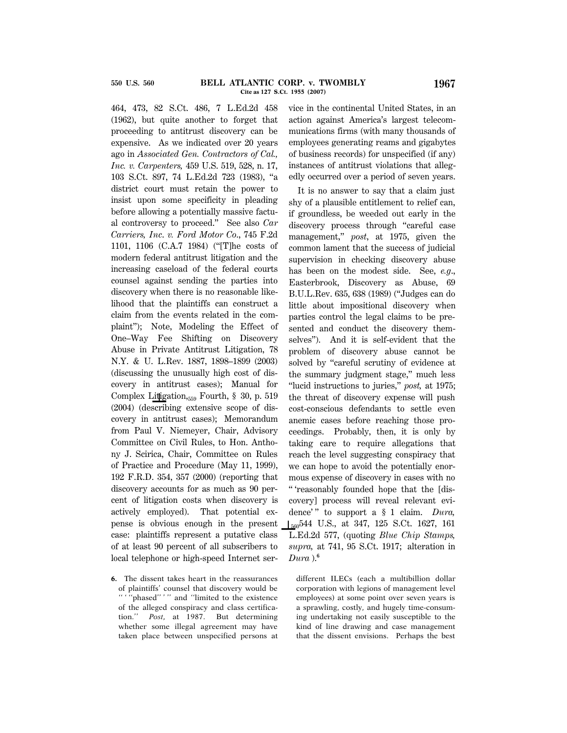464, 473, 82 S.Ct. 486, 7 L.Ed.2d 458 (1962), but quite another to forget that proceeding to antitrust discovery can be expensive. As we indicated over 20 years ago in *Associated Gen. Contractors of Cal., Inc. v. Carpenters,* 459 U.S. 519, 528, n. 17, 103 S.Ct. 897, 74 L.Ed.2d 723 (1983), "a district court must retain the power to insist upon some specificity in pleading before allowing a potentially massive factual controversy to proceed." See also *Car Carriers, Inc. v. Ford Motor Co.*, 745 F.2d 1101, 1106 (C.A.7 1984) ("[T]he costs of modern federal antitrust litigation and the increasing caseload of the federal courts counsel against sending the parties into discovery when there is no reasonable likelihood that the plaintiffs can construct a claim from the events related in the complaint"); Note, Modeling the Effect of One–Way Fee Shifting on Discovery Abuse in Private Antitrust Litigation, 78 N.Y. & U. L.Rev. 1887, 1898–1899 (2003) (discussing the unusually high cost of discovery in antitrust cases); Manual for Complex Litigation, Fourth, § 30, p. 519 (2004) (describing extensive scope of discovery in antitrust cases); Memorandum from Paul V. Niemeyer, Chair, Advisory Committee on Civil Rules, to Hon. Anthony J. Scirica, Chair, Committee on Rules of Practice and Procedure (May 11, 1999), 192 F.R.D. 354, 357 (2000) (reporting that discovery accounts for as much as 90 percent of litigation costs when discovery is actively employed). That potential expense is obvious enough in the present case: plaintiffs represent a putative class of at least 90 percent of all subscribers to local telephone or high-speed Internet service in the continental United States, in an action against America's largest telecommunications firms (with many thousands of employees generating reams and gigabytes of business records) for unspecified (if any) instances of antitrust violations that allegedly occurred over a period of seven years.

It is no answer to say that a claim just shy of a plausible entitlement to relief can, if groundless, be weeded out early in the discovery process through "careful case management," *post*, at 1975, given the common lament that the success of judicial supervision in checking discovery abuse has been on the modest side. See, *e.g.*, Easterbrook, Discovery as Abuse, 69 B.U.L.Rev. 635, 638 (1989) ("Judges can do little about impositional discovery when parties control the legal claims to be presented and conduct the discovery themselves"). And it is self-evident that the problem of discovery abuse cannot be solved by "careful scrutiny of evidence at the summary judgment stage," much less "lucid instructions to juries," *post,* at 1975; the threat of discovery expense will push cost-conscious defendants to settle even anemic cases before reaching those proceedings. Probably, then, it is only by taking care to require allegations that reach the level suggesting conspiracy that we can hope to avoid the potentially enormous expense of discovery in cases with no " 'reasonably founded hope that the [discovery] process will reveal relevant evidence' " to support a § 1 claim. *Dura,* 544 U.S., at 347, 125 S.Ct. 1627, 161 L.Ed.2d 577, (quoting *Blue Chip Stamps, supra,* at 741, 95 S.Ct. 1917; alteration in *Dura* ).[6]

6. The dissent takes heart in the reassurances of plaintiffs' counsel that discovery would be " ' "phased" ' " and "limited to the existence of the alleged conspiracy and class certification." *Post,* at 1987. But determining whether some illegal agreement may have taken place between unspecified persons at different ILECs (each a multibillion dollar corporation with legions of management level employees) at some point over seven years is a sprawling, costly, and hugely time-consuming undertaking not easily susceptible to the kind of line drawing and case management that the dissent envisions. Perhaps the best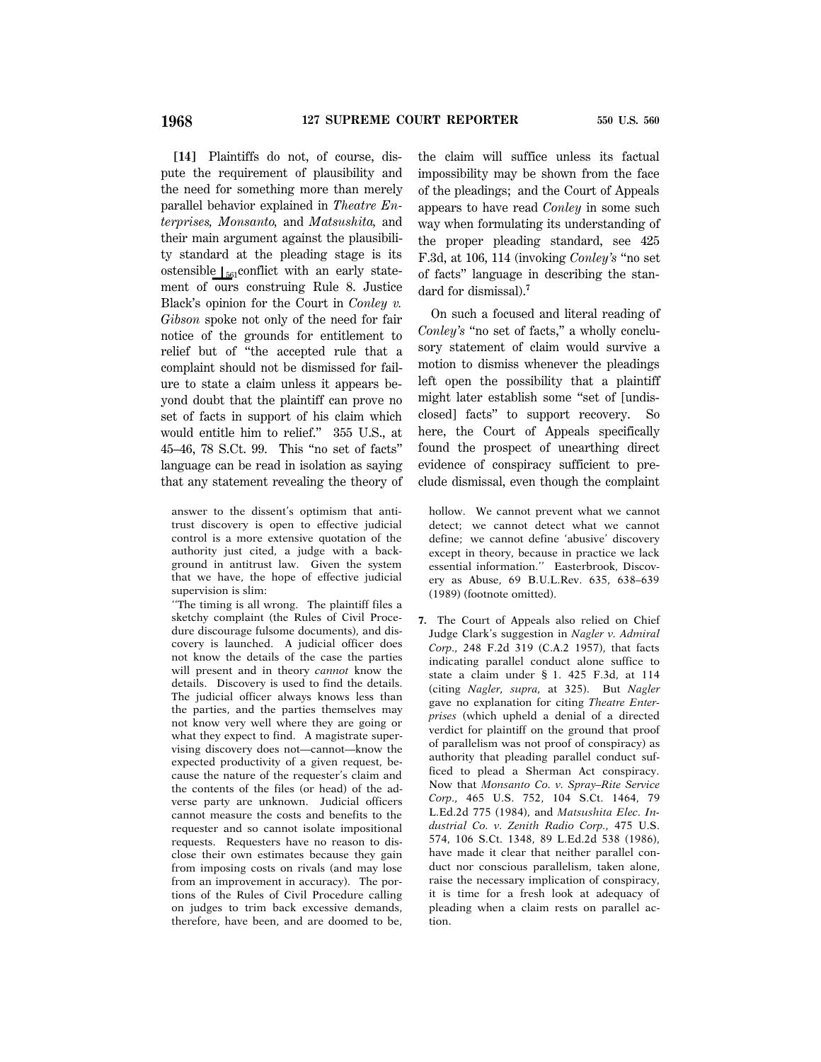**[14]** Plaintiffs do not, of course, dispute the requirement of plausibility and the need for something more than merely parallel behavior explained in *Theatre Enterprises*, *Monsanto*, and *Matsushita*, and their main argument against the plausibility standard at the pleading stage is its ostensible ⌊561conflict with an early statement of ours construing Rule 8. Justice Black's opinion for the Court in *Conley v. Gibson* spoke not only of the need for fair notice of the grounds for entitlement to relief but of "the accepted rule that a complaint should not be dismissed for failure to state a claim unless it appears beyond doubt that the plaintiff can prove no set of facts in support of his claim which would entitle him to relief." 355 U.S., at 45–46, 78 S.Ct. 99. This "no set of facts" language can be read in isolation as saying that any statement revealing the theory of the claim will suffice unless its factual impossibility may be shown from the face of the pleadings; and the Court of Appeals appears to have read *Conley* in some such way when formulating its understanding of the proper pleading standard, see 425 F.3d, at 106, 114 (invoking *Conley's* "no set of facts" language in describing the standard for dismissal).[7]

On such a focused and literal reading of *Conley's* "no set of facts," a wholly conclusory statement of claim would survive a motion to dismiss whenever the pleadings left open the possibility that a plaintiff might later establish some "set of [undisclosed] facts" to support recovery. So here, the Court of Appeals specifically found the prospect of unearthing direct evidence of conspiracy sufficient to preclude dismissal, even though the complaint

answer to the dissent's optimism that antitrust discovery is open to effective judicial control is a more extensive quotation of the authority just cited, a judge with a background in antitrust law. Given the system that we have, the hope of effective judicial supervision is slim:

"The timing is all wrong. The plaintiff files a sketchy complaint (the Rules of Civil Procedure discourage fulsome documents), and discovery is launched. A judicial officer does not know the details of the case the parties will present and in theory *cannot* know the details. Discovery is used to find the details. The judicial officer always knows less than the parties, and the parties themselves may not know very well where they are going or what they expect to find. A magistrate supervising discovery does not—cannot—know the expected productivity of a given request, because the nature of the requester's claim and the contents of the files (or head) of the adverse party are unknown. Judicial officers cannot measure the costs and benefits to the requester and so cannot isolate impositional requests. Requesters have no reason to disclose their own estimates because they gain from imposing costs on rivals (and may lose from an improvement in accuracy). The portions of the Rules of Civil Procedure calling on judges to trim back excessive demands, therefore, have been, and are doomed to be, hollow. We cannot prevent what we cannot detect; we cannot detect what we cannot define; we cannot define 'abusive' discovery except in theory, because in practice we lack essential information." Easterbrook, Discovery as Abuse, 69 B.U.L.Rev. 635, 638–639 (1989) (footnote omitted).

**7.** The Court of Appeals also relied on Chief Judge Clark's suggestion in *Nagler v. Admiral Corp.*, 248 F.2d 319 (C.A.2 1957), that facts indicating parallel conduct alone suffice to state a claim under § 1. 425 F.3d, at 114 (citing *Nagler, supra*, at 325). But *Nagler* gave no explanation for citing *Theatre Enterprises* (which upheld a denial of a directed verdict for plaintiff on the ground that proof of parallelism was not proof of conspiracy) as authority that pleading parallel conduct sufficed to plead a Sherman Act conspiracy. Now that *Monsanto Co. v. Spray–Rite Service Corp.*, 465 U.S. 752, 104 S.Ct. 1464, 79 L.Ed.2d 775 (1984), and *Matsushita Elec. Industrial Co. v. Zenith Radio Corp.*, 475 U.S. 574, 106 S.Ct. 1348, 89 L.Ed.2d 538 (1986), have made it clear that neither parallel conduct nor conscious parallelism, taken alone, raise the necessary implication of conspiracy, it is time for a fresh look at adequacy of pleading when a claim rests on parallel action.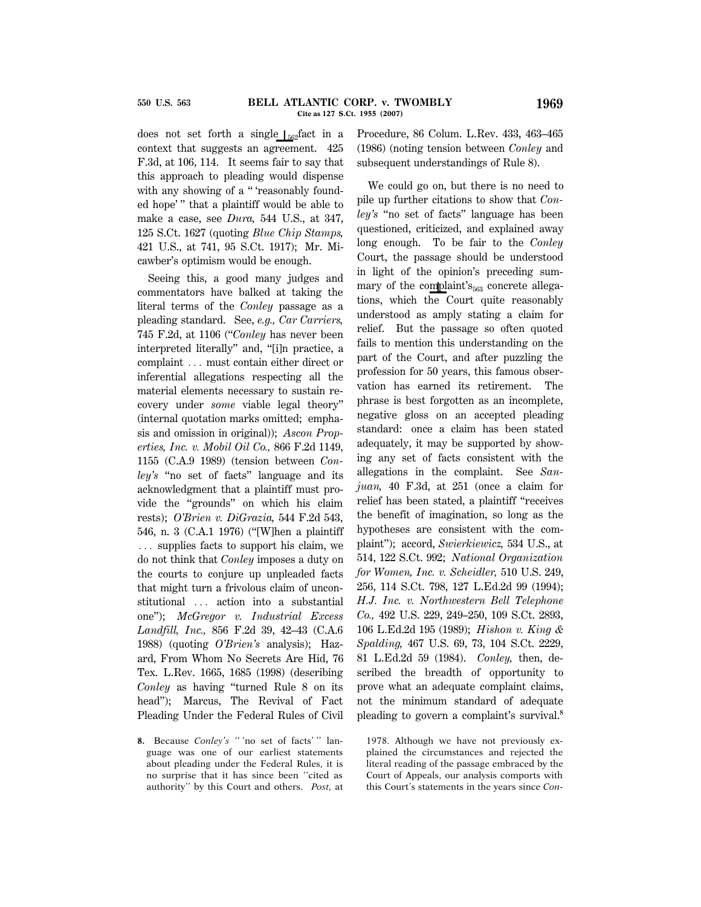does not set forth a single ⌊562fact in a context that suggests an agreement. 425 F.3d, at 106, 114. It seems fair to say that this approach to pleading would dispense with any showing of a " 'reasonably founded hope' " that a plaintiff would be able to make a case, see *Dura,* 544 U.S., at 347, 125 S.Ct. 1627 (quoting *Blue Chip Stamps,* 421 U.S., at 741, 95 S.Ct. 1917); Mr. Micawber's optimism would be enough.

Seeing this, a good many judges and commentators have balked at taking the literal terms of the *Conley* passage as a pleading standard. See, *e.g., Car Carriers,* 745 F.2d, at 1106 ("*Conley* has never been interpreted literally" and, "[i]n practice, a complaint . . . must contain either direct or inferential allegations respecting all the material elements necessary to sustain recovery under *some* viable legal theory" (internal quotation marks omitted; emphasis and omission in original)); *Ascon Properties, Inc. v. Mobil Oil Co.,* 866 F.2d 1149, 1155 (C.A.9 1989) (tension between *Conley's* "no set of facts" language and its acknowledgment that a plaintiff must provide the "grounds" on which his claim rests); *O'Brien v. DiGrazia,* 544 F.2d 543, 546, n. 3 (C.A.1 1976) ("[W]hen a plaintiff . . . supplies facts to support his claim, we do not think that *Conley* imposes a duty on the courts to conjure up unpleaded facts that might turn a frivolous claim of unconstitutional . . . action into a substantial one"); *McGregor v. Industrial Excess Landfill, Inc.,* 856 F.2d 39, 42–43 (C.A.6 1988) (quoting *O'Brien's* analysis); Hazard, From Whom No Secrets Are Hid, 76 Tex. L.Rev. 1665, 1685 (1998) (describing *Conley* as having "turned Rule 8 on its head"); Marcus, The Revival of Fact Pleading Under the Federal Rules of Civil Procedure, 86 Colum. L.Rev. 433, 463–465 (1986) (noting tension between *Conley* and subsequent understandings of Rule 8).

We could go on, but there is no need to pile up further citations to show that *Conley's* "no set of facts" language has been questioned, criticized, and explained away long enough. To be fair to the *Conley* Court, the passage should be understood in light of the opinion's preceding summary of the com⌊563plaint's concrete allegations, which the Court quite reasonably understood as amply stating a claim for relief. But the passage so often quoted fails to mention this understanding on the part of the Court, and after puzzling the profession for 50 years, this famous observation has earned its retirement. The phrase is best forgotten as an incomplete, negative gloss on an accepted pleading standard: once a claim has been stated adequately, it may be supported by showing any set of facts consistent with the allegations in the complaint. See *Sanjuan,* 40 F.3d, at 251 (once a claim for relief has been stated, a plaintiff "receives the benefit of imagination, so long as the hypotheses are consistent with the complaint"); accord, *Swierkiewicz,* 534 U.S., at 514, 122 S.Ct. 992; *National Organization for Women, Inc. v. Scheidler,* 510 U.S. 249, 256, 114 S.Ct. 798, 127 L.Ed.2d 99 (1994); *H.J. Inc. v. Northwestern Bell Telephone Co.,* 492 U.S. 229, 249–250, 109 S.Ct. 2893, 106 L.Ed.2d 195 (1989); *Hishon v. King & Spalding,* 467 U.S. 69, 73, 104 S.Ct. 2229, 81 L.Ed.2d 59 (1984). *Conley,* then, described the breadth of opportunity to prove what an adequate complaint claims, not the minimum standard of adequate pleading to govern a complaint's survival.[8]

8. Because *Conley's* " 'no set of facts' " language was one of our earliest statements about pleading under the Federal Rules, it is no surprise that it has since been "cited as authority" by this Court and others. *Post,* at 1978. Although we have not previously explained the circumstances and rejected the literal reading of the passage embraced by the Court of Appeals, our analysis comports with this Court's statements in the years since *Con-*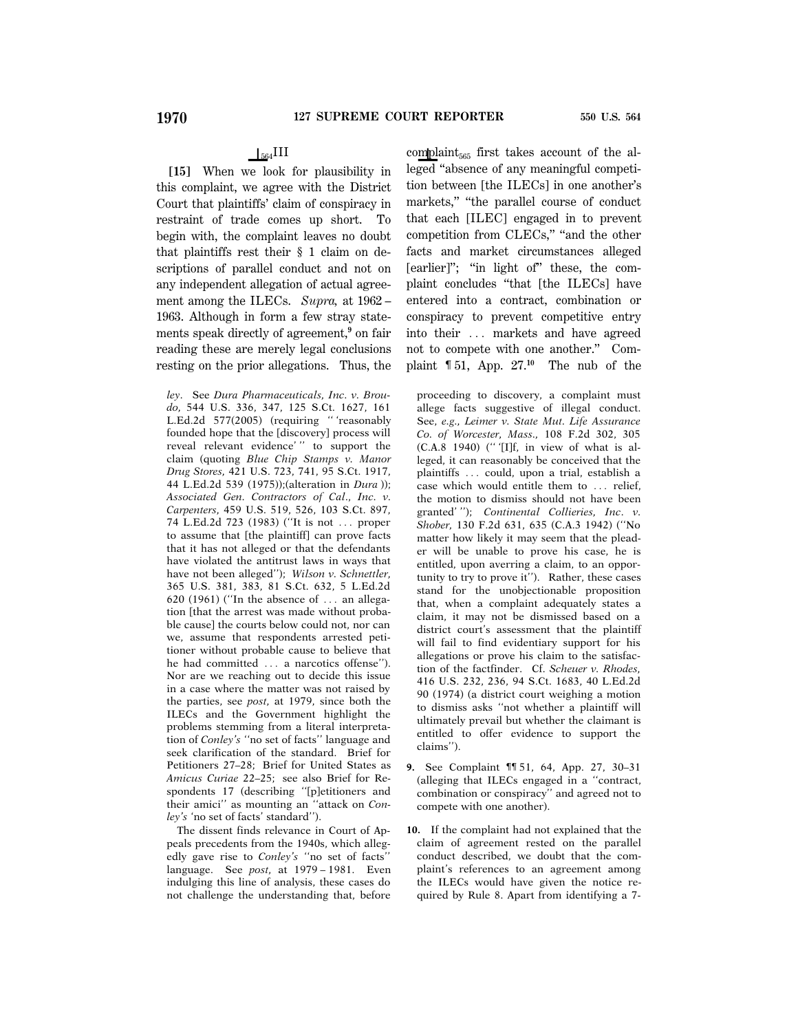⊥564III

**[15]** When we look for plausibility in this complaint, we agree with the District Court that plaintiffs' claim of conspiracy in restraint of trade comes up short. To begin with, the complaint leaves no doubt that plaintiffs rest their § 1 claim on descriptions of parallel conduct and not on any independent allegation of actual agreement among the ILECs. *Supra*, at 1962 – 1963. Although in form a few stray statements speak directly of agreement,[9] on fair reading these are merely legal conclusions resting on the prior allegations. Thus, the complaint⊥565 first takes account of the alleged "absence of any meaningful competition between [the ILECs] in one another's markets," "the parallel course of conduct that each [ILEC] engaged in to prevent competition from CLECs," "and the other facts and market circumstances alleged [earlier]"; "in light of" these, the complaint concludes "that [the ILECs] have entered into a contract, combination or conspiracy to prevent competitive entry into their ... markets and have agreed not to compete with one another." Complaint ¶ 51, App. 27.[10] The nub of the

*ley*. See *Dura Pharmaceuticals, Inc. v. Broudo*, 544 U.S. 336, 347, 125 S.Ct. 1627, 161 L.Ed.2d 577(2005) (requiring " 'reasonably founded hope that the [discovery] process will reveal relevant evidence' " to support the claim (quoting *Blue Chip Stamps v. Manor Drug Stores*, 421 U.S. 723, 741, 95 S.Ct. 1917, 44 L.Ed.2d 539 (1975));(alteration in *Dura* )); *Associated Gen. Contractors of Cal., Inc. v. Carpenters*, 459 U.S. 519, 526, 103 S.Ct. 897, 74 L.Ed.2d 723 (1983) ("It is not ... proper to assume that [the plaintiff] can prove facts that it has not alleged or that the defendants have violated the antitrust laws in ways that have not been alleged"); *Wilson v. Schnettler*, 365 U.S. 381, 383, 81 S.Ct. 632, 5 L.Ed.2d 620 (1961) ("In the absence of ... an allegation [that the arrest was made without probable cause] the courts below could not, nor can we, assume that respondents arrested petitioner without probable cause to believe that he had committed ... a narcotics offense"). Nor are we reaching out to decide this issue in a case where the matter was not raised by the parties, see *post*, at 1979, since both the ILECs and the Government highlight the problems stemming from a literal interpretation of *Conley's* "no set of facts" language and seek clarification of the standard. Brief for Petitioners 27–28; Brief for United States as *Amicus Curiae* 22–25; see also Brief for Respondents 17 (describing "[p]etitioners and their amici" as mounting an "attack on *Conley's* 'no set of facts' standard").

The dissent finds relevance in Court of Appeals precedents from the 1940s, which allegedly gave rise to *Conley's* "no set of facts" language. See *post*, at 1979 – 1981. Even indulging this line of analysis, these cases do not challenge the understanding that, before proceeding to discovery, a complaint must allege facts suggestive of illegal conduct. See, *e.g.*, *Leimer v. State Mut. Life Assurance Co. of Worcester, Mass.*, 108 F.2d 302, 305 (C.A.8 1940) (" '[I]f, in view of what is alleged, it can reasonably be conceived that the plaintiffs ... could, upon a trial, establish a case which would entitle them to ... relief, the motion to dismiss should not have been granted' "); *Continental Collieries, Inc. v. Shober*, 130 F.2d 631, 635 (C.A.3 1942) ("No matter how likely it may seem that the pleader will be unable to prove his case, he is entitled, upon averring a claim, to an opportunity to try to prove it"). Rather, these cases stand for the unobjectionable proposition that, when a complaint adequately states a claim, it may not be dismissed based on a district court's assessment that the plaintiff will fail to find evidentiary support for his allegations or prove his claim to the satisfaction of the factfinder. Cf. *Scheuer v. Rhodes*, 416 U.S. 232, 236, 94 S.Ct. 1683, 40 L.Ed.2d 90 (1974) (a district court weighing a motion to dismiss asks "not whether a plaintiff will ultimately prevail but whether the claimant is entitled to offer evidence to support the claims").

**9.** See Complaint ¶¶ 51, 64, App. 27, 30–31 (alleging that ILECs engaged in a "contract, combination or conspiracy" and agreed not to compete with one another).

**10.** If the complaint had not explained that the claim of agreement rested on the parallel conduct described, we doubt that the complaint's references to an agreement among the ILECs would have given the notice required by Rule 8. Apart from identifying a 7-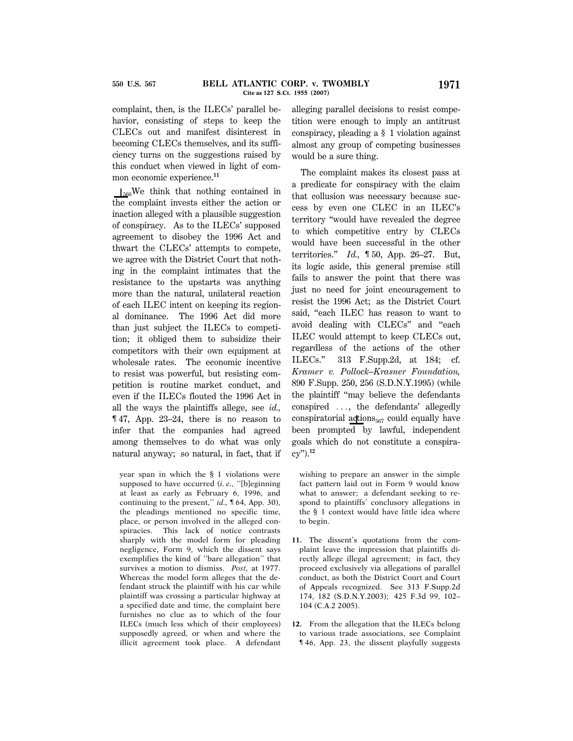complaint, then, is the ILECs' parallel behavior, consisting of steps to keep the CLECs out and manifest disinterest in becoming CLECs themselves, and its sufficiency turns on the suggestions raised by this conduct when viewed in light of common economic experience.[11]

⌊566We think that nothing contained in the complaint invests either the action or inaction alleged with a plausible suggestion of conspiracy. As to the ILECs' supposed agreement to disobey the 1996 Act and thwart the CLECs' attempts to compete, we agree with the District Court that nothing in the complaint intimates that the resistance to the upstarts was anything more than the natural, unilateral reaction of each ILEC intent on keeping its regional dominance. The 1996 Act did more than just subject the ILECs to competition; it obliged them to subsidize their competitors with their own equipment at wholesale rates. The economic incentive to resist was powerful, but resisting competition is routine market conduct, and even if the ILECs flouted the 1996 Act in all the ways the plaintiffs allege, see *id.*, ¶ 47, App. 23–24, there is no reason to infer that the companies had agreed among themselves to do what was only natural anyway; so natural, in fact, that if alleging parallel decisions to resist competition were enough to imply an antitrust conspiracy, pleading a § 1 violation against almost any group of competing businesses would be a sure thing.

The complaint makes its closest pass at a predicate for conspiracy with the claim that collusion was necessary because success by even one CLEC in an ILEC's territory "would have revealed the degree to which competitive entry by CLECs would have been successful in the other territories." *Id.*, ¶ 50, App. 26–27. But, its logic aside, this general premise still fails to answer the point that there was just no need for joint encouragement to resist the 1996 Act; as the District Court said, "each ILEC has reason to want to avoid dealing with CLECs" and "each ILEC would attempt to keep CLECs out, regardless of the actions of the other ILECs." 313 F.Supp.2d, at 184; cf. *Kramer v. Pollock–Krasner Foundation*, 890 F.Supp. 250, 256 (S.D.N.Y.1995) (while the plaintiff "may believe the defendants conspired ..., the defendants' allegedly conspiratorial actions567 could equally have been prompted by lawful, independent goals which do not constitute a conspiracy").[12]

---

year span in which the § 1 violations were supposed to have occurred (*i. e.*, "[b]eginning at least as early as February 6, 1996, and continuing to the present," *id.*, ¶ 64, App. 30), the pleadings mentioned no specific time, place, or person involved in the alleged conspiracies. This lack of notice contrasts sharply with the model for pleading negligence, Form 9, which the dissent says exemplifies the kind of "bare allegation" that survives a motion to dismiss. *Post*, at 1977. Whereas the model form alleges that the defendant struck the plaintiff with his car while plaintiff was crossing a particular highway at a specified date and time, the complaint here furnishes no clue as to which of the four ILECs (much less which of their employees) supposedly agreed, or when and where the illicit agreement took place. A defendant wishing to prepare an answer in the simple fact pattern laid out in Form 9 would know what to answer; a defendant seeking to respond to plaintiffs' conclusory allegations in the § 1 context would have little idea where to begin.

**11.** The dissent's quotations from the complaint leave the impression that plaintiffs directly allege illegal agreement; in fact, they proceed exclusively via allegations of parallel conduct, as both the District Court and Court of Appeals recognized. See 313 F.Supp.2d 174, 182 (S.D.N.Y.2003); 425 F.3d 99, 102–104 (C.A.2 2005).

**12.** From the allegation that the ILECs belong to various trade associations, see Complaint ¶ 46, App. 23, the dissent playfully suggests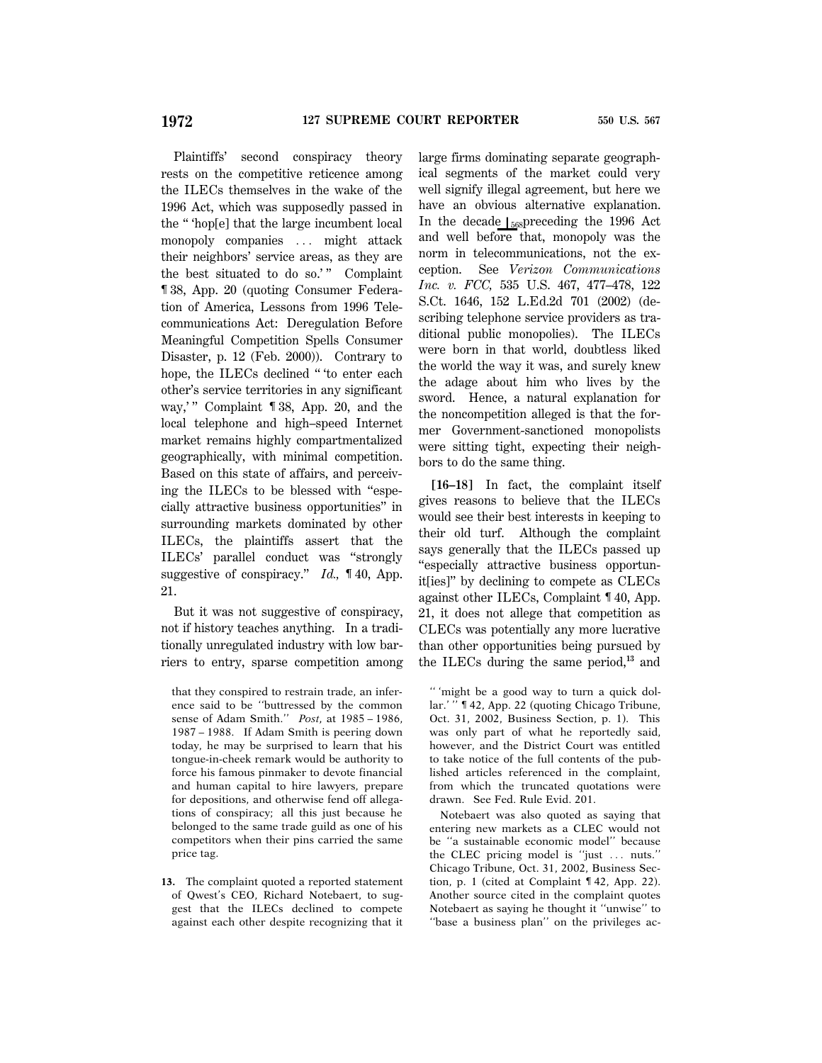Plaintiffs' second conspiracy theory rests on the competitive reticence among the ILECs themselves in the wake of the 1996 Act, which was supposedly passed in the " 'hop[e] that the large incumbent local monopoly companies ... might attack their neighbors' service areas, as they are the best situated to do so.' " Complaint ¶ 38, App. 20 (quoting Consumer Federation of America, Lessons from 1996 Telecommunications Act: Deregulation Before Meaningful Competition Spells Consumer Disaster, p. 12 (Feb. 2000)). Contrary to hope, the ILECs declined " 'to enter each other's service territories in any significant way,' " Complaint ¶ 38, App. 20, and the local telephone and high–speed Internet market remains highly compartmentalized geographically, with minimal competition. Based on this state of affairs, and perceiving the ILECs to be blessed with "especially attractive business opportunities" in surrounding markets dominated by other ILECs, the plaintiffs assert that the ILECs' parallel conduct was "strongly suggestive of conspiracy." *Id.,* ¶ 40, App. 21.

But it was not suggestive of conspiracy, not if history teaches anything. In a traditionally unregulated industry with low barriers to entry, sparse competition among large firms dominating separate geographical segments of the market could very well signify illegal agreement, but here we have an obvious alternative explanation. In the decade ⌊568 preceding the 1996 Act and well before that, monopoly was the norm in telecommunications, not the exception. See *Verizon Communications Inc. v. FCC,* 535 U.S. 467, 477–478, 122 S.Ct. 1646, 152 L.Ed.2d 701 (2002) (describing telephone service providers as traditional public monopolies). The ILECs were born in that world, doubtless liked the world the way it was, and surely knew the adage about him who lives by the sword. Hence, a natural explanation for the noncompetition alleged is that the former Government-sanctioned monopolists were sitting tight, expecting their neighbors to do the same thing.

**[16–18]** In fact, the complaint itself gives reasons to believe that the ILECs would see their best interests in keeping to their old turf. Although the complaint says generally that the ILECs passed up "especially attractive business opportunit[ies]" by declining to compete as CLECs against other ILECs, Complaint ¶ 40, App. 21, it does not allege that competition as CLECs was potentially any more lucrative than other opportunities being pursued by the ILECs during the same period,[13] and

---

that they conspired to restrain trade, an inference said to be "buttressed by the common sense of Adam Smith." *Post,* at 1985 – 1986, 1987 – 1988. If Adam Smith is peering down today, he may be surprised to learn that his tongue-in-cheek remark would be authority to force his famous pinmaker to devote financial and human capital to hire lawyers, prepare for depositions, and otherwise fend off allegations of conspiracy; all this just because he belonged to the same trade guild as one of his competitors when their pins carried the same price tag.

13. The complaint quoted a reported statement of Qwest's CEO, Richard Notebaert, to suggest that the ILECs declined to compete against each other despite recognizing that it " 'might be a good way to turn a quick dollar.' " ¶ 42, App. 22 (quoting Chicago Tribune, Oct. 31, 2002, Business Section, p. 1). This was only part of what he reportedly said, however, and the District Court was entitled to take notice of the full contents of the published articles referenced in the complaint, from which the truncated quotations were drawn. See Fed. Rule Evid. 201.

Notebaert was also quoted as saying that entering new markets as a CLEC would not be "a sustainable economic model" because the CLEC pricing model is "just ... nuts." Chicago Tribune, Oct. 31, 2002, Business Section, p. 1 (cited at Complaint ¶ 42, App. 22). Another source cited in the complaint quotes Notebaert as saying he thought it "unwise" to "base a business plan" on the privileges ac-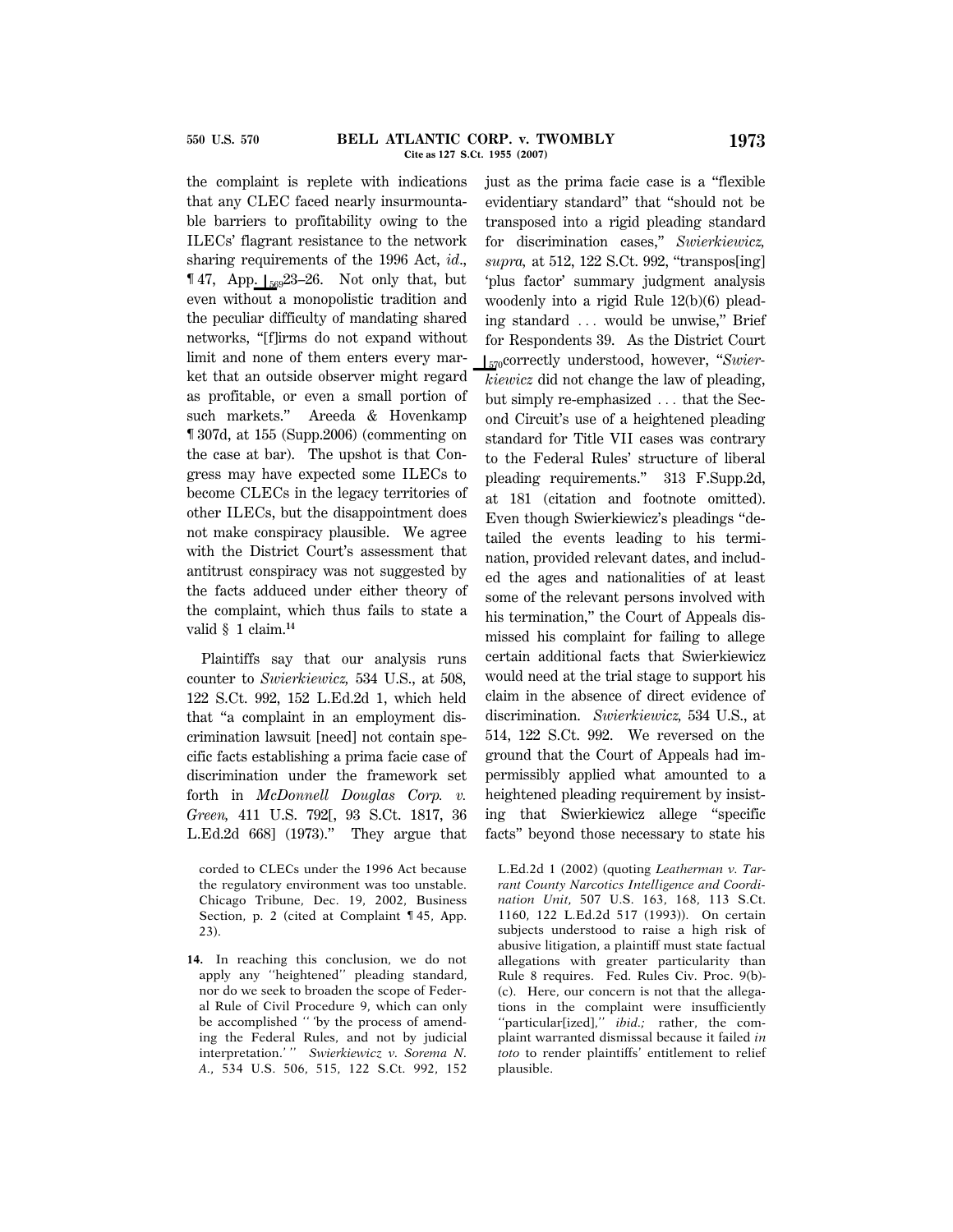the complaint is replete with indications that any CLEC faced nearly insurmountable barriers to profitability owing to the ILECs' flagrant resistance to the network sharing requirements of the 1996 Act, *id.*, ¶ 47, App. ⌊569 23–26. Not only that, but even without a monopolistic tradition and the peculiar difficulty of mandating shared networks, "[f]irms do not expand without limit and none of them enters every market that an outside observer might regard as profitable, or even a small portion of such markets." Areeda & Hovenkamp ¶ 307d, at 155 (Supp.2006) (commenting on the case at bar). The upshot is that Congress may have expected some ILECs to become CLECs in the legacy territories of other ILECs, but the disappointment does not make conspiracy plausible. We agree with the District Court's assessment that antitrust conspiracy was not suggested by the facts adduced under either theory of the complaint, which thus fails to state a valid § 1 claim.[14]

Plaintiffs say that our analysis runs counter to *Swierkiewicz,* 534 U.S., at 508, 122 S.Ct. 992, 152 L.Ed.2d 1, which held that "a complaint in an employment discrimination lawsuit [need] not contain specific facts establishing a prima facie case of discrimination under the framework set forth in *McDonnell Douglas Corp. v. Green,* 411 U.S. 792[, 93 S.Ct. 1817, 36 L.Ed.2d 668] (1973)." They argue that just as the prima facie case is a "flexible evidentiary standard" that "should not be transposed into a rigid pleading standard for discrimination cases," *Swierkiewicz, supra,* at 512, 122 S.Ct. 992, "transpos[ing] 'plus factor' summary judgment analysis woodenly into a rigid Rule 12(b)(6) pleading standard ... would be unwise," Brief for Respondents 39. As the District Court ⌊570 correctly understood, however, "*Swierkiewicz* did not change the law of pleading, but simply re-emphasized ... that the Second Circuit's use of a heightened pleading standard for Title VII cases was contrary to the Federal Rules' structure of liberal pleading requirements." 313 F.Supp.2d, at 181 (citation and footnote omitted). Even though Swierkiewicz's pleadings "detailed the events leading to his termination, provided relevant dates, and included the ages and nationalities of at least some of the relevant persons involved with his termination," the Court of Appeals dismissed his complaint for failing to allege certain additional facts that Swierkiewicz would need at the trial stage to support his claim in the absence of direct evidence of discrimination. *Swierkiewicz,* 534 U.S., at 514, 122 S.Ct. 992. We reversed on the ground that the Court of Appeals had impermissibly applied what amounted to a heightened pleading requirement by insisting that Swierkiewicz allege "specific facts" beyond those necessary to state his

---

corded to CLECs under the 1996 Act because the regulatory environment was too unstable. Chicago Tribune, Dec. 19, 2002, Business Section, p. 2 (cited at Complaint ¶ 45, App. 23).

**14.** In reaching this conclusion, we do not apply any "heightened" pleading standard, nor do we seek to broaden the scope of Federal Rule of Civil Procedure 9, which can only be accomplished " 'by the process of amending the Federal Rules, and not by judicial interpretation.' " *Swierkiewicz v. Sorema N. A.,* 534 U.S. 506, 515, 122 S.Ct. 992, 152 L.Ed.2d 1 (2002) (quoting *Leatherman v. Tarrant County Narcotics Intelligence and Coordination Unit,* 507 U.S. 163, 168, 113 S.Ct. 1160, 122 L.Ed.2d 517 (1993)). On certain subjects understood to raise a high risk of abusive litigation, a plaintiff must state factual allegations with greater particularity than Rule 8 requires. Fed. Rules Civ. Proc. 9(b)-(c). Here, our concern is not that the allegations in the complaint were insufficiently "particular[ized]," *ibid.;* rather, the complaint warranted dismissal because it failed *in toto* to render plaintiffs' entitlement to relief plausible.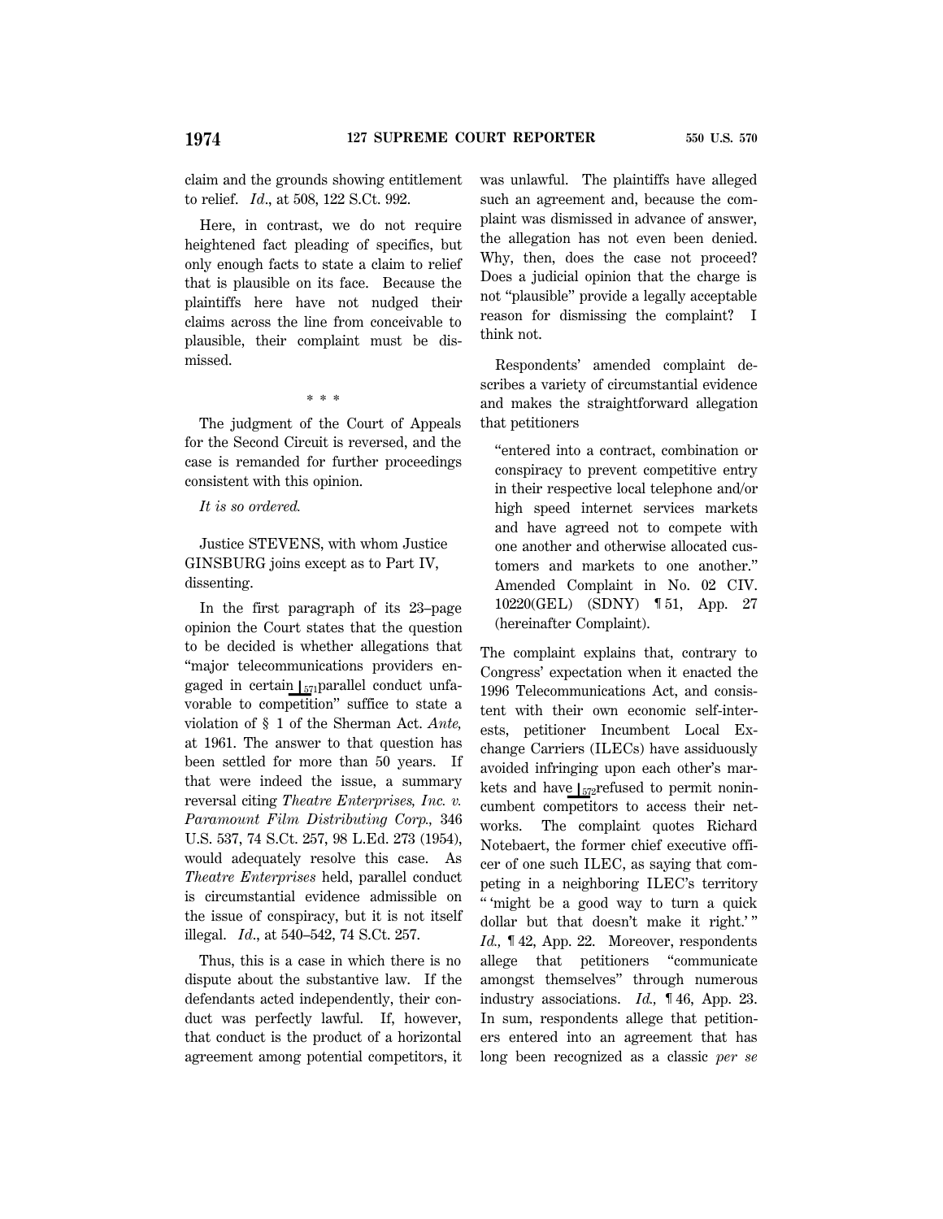claim and the grounds showing entitlement to relief. *Id*., at 508, 122 S.Ct. 992.

Here, in contrast, we do not require heightened fact pleading of specifics, but only enough facts to state a claim to relief that is plausible on its face. Because the plaintiffs here have not nudged their claims across the line from conceivable to plausible, their complaint must be dismissed.

\* \* \*

The judgment of the Court of Appeals for the Second Circuit is reversed, and the case is remanded for further proceedings consistent with this opinion.

*It is so ordered.*

Justice STEVENS, with whom Justice GINSBURG joins except as to Part IV, dissenting.

In the first paragraph of its 23–page opinion the Court states that the question to be decided is whether allegations that "major telecommunications providers engaged in certain ⌊571 parallel conduct unfavorable to competition" suffice to state a violation of § 1 of the Sherman Act. *Ante,* at 1961. The answer to that question has been settled for more than 50 years. If that were indeed the issue, a summary reversal citing *Theatre Enterprises, Inc. v. Paramount Film Distributing Corp.,* 346 U.S. 537, 74 S.Ct. 257, 98 L.Ed. 273 (1954), would adequately resolve this case. As *Theatre Enterprises* held, parallel conduct is circumstantial evidence admissible on the issue of conspiracy, but it is not itself illegal. *Id*., at 540–542, 74 S.Ct. 257.

Thus, this is a case in which there is no dispute about the substantive law. If the defendants acted independently, their conduct was perfectly lawful. If, however, that conduct is the product of a horizontal agreement among potential competitors, it was unlawful. The plaintiffs have alleged such an agreement and, because the complaint was dismissed in advance of answer, the allegation has not even been denied. Why, then, does the case not proceed? Does a judicial opinion that the charge is not "plausible" provide a legally acceptable reason for dismissing the complaint? I think not.

Respondents' amended complaint describes a variety of circumstantial evidence and makes the straightforward allegation that petitioners

> "entered into a contract, combination or conspiracy to prevent competitive entry in their respective local telephone and/or high speed internet services markets and have agreed not to compete with one another and otherwise allocated customers and markets to one another." Amended Complaint in No. 02 CIV. 10220(GEL) (SDNY) ¶ 51, App. 27 (hereinafter Complaint).

The complaint explains that, contrary to Congress' expectation when it enacted the 1996 Telecommunications Act, and consistent with their own economic self-interests, petitioner Incumbent Local Exchange Carriers (ILECs) have assiduously avoided infringing upon each other's markets and have ⌊572 refused to permit nonincumbent competitors to access their networks. The complaint quotes Richard Notebaert, the former chief executive officer of one such ILEC, as saying that competing in a neighboring ILEC's territory " 'might be a good way to turn a quick dollar but that doesn't make it right.' " *Id.,* ¶ 42, App. 22. Moreover, respondents allege that petitioners "communicate amongst themselves" through numerous industry associations. *Id.,* ¶ 46, App. 23. In sum, respondents allege that petitioners entered into an agreement that has long been recognized as a classic *per se*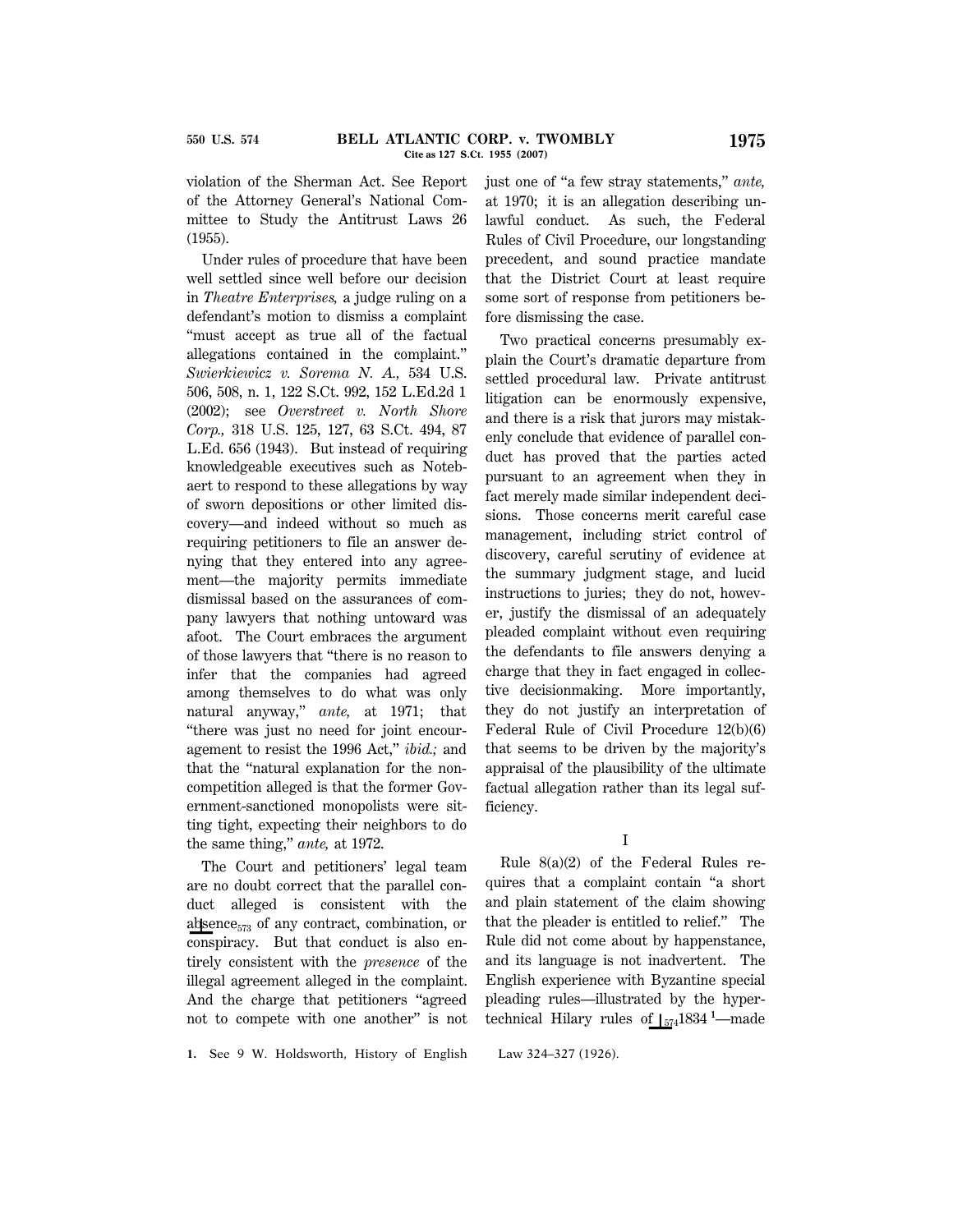violation of the Sherman Act. See Report of the Attorney General's National Committee to Study the Antitrust Laws 26 (1955).

Under rules of procedure that have been well settled since well before our decision in *Theatre Enterprises,* a judge ruling on a defendant's motion to dismiss a complaint "must accept as true all of the factual allegations contained in the complaint." *Swierkiewicz v. Sorema N. A.,* 534 U.S. 506, 508, n. 1, 122 S.Ct. 992, 152 L.Ed.2d 1 (2002); see *Overstreet v. North Shore Corp.,* 318 U.S. 125, 127, 63 S.Ct. 494, 87 L.Ed. 656 (1943). But instead of requiring knowledgeable executives such as Notebaert to respond to these allegations by way of sworn depositions or other limited discovery—and indeed without so much as requiring petitioners to file an answer denying that they entered into any agreement—the majority permits immediate dismissal based on the assurances of company lawyers that nothing untoward was afoot. The Court embraces the argument of those lawyers that "there is no reason to infer that the companies had agreed among themselves to do what was only natural anyway," *ante,* at 1971; that "there was just no need for joint encouragement to resist the 1996 Act," *ibid.;* and that the "natural explanation for the noncompetition alleged is that the former Government-sanctioned monopolists were sitting tight, expecting their neighbors to do the same thing," *ante,* at 1972.

The Court and petitioners' legal team are no doubt correct that the parallel conduct alleged is consistent with the ab|573sence of any contract, combination, or conspiracy. But that conduct is also entirely consistent with the *presence* of the illegal agreement alleged in the complaint. And the charge that petitioners "agreed not to compete with one another" is not just one of "a few stray statements," *ante,* at 1970; it is an allegation describing unlawful conduct. As such, the Federal Rules of Civil Procedure, our longstanding precedent, and sound practice mandate that the District Court at least require some sort of response from petitioners before dismissing the case.

Two practical concerns presumably explain the Court's dramatic departure from settled procedural law. Private antitrust litigation can be enormously expensive, and there is a risk that jurors may mistakenly conclude that evidence of parallel conduct has proved that the parties acted pursuant to an agreement when they in fact merely made similar independent decisions. Those concerns merit careful case management, including strict control of discovery, careful scrutiny of evidence at the summary judgment stage, and lucid instructions to juries; they do not, however, justify the dismissal of an adequately pleaded complaint without even requiring the defendants to file answers denying a charge that they in fact engaged in collective decisionmaking. More importantly, they do not justify an interpretation of Federal Rule of Civil Procedure 12(b)(6) that seems to be driven by the majority's appraisal of the plausibility of the ultimate factual allegation rather than its legal sufficiency.

## I

Rule 8(a)(2) of the Federal Rules requires that a complaint contain "a short and plain statement of the claim showing that the pleader is entitled to relief." The Rule did not come about by happenstance, and its language is not inadvertent. The English experience with Byzantine special pleading rules—illustrated by the hypertechnical Hilary rules of |574 1834 [1]—made

1. See 9 W. Holdsworth, History of English Law 324–327 (1926).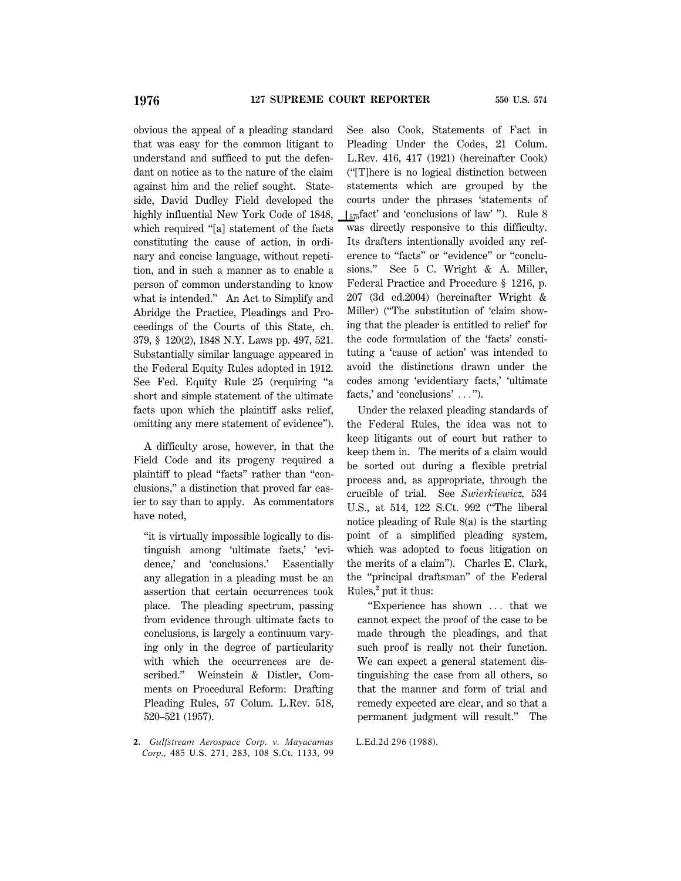obvious the appeal of a pleading standard that was easy for the common litigant to understand and sufficed to put the defendant on notice as to the nature of the claim against him and the relief sought. Stateside, David Dudley Field developed the highly influential New York Code of 1848, which required "[a] statement of the facts constituting the cause of action, in ordinary and concise language, without repetition, and in such a manner as to enable a person of common understanding to know what is intended." An Act to Simplify and Abridge the Practice, Pleadings and Proceedings of the Courts of this State, ch. 379, § 120(2), 1848 N.Y. Laws pp. 497, 521. Substantially similar language appeared in the Federal Equity Rules adopted in 1912. See Fed. Equity Rule 25 (requiring "a short and simple statement of the ultimate facts upon which the plaintiff asks relief, omitting any mere statement of evidence").

A difficulty arose, however, in that the Field Code and its progeny required a plaintiff to plead "facts" rather than "conclusions," a distinction that proved far easier to say than to apply. As commentators have noted,

> "it is virtually impossible logically to distinguish among 'ultimate facts,' 'evidence,' and 'conclusions.' Essentially any allegation in a pleading must be an assertion that certain occurrences took place. The pleading spectrum, passing from evidence through ultimate facts to conclusions, is largely a continuum varying only in the degree of particularity with which the occurrences are described." Weinstein & Distler, Comments on Procedural Reform: Drafting Pleading Rules, 57 Colum. L.Rev. 518, 520–521 (1957).

See also Cook, Statements of Fact in Pleading Under the Codes, 21 Colum. L.Rev. 416, 417 (1921) (hereinafter Cook) ("[T]here is no logical distinction between statements which are grouped by the courts under the phrases 'statements of ⌊575 fact' and 'conclusions of law' "). Rule 8 was directly responsive to this difficulty. Its drafters intentionally avoided any reference to "facts" or "evidence" or "conclusions." See 5 C. Wright & A. Miller, Federal Practice and Procedure § 1216, p. 207 (3d ed.2004) (hereinafter Wright & Miller) ("The substitution of 'claim showing that the pleader is entitled to relief' for the code formulation of the 'facts' constituting a 'cause of action' was intended to avoid the distinctions drawn under the codes among 'evidentiary facts,' 'ultimate facts,' and 'conclusions' ...").

Under the relaxed pleading standards of the Federal Rules, the idea was not to keep litigants out of court but rather to keep them in. The merits of a claim would be sorted out during a flexible pretrial process and, as appropriate, through the crucible of trial. See *Swierkiewicz,* 534 U.S., at 514, 122 S.Ct. 992 ("The liberal notice pleading of Rule 8(a) is the starting point of a simplified pleading system, which was adopted to focus litigation on the merits of a claim"). Charles E. Clark, the "principal draftsman" of the Federal Rules,[2] put it thus:

> "Experience has shown ... that we cannot expect the proof of the case to be made through the pleadings, and that such proof is really not their function. We can expect a general statement distinguishing the case from all others, so that the manner and form of trial and remedy expected are clear, and so that a permanent judgment will result." The

2. *Gulfstream Aerospace Corp. v. Mayacamas Corp.,* 485 U.S. 271, 283, 108 S.Ct. 1133, 99 L.Ed.2d 296 (1988).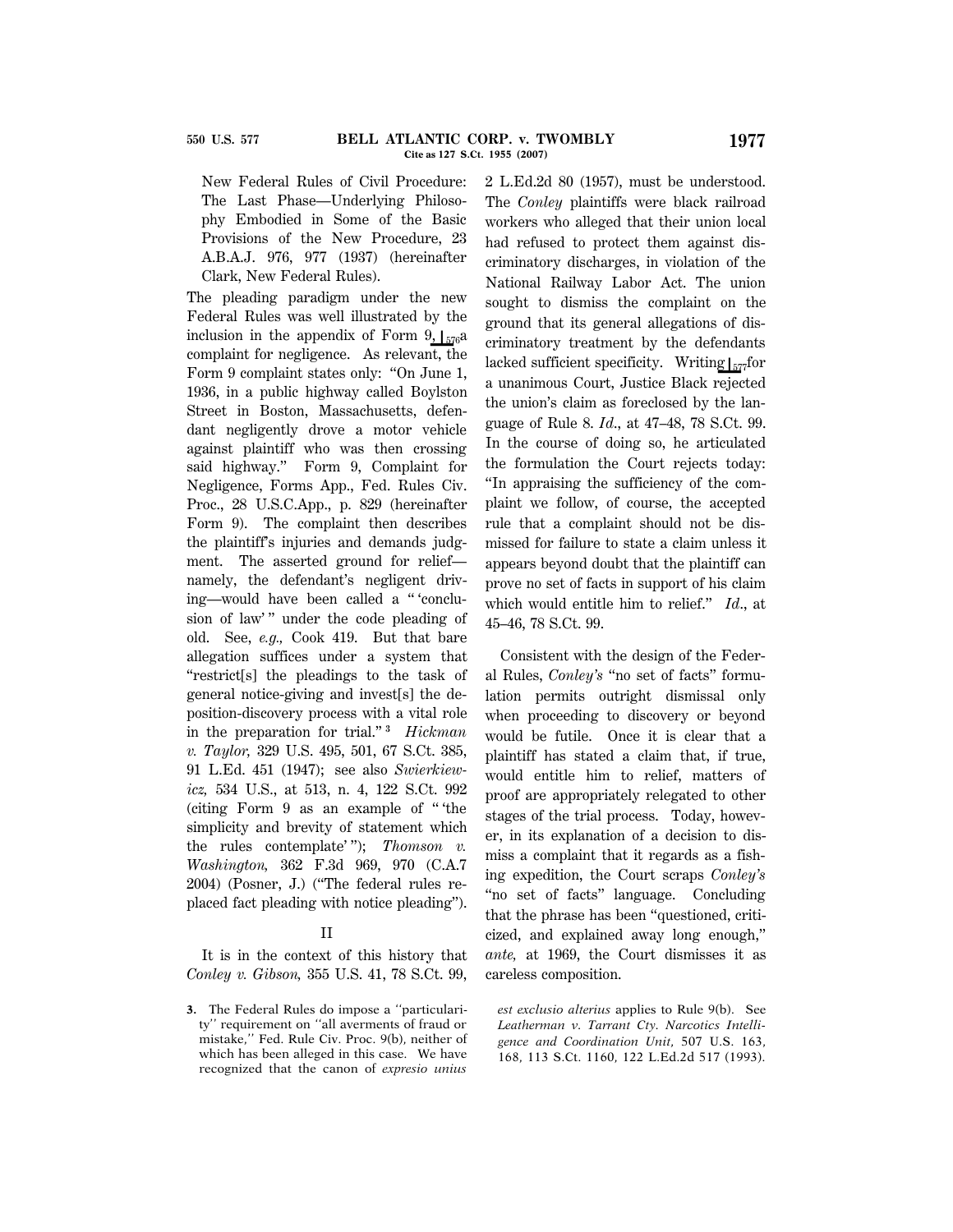New Federal Rules of Civil Procedure: The Last Phase—Underlying Philosophy Embodied in Some of the Basic Provisions of the New Procedure, 23 A.B.A.J. 976, 977 (1937) (hereinafter Clark, New Federal Rules).

The pleading paradigm under the new Federal Rules was well illustrated by the inclusion in the appendix of Form 9, ⌊576a complaint for negligence. As relevant, the Form 9 complaint states only: "On June 1, 1936, in a public highway called Boylston Street in Boston, Massachusetts, defendant negligently drove a motor vehicle against plaintiff who was then crossing said highway." Form 9, Complaint for Negligence, Forms App., Fed. Rules Civ. Proc., 28 U.S.C.App., p. 829 (hereinafter Form 9). The complaint then describes the plaintiff's injuries and demands judgment. The asserted ground for relief—namely, the defendant's negligent driving—would have been called a " 'conclusion of law' " under the code pleading of old. See, *e.g.,* Cook 419. But that bare allegation suffices under a system that "restrict[s] the pleadings to the task of general notice-giving and invest[s] the deposition-discovery process with a vital role in the preparation for trial."[3] *Hickman v. Taylor,* 329 U.S. 495, 501, 67 S.Ct. 385, 91 L.Ed. 451 (1947); see also *Swierkiewicz,* 534 U.S., at 513, n. 4, 122 S.Ct. 992 (citing Form 9 as an example of " 'the simplicity and brevity of statement which the rules contemplate' "); *Thomson v. Washington,* 362 F.3d 969, 970 (C.A.7 2004) (Posner, J.) ("The federal rules replaced fact pleading with notice pleading").

## II

It is in the context of this history that *Conley v. Gibson,* 355 U.S. 41, 78 S.Ct. 99, 2 L.Ed.2d 80 (1957), must be understood. The *Conley* plaintiffs were black railroad workers who alleged that their union local had refused to protect them against discriminatory discharges, in violation of the National Railway Labor Act. The union sought to dismiss the complaint on the ground that its general allegations of discriminatory treatment by the defendants lacked sufficient specificity. Writing⌊577for a unanimous Court, Justice Black rejected the union's claim as foreclosed by the language of Rule 8. *Id.,* at 47–48, 78 S.Ct. 99. In the course of doing so, he articulated the formulation the Court rejects today: "In appraising the sufficiency of the complaint we follow, of course, the accepted rule that a complaint should not be dismissed for failure to state a claim unless it appears beyond doubt that the plaintiff can prove no set of facts in support of his claim which would entitle him to relief." *Id.,* at 45–46, 78 S.Ct. 99.

Consistent with the design of the Federal Rules, *Conley's* "no set of facts" formulation permits outright dismissal only when proceeding to discovery or beyond would be futile. Once it is clear that a plaintiff has stated a claim that, if true, would entitle him to relief, matters of proof are appropriately relegated to other stages of the trial process. Today, however, in its explanation of a decision to dismiss a complaint that it regards as a fishing expedition, the Court scraps *Conley's* "no set of facts" language. Concluding that the phrase has been "questioned, criticized, and explained away long enough," *ante,* at 1969, the Court dismisses it as careless composition.

---

3. The Federal Rules do impose a "particularity" requirement on "all averments of fraud or mistake," Fed. Rule Civ. Proc. 9(b), neither of which has been alleged in this case. We have recognized that the canon of *expresio unius est exclusio alterius* applies to Rule 9(b). See *Leatherman v. Tarrant Cty. Narcotics Intelligence and Coordination Unit,* 507 U.S. 163, 168, 113 S.Ct. 1160, 122 L.Ed.2d 517 (1993).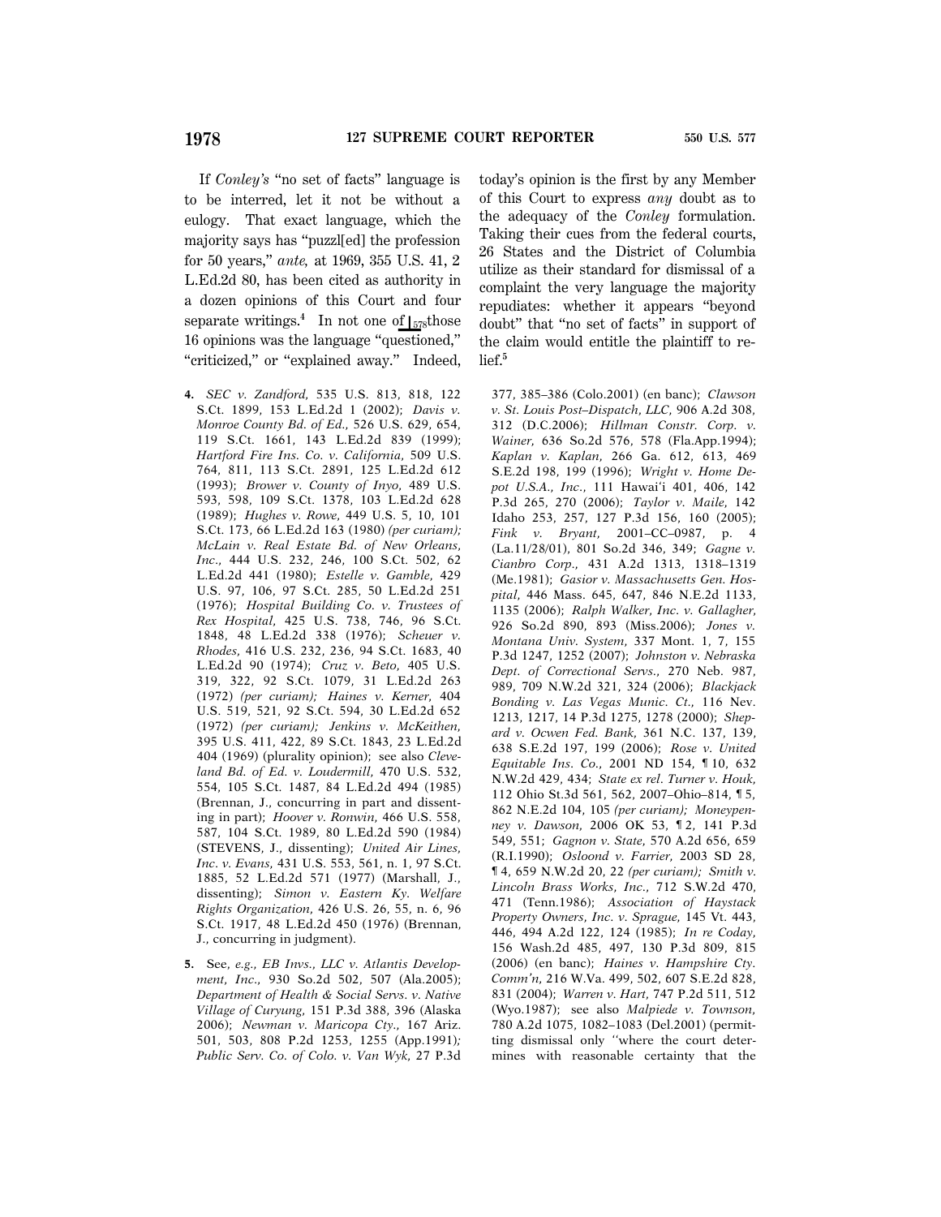If *Conley's* "no set of facts" language is to be interred, let it not be without a eulogy. That exact language, which the majority says has "puzzl[ed] the profession for 50 years," *ante*, at 1969, 355 U.S. 41, 2 L.Ed.2d 80, has been cited as authority in a dozen opinions of this Court and four separate writings.[4] In not one of ⌊578 those 16 opinions was the language "questioned," "criticized," or "explained away." Indeed, today's opinion is the first by any Member of this Court to express *any* doubt as to the adequacy of the *Conley* formulation. Taking their cues from the federal courts, 26 States and the District of Columbia utilize as their standard for dismissal of a complaint the very language the majority repudiates: whether it appears "beyond doubt" that "no set of facts" in support of the claim would entitle the plaintiff to relief.[5]

4. *SEC v. Zandford*, 535 U.S. 813, 818, 122 S.Ct. 1899, 153 L.Ed.2d 1 (2002); *Davis v. Monroe County Bd. of Ed.*, 526 U.S. 629, 654, 119 S.Ct. 1661, 143 L.Ed.2d 839 (1999); *Hartford Fire Ins. Co. v. California*, 509 U.S. 764, 811, 113 S.Ct. 2891, 125 L.Ed.2d 612 (1993); *Brower v. County of Inyo*, 489 U.S. 593, 598, 109 S.Ct. 1378, 103 L.Ed.2d 628 (1989); *Hughes v. Rowe*, 449 U.S. 5, 10, 101 S.Ct. 173, 66 L.Ed.2d 163 (1980) *(per curiam); McLain v. Real Estate Bd. of New Orleans, Inc.*, 444 U.S. 232, 246, 100 S.Ct. 502, 62 L.Ed.2d 441 (1980); *Estelle v. Gamble*, 429 U.S. 97, 106, 97 S.Ct. 285, 50 L.Ed.2d 251 (1976); *Hospital Building Co. v. Trustees of Rex Hospital*, 425 U.S. 738, 746, 96 S.Ct. 1848, 48 L.Ed.2d 338 (1976); *Scheuer v. Rhodes*, 416 U.S. 232, 236, 94 S.Ct. 1683, 40 L.Ed.2d 90 (1974); *Cruz v. Beto*, 405 U.S. 319, 322, 92 S.Ct. 1079, 31 L.Ed.2d 263 (1972) *(per curiam); Haines v. Kerner*, 404 U.S. 519, 521, 92 S.Ct. 594, 30 L.Ed.2d 652 (1972) *(per curiam); Jenkins v. McKeithen*, 395 U.S. 411, 422, 89 S.Ct. 1843, 23 L.Ed.2d 404 (1969) (plurality opinion); see also *Cleveland Bd. of Ed. v. Loudermill*, 470 U.S. 532, 554, 105 S.Ct. 1487, 84 L.Ed.2d 494 (1985) (Brennan, J., concurring in part and dissenting in part); *Hoover v. Ronwin*, 466 U.S. 558, 587, 104 S.Ct. 1989, 80 L.Ed.2d 590 (1984) (STEVENS, J., dissenting); *United Air Lines, Inc. v. Evans*, 431 U.S. 553, 561, n. 1, 97 S.Ct. 1885, 52 L.Ed.2d 571 (1977) (Marshall, J., dissenting); *Simon v. Eastern Ky. Welfare Rights Organization*, 426 U.S. 26, 55, n. 6, 96 S.Ct. 1917, 48 L.Ed.2d 450 (1976) (Brennan, J., concurring in judgment).

5. See, *e.g., EB Invs., LLC v. Atlantis Development, Inc.*, 930 So.2d 502, 507 (Ala.2005); *Department of Health & Social Servs. v. Native Village of Curyung*, 151 P.3d 388, 396 (Alaska 2006); *Newman v. Maricopa Cty.*, 167 Ariz. 501, 503, 808 P.2d 1253, 1255 (App.1991); *Public Serv. Co. of Colo. v. Van Wyk*, 27 P.3d 377, 385–386 (Colo.2001) (en banc); *Clawson v. St. Louis Post–Dispatch, LLC*, 906 A.2d 308, 312 (D.C.2006); *Hillman Constr. Corp. v. Wainer*, 636 So.2d 576, 578 (Fla.App.1994); *Kaplan v. Kaplan*, 266 Ga. 612, 613, 469 S.E.2d 198, 199 (1996); *Wright v. Home Depot U.S.A., Inc.*, 111 Hawai'i 401, 406, 142 P.3d 265, 270 (2006); *Taylor v. Maile*, 142 Idaho 253, 257, 127 P.3d 156, 160 (2005); *Fink v. Bryant*, 2001–CC–0987, p. 4 (La.11/28/01), 801 So.2d 346, 349; *Gagne v. Cianbro Corp.*, 431 A.2d 1313, 1318–1319 (Me.1981); *Gasior v. Massachusetts Gen. Hospital*, 446 Mass. 645, 647, 846 N.E.2d 1133, 1135 (2006); *Ralph Walker, Inc. v. Gallagher*, 926 So.2d 890, 893 (Miss.2006); *Jones v. Montana Univ. System*, 337 Mont. 1, 7, 155 P.3d 1247, 1252 (2007); *Johnston v. Nebraska Dept. of Correctional Servs.*, 270 Neb. 987, 989, 709 N.W.2d 321, 324 (2006); *Blackjack Bonding v. Las Vegas Munic. Ct.*, 116 Nev. 1213, 1217, 14 P.3d 1275, 1278 (2000); *Shepard v. Ocwen Fed. Bank*, 361 N.C. 137, 139, 638 S.E.2d 197, 199 (2006); *Rose v. United Equitable Ins. Co.*, 2001 ND 154, ¶ 10, 632 N.W.2d 429, 434; *State ex rel. Turner v. Houk*, 112 Ohio St.3d 561, 562, 2007–Ohio–814, ¶ 5, 862 N.E.2d 104, 105 *(per curiam); Moneypenney v. Dawson*, 2006 OK 53, ¶ 2, 141 P.3d 549, 551; *Gagnon v. State*, 570 A.2d 656, 659 (R.I.1990); *Osloond v. Farrier*, 2003 SD 28, ¶ 4, 659 N.W.2d 20, 22 *(per curiam); Smith v. Lincoln Brass Works, Inc.*, 712 S.W.2d 470, 471 (Tenn.1986); *Association of Haystack Property Owners, Inc. v. Sprague*, 145 Vt. 443, 446, 494 A.2d 122, 124 (1985); *In re Coday*, 156 Wash.2d 485, 497, 130 P.3d 809, 815 (2006) (en banc); *Haines v. Hampshire Cty. Comm'n*, 216 W.Va. 499, 502, 607 S.E.2d 828, 831 (2004); *Warren v. Hart*, 747 P.2d 511, 512 (Wyo.1987); see also *Malpiede v. Townson*, 780 A.2d 1075, 1082–1083 (Del.2001) (permitting dismissal only "where the court determines with reasonable certainty that the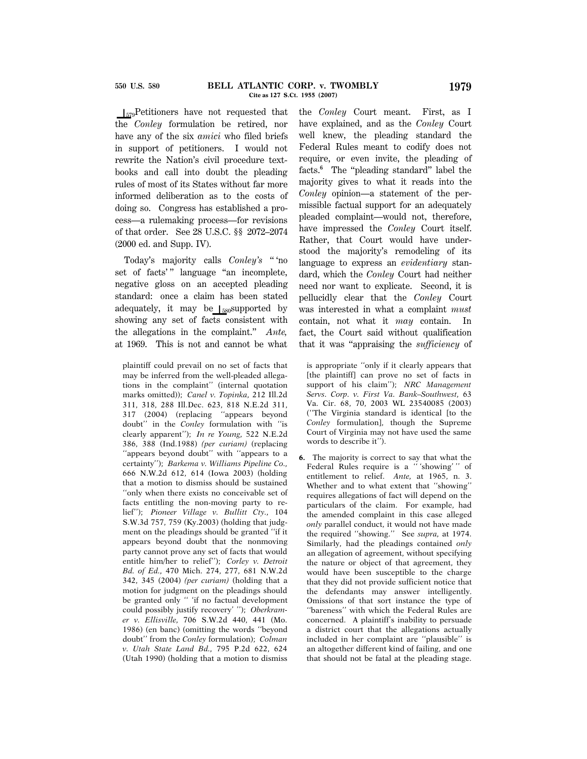⊥579 Petitioners have not requested that the *Conley* formulation be retired, nor have any of the six *amici* who filed briefs in support of petitioners. I would not rewrite the Nation's civil procedure textbooks and call into doubt the pleading rules of most of its States without far more informed deliberation as to the costs of doing so. Congress has established a process—a rulemaking process—for revisions of that order. See 28 U.S.C. §§ 2072–2074 (2000 ed. and Supp. IV).

Today's majority calls *Conley's* " 'no set of facts' " language "an incomplete, negative gloss on an accepted pleading standard: once a claim has been stated adequately, it may be ⊥580 supported by showing any set of facts consistent with the allegations in the complaint." *Ante,* at 1969. This is not and cannot be what the *Conley* Court meant. First, as I have explained, and as the *Conley* Court well knew, the pleading standard the Federal Rules meant to codify does not require, or even invite, the pleading of facts.[6] The "pleading standard" label the majority gives to what it reads into the *Conley* opinion—a statement of the permissible factual support for an adequately pleaded complaint—would not, therefore, have impressed the *Conley* Court itself. Rather, that Court would have understood the majority's remodeling of its language to express an *evidentiary* standard, which the *Conley* Court had neither need nor want to explicate. Second, it is pellucidly clear that the *Conley* Court was interested in what a complaint *must* contain, not what it *may* contain. In fact, the Court said without qualification that it was "appraising the *sufficiency* of

---

plaintiff could prevail on no set of facts that may be inferred from the well-pleaded allegations in the complaint" (internal quotation marks omitted)); *Canel v. Topinka,* 212 Ill.2d 311, 318, 288 Ill.Dec. 623, 818 N.E.2d 311, 317 (2004) (replacing "appears beyond doubt" in the *Conley* formulation with "is clearly apparent"); *In re Young,* 522 N.E.2d 386, 388 (Ind.1988) *(per curiam)* (replacing "appears beyond doubt" with "appears to a certainty"); *Barkema v. Williams Pipeline Co.,* 666 N.W.2d 612, 614 (Iowa 2003) (holding that a motion to dismiss should be sustained "only when there exists no conceivable set of facts entitling the non-moving party to relief"); *Pioneer Village v. Bullitt Cty.,* 104 S.W.3d 757, 759 (Ky.2003) (holding that judgment on the pleadings should be granted "if it appears beyond doubt that the nonmoving party cannot prove any set of facts that would entitle him/her to relief"); *Corley v. Detroit Bd. of Ed.,* 470 Mich. 274, 277, 681 N.W.2d 342, 345 (2004) *(per curiam)* (holding that a motion for judgment on the pleadings should be granted only " 'if no factual development could possibly justify recovery' "); *Oberkramer v. Ellisville,* 706 S.W.2d 440, 441 (Mo. 1986) (en banc) (omitting the words "beyond doubt" from the *Conley* formulation); *Colman v. Utah State Land Bd.,* 795 P.2d 622, 624 (Utah 1990) (holding that a motion to dismiss is appropriate "only if it clearly appears that [the plaintiff] can prove no set of facts in support of his claim"); *NRC Management Servs. Corp. v. First Va. Bank–Southwest,* 63 Va. Cir. 68, 70, 2003 WL 23540085 (2003) ("The Virginia standard is identical [to the *Conley* formulation], though the Supreme Court of Virginia may not have used the same words to describe it").

**6.** The majority is correct to say that what the Federal Rules require is a " 'showing' " of entitlement to relief. *Ante,* at 1965, n. 3. Whether and to what extent that "showing" requires allegations of fact will depend on the particulars of the claim. For example, had the amended complaint in this case alleged *only* parallel conduct, it would not have made the required "showing." See *supra,* at 1974. Similarly, had the pleadings contained *only* an allegation of agreement, without specifying the nature or object of that agreement, they would have been susceptible to the charge that they did not provide sufficient notice that the defendants may answer intelligently. Omissions of that sort instance the type of "bareness" with which the Federal Rules are concerned. A plaintiff's inability to persuade a district court that the allegations actually included in her complaint are "plausible" is an altogether different kind of failing, and one that should not be fatal at the pleading stage.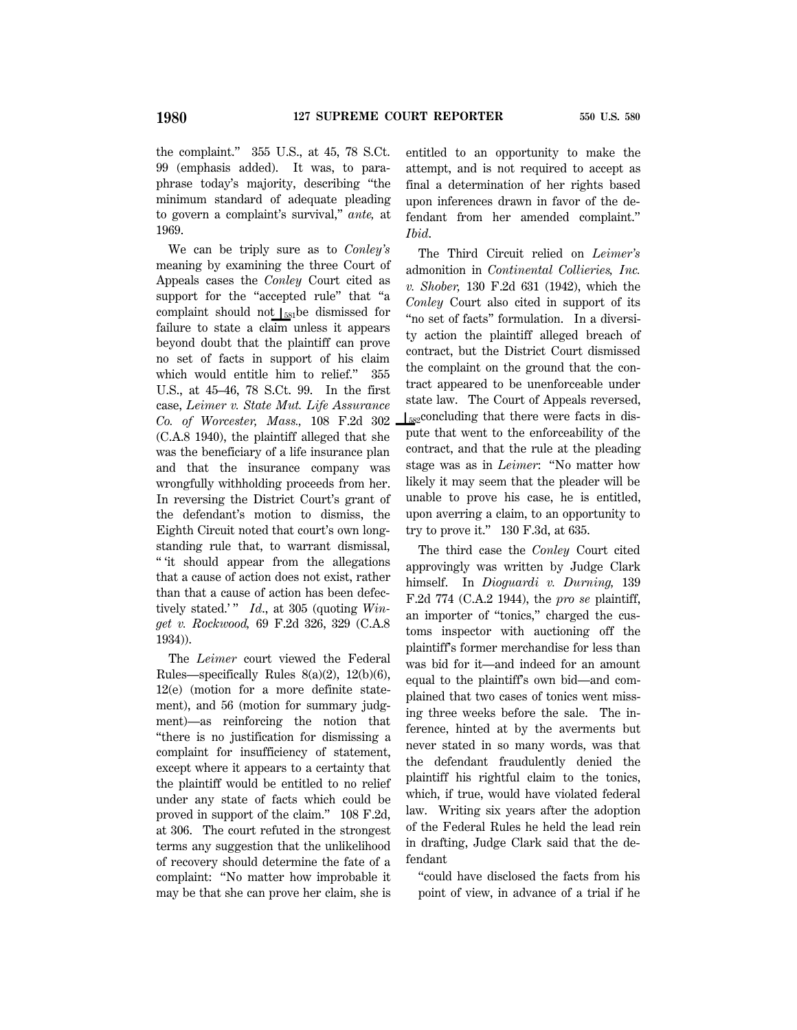the complaint." 355 U.S., at 45, 78 S.Ct. 99 (emphasis added). It was, to paraphrase today's majority, describing "the minimum standard of adequate pleading to govern a complaint's survival," *ante,* at 1969.

We can be triply sure as to *Conley's* meaning by examining the three Court of Appeals cases the *Conley* Court cited as support for the "accepted rule" that "a complaint should not ⌊581 be dismissed for failure to state a claim unless it appears beyond doubt that the plaintiff can prove no set of facts in support of his claim which would entitle him to relief." 355 U.S., at 45–46, 78 S.Ct. 99. In the first case, *Leimer v. State Mut. Life Assurance Co. of Worcester, Mass.,* 108 F.2d 302 (C.A.8 1940), the plaintiff alleged that she was the beneficiary of a life insurance plan and that the insurance company was wrongfully withholding proceeds from her. In reversing the District Court's grant of the defendant's motion to dismiss, the Eighth Circuit noted that court's own long-standing rule that, to warrant dismissal, " 'it should appear from the allegations that a cause of action does not exist, rather than that a cause of action has been defectively stated.' " *Id.*, at 305 (quoting *Winget v. Rockwood,* 69 F.2d 326, 329 (C.A.8 1934)).

The *Leimer* court viewed the Federal Rules—specifically Rules 8(a)(2), 12(b)(6), 12(e) (motion for a more definite statement), and 56 (motion for summary judgment)—as reinforcing the notion that "there is no justification for dismissing a complaint for insufficiency of statement, except where it appears to a certainty that the plaintiff would be entitled to no relief under any state of facts which could be proved in support of the claim." 108 F.2d, at 306. The court refuted in the strongest terms any suggestion that the unlikelihood of recovery should determine the fate of a complaint: "No matter how improbable it may be that she can prove her claim, she is entitled to an opportunity to make the attempt, and is not required to accept as final a determination of her rights based upon inferences drawn in favor of the defendant from her amended complaint." *Ibid.*

The Third Circuit relied on *Leimer's* admonition in *Continental Collieries, Inc. v. Shober,* 130 F.2d 631 (1942), which the *Conley* Court also cited in support of its "no set of facts" formulation. In a diversity action the plaintiff alleged breach of contract, but the District Court dismissed the complaint on the ground that the contract appeared to be unenforceable under state law. The Court of Appeals reversed, ⌊582 concluding that there were facts in dispute that went to the enforceability of the contract, and that the rule at the pleading stage was as in *Leimer*: "No matter how likely it may seem that the pleader will be unable to prove his case, he is entitled, upon averring a claim, to an opportunity to try to prove it." 130 F.3d, at 635.

The third case the *Conley* Court cited approvingly was written by Judge Clark himself. In *Dioguardi v. Durning,* 139 F.2d 774 (C.A.2 1944), the *pro se* plaintiff, an importer of "tonics," charged the customs inspector with auctioning off the plaintiff's former merchandise for less than was bid for it—and indeed for an amount equal to the plaintiff's own bid—and complained that two cases of tonics went missing three weeks before the sale. The inference, hinted at by the averments but never stated in so many words, was that the defendant fraudulently denied the plaintiff his rightful claim to the tonics, which, if true, would have violated federal law. Writing six years after the adoption of the Federal Rules he held the lead rein in drafting, Judge Clark said that the defendant

> "could have disclosed the facts from his point of view, in advance of a trial if he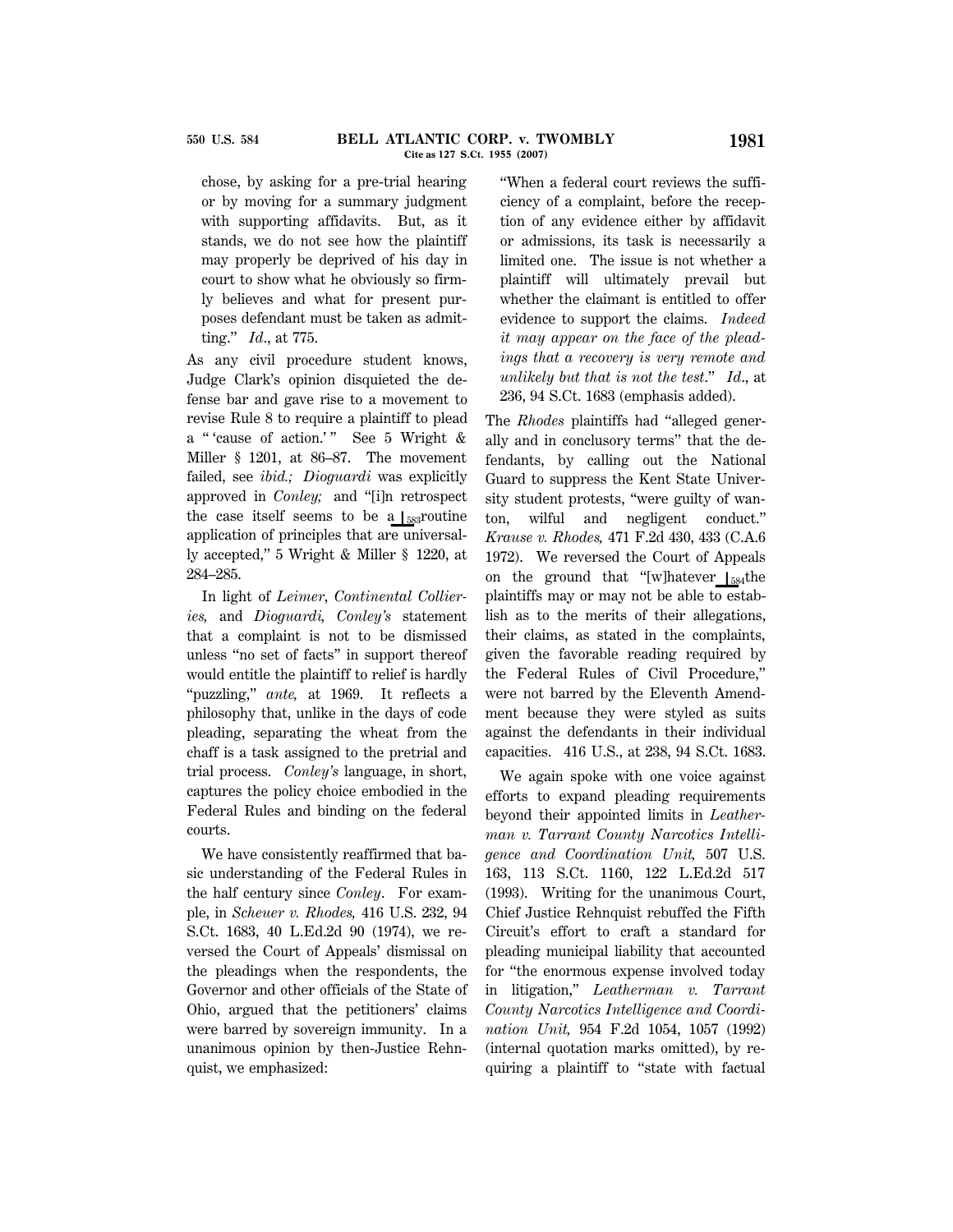chose, by asking for a pre-trial hearing or by moving for a summary judgment with supporting affidavits. But, as it stands, we do not see how the plaintiff may properly be deprived of his day in court to show what he obviously so firmly believes and what for present purposes defendant must be taken as admitting." *Id*., at 775.

As any civil procedure student knows, Judge Clark's opinion disquieted the defense bar and gave rise to a movement to revise Rule 8 to require a plaintiff to plead a " 'cause of action.' " See 5 Wright & Miller § 1201, at 86–87. The movement failed, see *ibid.; Dioguardi* was explicitly approved in *Conley;* and "[i]n retrospect the case itself seems to be a ⌊583routine application of principles that are universally accepted," 5 Wright & Miller § 1220, at 284–285.

In light of *Leimer*, *Continental Collieries,* and *Dioguardi, Conley's* statement that a complaint is not to be dismissed unless "no set of facts" in support thereof would entitle the plaintiff to relief is hardly "puzzling," *ante,* at 1969. It reflects a philosophy that, unlike in the days of code pleading, separating the wheat from the chaff is a task assigned to the pretrial and trial process. *Conley's* language, in short, captures the policy choice embodied in the Federal Rules and binding on the federal courts.

We have consistently reaffirmed that basic understanding of the Federal Rules in the half century since *Conley*. For example, in *Scheuer v. Rhodes,* 416 U.S. 232, 94 S.Ct. 1683, 40 L.Ed.2d 90 (1974), we reversed the Court of Appeals' dismissal on the pleadings when the respondents, the Governor and other officials of the State of Ohio, argued that the petitioners' claims were barred by sovereign immunity. In a unanimous opinion by then-Justice Rehnquist, we emphasized:

"When a federal court reviews the sufficiency of a complaint, before the reception of any evidence either by affidavit or admissions, its task is necessarily a limited one. The issue is not whether a plaintiff will ultimately prevail but whether the claimant is entitled to offer evidence to support the claims. *Indeed it may appear on the face of the pleadings that a recovery is very remote and unlikely but that is not the test*." *Id*., at 236, 94 S.Ct. 1683 (emphasis added).

The *Rhodes* plaintiffs had "alleged generally and in conclusory terms" that the defendants, by calling out the National Guard to suppress the Kent State University student protests, "were guilty of wanton, wilful and negligent conduct." *Krause v. Rhodes,* 471 F.2d 430, 433 (C.A.6 1972). We reversed the Court of Appeals on the ground that "[w]hatever ⌊584the plaintiffs may or may not be able to establish as to the merits of their allegations, their claims, as stated in the complaints, given the favorable reading required by the Federal Rules of Civil Procedure," were not barred by the Eleventh Amendment because they were styled as suits against the defendants in their individual capacities. 416 U.S., at 238, 94 S.Ct. 1683.

We again spoke with one voice against efforts to expand pleading requirements beyond their appointed limits in *Leatherman v. Tarrant County Narcotics Intelligence and Coordination Unit,* 507 U.S. 163, 113 S.Ct. 1160, 122 L.Ed.2d 517 (1993). Writing for the unanimous Court, Chief Justice Rehnquist rebuffed the Fifth Circuit's effort to craft a standard for pleading municipal liability that accounted for "the enormous expense involved today in litigation," *Leatherman v. Tarrant County Narcotics Intelligence and Coordination Unit,* 954 F.2d 1054, 1057 (1992) (internal quotation marks omitted), by requiring a plaintiff to "state with factual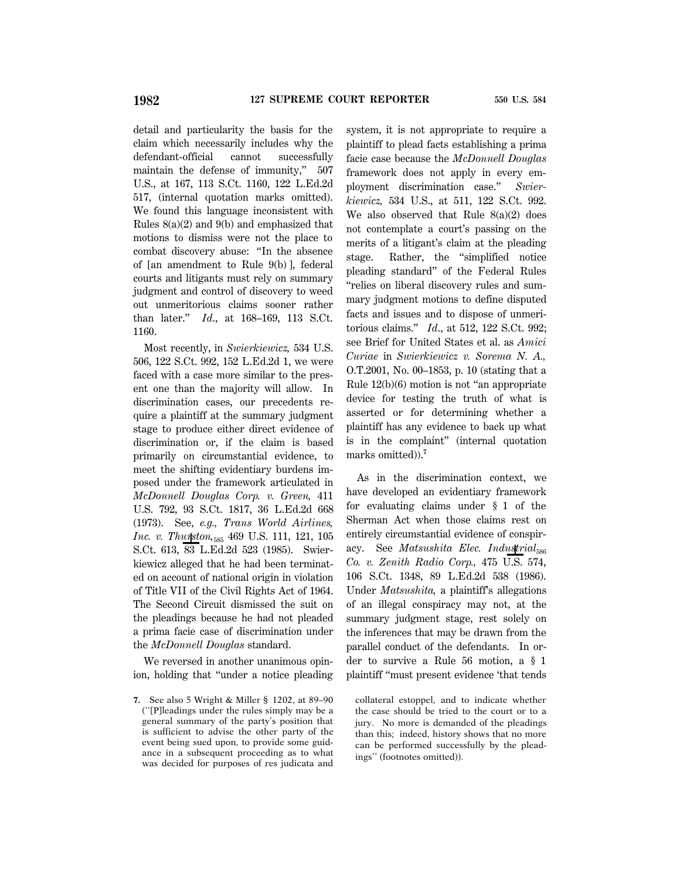detail and particularity the basis for the claim which necessarily includes why the defendant-official cannot successfully maintain the defense of immunity," 507 U.S., at 167, 113 S.Ct. 1160, 122 L.Ed.2d 517, (internal quotation marks omitted). We found this language inconsistent with Rules 8(a)(2) and 9(b) and emphasized that motions to dismiss were not the place to combat discovery abuse: "In the absence of [an amendment to Rule 9(b) ], federal courts and litigants must rely on summary judgment and control of discovery to weed out unmeritorious claims sooner rather than later." *Id.*, at 168–169, 113 S.Ct. 1160.

Most recently, in *Swierkiewicz,* 534 U.S. 506, 122 S.Ct. 992, 152 L.Ed.2d 1, we were faced with a case more similar to the present one than the majority will allow. In discrimination cases, our precedents require a plaintiff at the summary judgment stage to produce either direct evidence of discrimination or, if the claim is based primarily on circumstantial evidence, to meet the shifting evidentiary burdens imposed under the framework articulated in *McDonnell Douglas Corp. v. Green,* 411 U.S. 792, 93 S.Ct. 1817, 36 L.Ed.2d 668 (1973). See, *e.g., Trans World Airlines, Inc. v. Thurston,* 469 U.S. 111, 121, 105 S.Ct. 613, 83 L.Ed.2d 523 (1985). Swierkiewicz alleged that he had been terminated on account of national origin in violation of Title VII of the Civil Rights Act of 1964. The Second Circuit dismissed the suit on the pleadings because he had not pleaded a prima facie case of discrimination under the *McDonnell Douglas* standard.

We reversed in another unanimous opinion, holding that "under a notice pleading system, it is not appropriate to require a plaintiff to plead facts establishing a prima facie case because the *McDonnell Douglas* framework does not apply in every employment discrimination case." *Swierkiewicz,* 534 U.S., at 511, 122 S.Ct. 992. We also observed that Rule 8(a)(2) does not contemplate a court's passing on the merits of a litigant's claim at the pleading stage. Rather, the "simplified notice pleading standard" of the Federal Rules "relies on liberal discovery rules and summary judgment motions to define disputed facts and issues and to dispose of unmeritorious claims." *Id.*, at 512, 122 S.Ct. 992; see Brief for United States et al. as *Amici Curiae* in *Swierkiewicz v. Sorema N. A.,* O.T.2001, No. 00–1853, p. 10 (stating that a Rule 12(b)(6) motion is not "an appropriate device for testing the truth of what is asserted or for determining whether a plaintiff has any evidence to back up what is in the complaint" (internal quotation marks omitted)).[7]

As in the discrimination context, we have developed an evidentiary framework for evaluating claims under § 1 of the Sherman Act when those claims rest on entirely circumstantial evidence of conspiracy. See *Matsushita Elec. Industrial Co. v. Zenith Radio Corp.,* 475 U.S. 574, 106 S.Ct. 1348, 89 L.Ed.2d 538 (1986). Under *Matsushita,* a plaintiff's allegations of an illegal conspiracy may not, at the summary judgment stage, rest solely on the inferences that may be drawn from the parallel conduct of the defendants. In order to survive a Rule 56 motion, a § 1 plaintiff "must present evidence 'that tends

7. See also 5 Wright & Miller § 1202, at 89–90 ("[P]leadings under the rules simply may be a general summary of the party's position that is sufficient to advise the other party of the event being sued upon, to provide some guidance in a subsequent proceeding as to what was decided for purposes of res judicata and collateral estoppel, and to indicate whether the case should be tried to the court or to a jury. No more is demanded of the pleadings than this; indeed, history shows that no more can be performed successfully by the pleadings" (footnotes omitted)).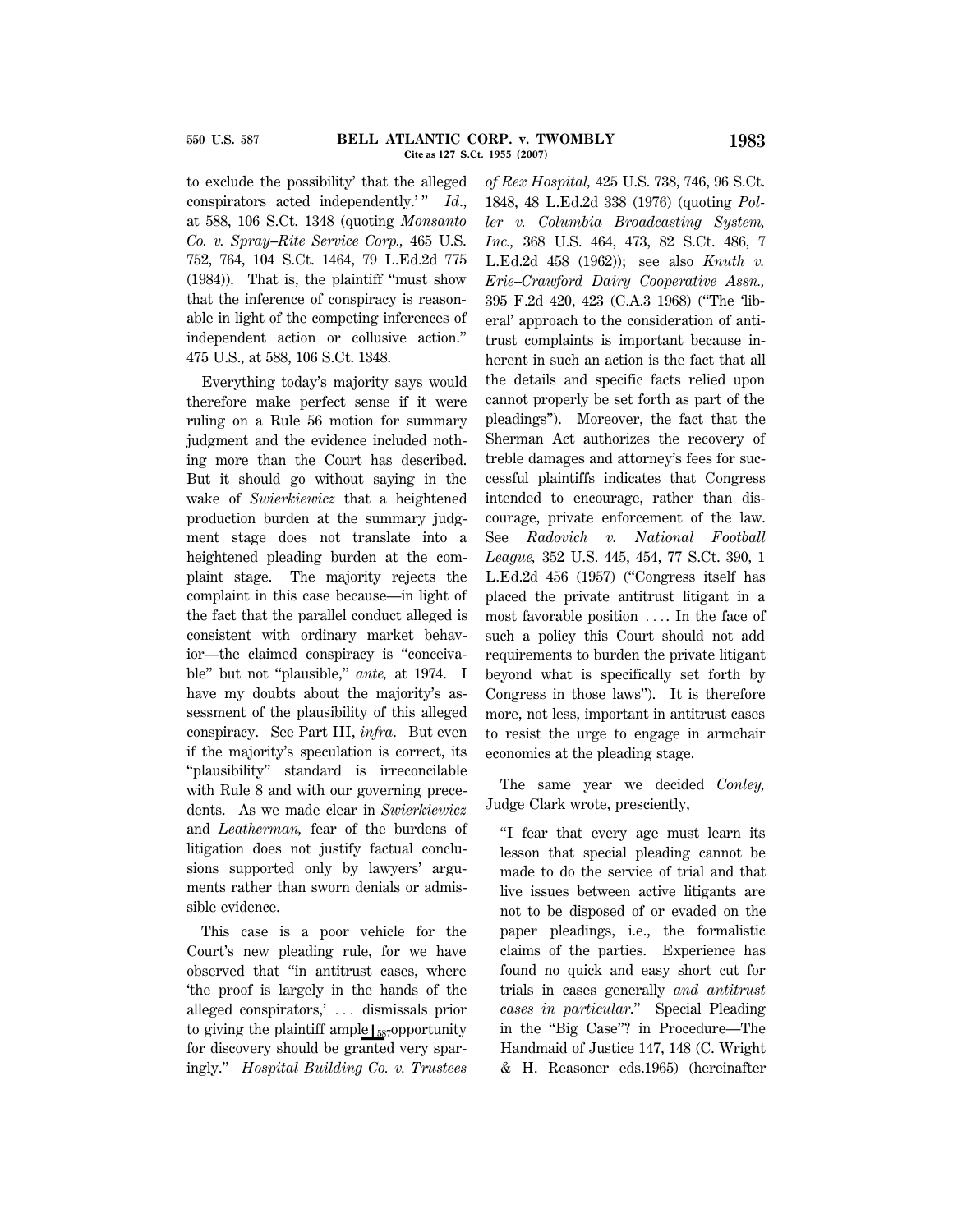to exclude the possibility' that the alleged conspirators acted independently.' " *Id.*, at 588, 106 S.Ct. 1348 (quoting *Monsanto Co. v. Spray–Rite Service Corp.,* 465 U.S. 752, 764, 104 S.Ct. 1464, 79 L.Ed.2d 775 (1984)). That is, the plaintiff "must show that the inference of conspiracy is reasonable in light of the competing inferences of independent action or collusive action." 475 U.S., at 588, 106 S.Ct. 1348.

Everything today's majority says would therefore make perfect sense if it were ruling on a Rule 56 motion for summary judgment and the evidence included nothing more than the Court has described. But it should go without saying in the wake of *Swierkiewicz* that a heightened production burden at the summary judgment stage does not translate into a heightened pleading burden at the complaint stage. The majority rejects the complaint in this case because—in light of the fact that the parallel conduct alleged is consistent with ordinary market behavior—the claimed conspiracy is "conceivable" but not "plausible," *ante,* at 1974. I have my doubts about the majority's assessment of the plausibility of this alleged conspiracy. See Part III, *infra*. But even if the majority's speculation is correct, its "plausibility" standard is irreconcilable with Rule 8 and with our governing precedents. As we made clear in *Swierkiewicz* and *Leatherman,* fear of the burdens of litigation does not justify factual conclusions supported only by lawyers' arguments rather than sworn denials or admissible evidence.

This case is a poor vehicle for the Court's new pleading rule, for we have observed that "in antitrust cases, where 'the proof is largely in the hands of the alleged conspirators,' . . . dismissals prior to giving the plaintiff ample ⌊587 opportunity for discovery should be granted very sparingly." *Hospital Building Co. v. Trustees of Rex Hospital,* 425 U.S. 738, 746, 96 S.Ct. 1848, 48 L.Ed.2d 338 (1976) (quoting *Poller v. Columbia Broadcasting System, Inc.,* 368 U.S. 464, 473, 82 S.Ct. 486, 7 L.Ed.2d 458 (1962)); see also *Knuth v. Erie–Crawford Dairy Cooperative Assn.,* 395 F.2d 420, 423 (C.A.3 1968) ("The 'liberal' approach to the consideration of antitrust complaints is important because inherent in such an action is the fact that all the details and specific facts relied upon cannot properly be set forth as part of the pleadings"). Moreover, the fact that the Sherman Act authorizes the recovery of treble damages and attorney's fees for successful plaintiffs indicates that Congress intended to encourage, rather than discourage, private enforcement of the law. See *Radovich v. National Football League,* 352 U.S. 445, 454, 77 S.Ct. 390, 1 L.Ed.2d 456 (1957) ("Congress itself has placed the private antitrust litigant in a most favorable position . . . . In the face of such a policy this Court should not add requirements to burden the private litigant beyond what is specifically set forth by Congress in those laws"). It is therefore more, not less, important in antitrust cases to resist the urge to engage in armchair economics at the pleading stage.

The same year we decided *Conley,* Judge Clark wrote, presciently,

> "I fear that every age must learn its lesson that special pleading cannot be made to do the service of trial and that live issues between active litigants are not to be disposed of or evaded on the paper pleadings, i.e., the formalistic claims of the parties. Experience has found no quick and easy short cut for trials in cases generally *and antitrust cases in particular.*" Special Pleading in the "Big Case"? in Procedure—The Handmaid of Justice 147, 148 (C. Wright & H. Reasoner eds.1965) (hereinafter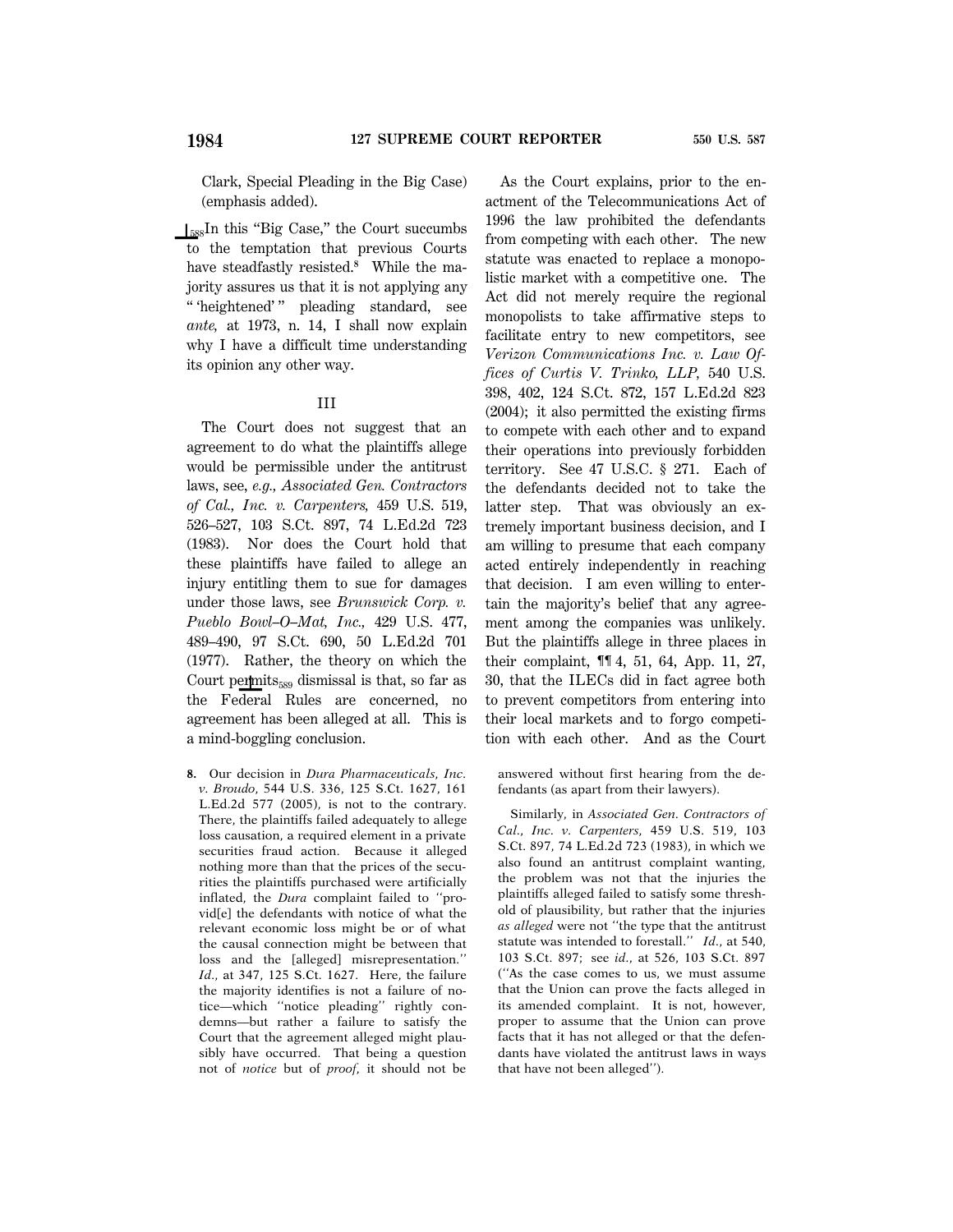Clark, Special Pleading in the Big Case) (emphasis added).

588In this "Big Case," the Court succumbs to the temptation that previous Courts have steadfastly resisted.[8] While the majority assures us that it is not applying any " 'heightened' " pleading standard, see *ante,* at 1973, n. 14, I shall now explain why I have a difficult time understanding its opinion any other way.

## III

The Court does not suggest that an agreement to do what the plaintiffs allege would be permissible under the antitrust laws, see, *e.g., Associated Gen. Contractors of Cal., Inc. v. Carpenters,* 459 U.S. 519, 526–527, 103 S.Ct. 897, 74 L.Ed.2d 723 (1983). Nor does the Court hold that these plaintiffs have failed to allege an injury entitling them to sue for damages under those laws, see *Brunswick Corp. v. Pueblo Bowl–O–Mat, Inc.,* 429 U.S. 477, 489–490, 97 S.Ct. 690, 50 L.Ed.2d 701 (1977). Rather, the theory on which the Court permits589 dismissal is that, so far as the Federal Rules are concerned, no agreement has been alleged at all. This is a mind-boggling conclusion.

As the Court explains, prior to the enactment of the Telecommunications Act of 1996 the law prohibited the defendants from competing with each other. The new statute was enacted to replace a monopolistic market with a competitive one. The Act did not merely require the regional monopolists to take affirmative steps to facilitate entry to new competitors, see *Verizon Communications Inc. v. Law Offices of Curtis V. Trinko, LLP,* 540 U.S. 398, 402, 124 S.Ct. 872, 157 L.Ed.2d 823 (2004); it also permitted the existing firms to compete with each other and to expand their operations into previously forbidden territory. See 47 U.S.C. § 271. Each of the defendants decided not to take the latter step. That was obviously an extremely important business decision, and I am willing to presume that each company acted entirely independently in reaching that decision. I am even willing to entertain the majority's belief that any agreement among the companies was unlikely. But the plaintiffs allege in three places in their complaint, ¶¶ 4, 51, 64, App. 11, 27, 30, that the ILECs did in fact agree both to prevent competitors from entering into their local markets and to forgo competition with each other. And as the Court

8. Our decision in *Dura Pharmaceuticals, Inc. v. Broudo,* 544 U.S. 336, 125 S.Ct. 1627, 161 L.Ed.2d 577 (2005), is not to the contrary. There, the plaintiffs failed adequately to allege loss causation, a required element in a private securities fraud action. Because it alleged nothing more than that the prices of the securities the plaintiffs purchased were artificially inflated, the *Dura* complaint failed to "provid[e] the defendants with notice of what the relevant economic loss might be or of what the causal connection might be between that loss and the [alleged] misrepresentation." *Id.,* at 347, 125 S.Ct. 1627. Here, the failure the majority identifies is not a failure of notice—which "notice pleading" rightly condemns—but rather a failure to satisfy the Court that the agreement alleged might plausibly have occurred. That being a question not of *notice* but of *proof,* it should not be answered without first hearing from the defendants (as apart from their lawyers).

Similarly, in *Associated Gen. Contractors of Cal., Inc. v. Carpenters,* 459 U.S. 519, 103 S.Ct. 897, 74 L.Ed.2d 723 (1983), in which we also found an antitrust complaint wanting, the problem was not that the injuries the plaintiffs alleged failed to satisfy some threshold of plausibility, but rather that the injuries *as alleged* were not "the type that the antitrust statute was intended to forestall." *Id.,* at 540, 103 S.Ct. 897; see *id.,* at 526, 103 S.Ct. 897 ("As the case comes to us, we must assume that the Union can prove the facts alleged in its amended complaint. It is not, however, proper to assume that the Union can prove facts that it has not alleged or that the defendants have violated the antitrust laws in ways that have not been alleged").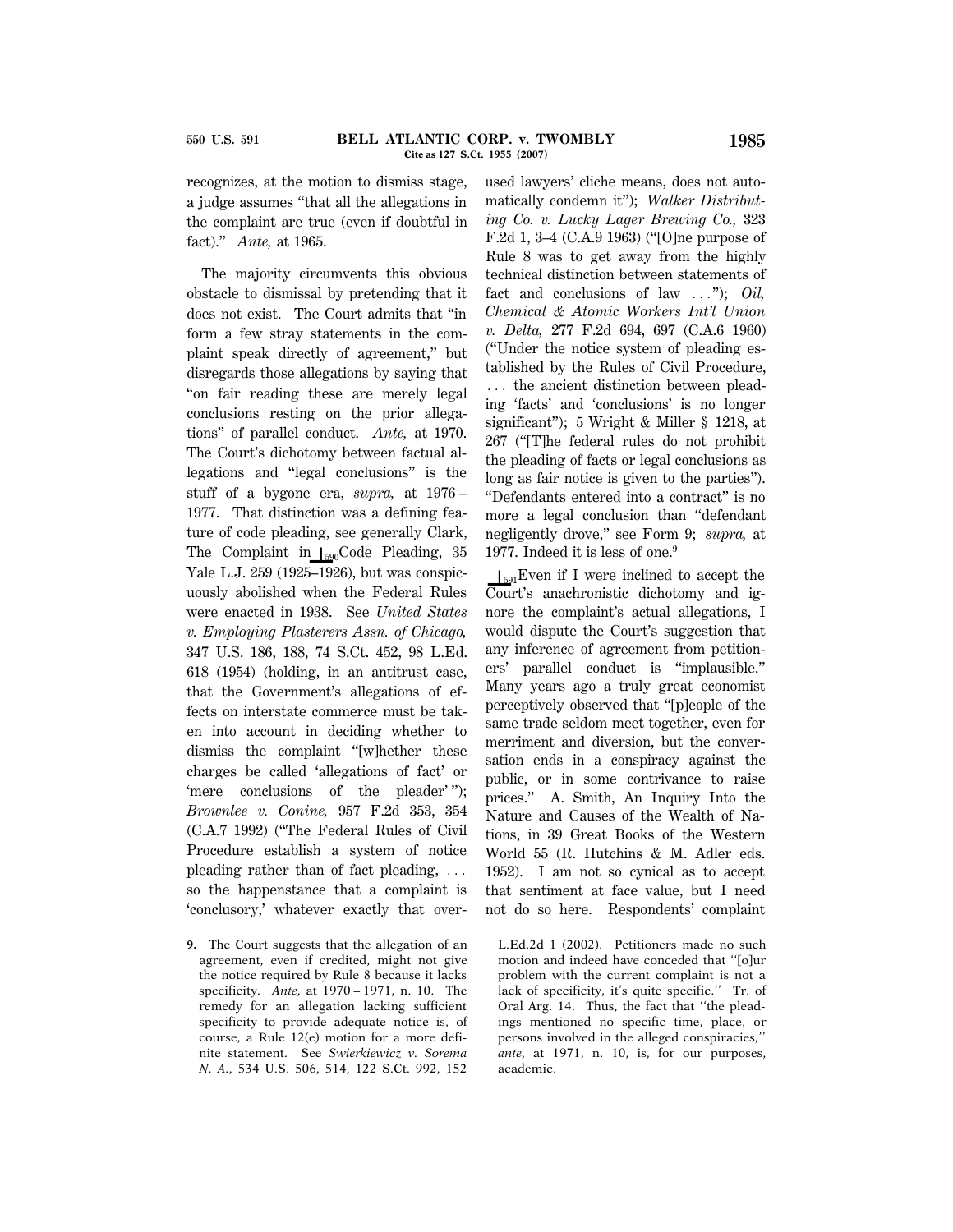recognizes, at the motion to dismiss stage, a judge assumes "that all the allegations in the complaint are true (even if doubtful in fact)." *Ante,* at 1965.

The majority circumvents this obvious obstacle to dismissal by pretending that it does not exist. The Court admits that "in form a few stray statements in the complaint speak directly of agreement," but disregards those allegations by saying that "on fair reading these are merely legal conclusions resting on the prior allegations" of parallel conduct. *Ante,* at 1970. The Court's dichotomy between factual allegations and "legal conclusions" is the stuff of a bygone era, *supra,* at 1976–1977. That distinction was a defining feature of code pleading, see generally Clark, The Complaint in ⌊590Code Pleading, 35 Yale L.J. 259 (1925–1926), but was conspicuously abolished when the Federal Rules were enacted in 1938. See *United States v. Employing Plasterers Assn. of Chicago,* 347 U.S. 186, 188, 74 S.Ct. 452, 98 L.Ed. 618 (1954) (holding, in an antitrust case, that the Government's allegations of effects on interstate commerce must be taken into account in deciding whether to dismiss the complaint "[w]hether these charges be called 'allegations of fact' or 'mere conclusions of the pleader' "); *Brownlee v. Conine,* 957 F.2d 353, 354 (C.A.7 1992) ("The Federal Rules of Civil Procedure establish a system of notice pleading rather than of fact pleading, ... so the happenstance that a complaint is 'conclusory,' whatever exactly that overused lawyers' cliche means, does not automatically condemn it"); *Walker Distributing Co. v. Lucky Lager Brewing Co.,* 323 F.2d 1, 3–4 (C.A.9 1963) ("[O]ne purpose of Rule 8 was to get away from the highly technical distinction between statements of fact and conclusions of law ..."); *Oil, Chemical & Atomic Workers Int'l Union v. Delta,* 277 F.2d 694, 697 (C.A.6 1960) ("Under the notice system of pleading established by the Rules of Civil Procedure, ... the ancient distinction between pleading 'facts' and 'conclusions' is no longer significant"); 5 Wright & Miller § 1218, at 267 ("[T]he federal rules do not prohibit the pleading of facts or legal conclusions as long as fair notice is given to the parties"). "Defendants entered into a contract" is no more a legal conclusion than "defendant negligently drove," see Form 9; *supra,* at 1977. Indeed it is less of one.[9]

⌊591Even if I were inclined to accept the Court's anachronistic dichotomy and ignore the complaint's actual allegations, I would dispute the Court's suggestion that any inference of agreement from petitioners' parallel conduct is "implausible." Many years ago a truly great economist perceptively observed that "[p]eople of the same trade seldom meet together, even for merriment and diversion, but the conversation ends in a conspiracy against the public, or in some contrivance to raise prices." A. Smith, An Inquiry Into the Nature and Causes of the Wealth of Nations, in 39 Great Books of the Western World 55 (R. Hutchins & M. Adler eds. 1952). I am not so cynical as to accept that sentiment at face value, but I need not do so here. Respondents' complaint

9. The Court suggests that the allegation of an agreement, even if credited, might not give the notice required by Rule 8 because it lacks specificity. *Ante,* at 1970–1971, n. 10. The remedy for an allegation lacking sufficient specificity to provide adequate notice is, of course, a Rule 12(e) motion for a more definite statement. See *Swierkiewicz v. Sorema N. A.,* 534 U.S. 506, 514, 122 S.Ct. 992, 152 L.Ed.2d 1 (2002). Petitioners made no such motion and indeed have conceded that "[o]ur problem with the current complaint is not a lack of specificity, it's quite specific." Tr. of Oral Arg. 14. Thus, the fact that "the pleadings mentioned no specific time, place, or persons involved in the alleged conspiracies," *ante,* at 1971, n. 10, is, for our purposes, academic.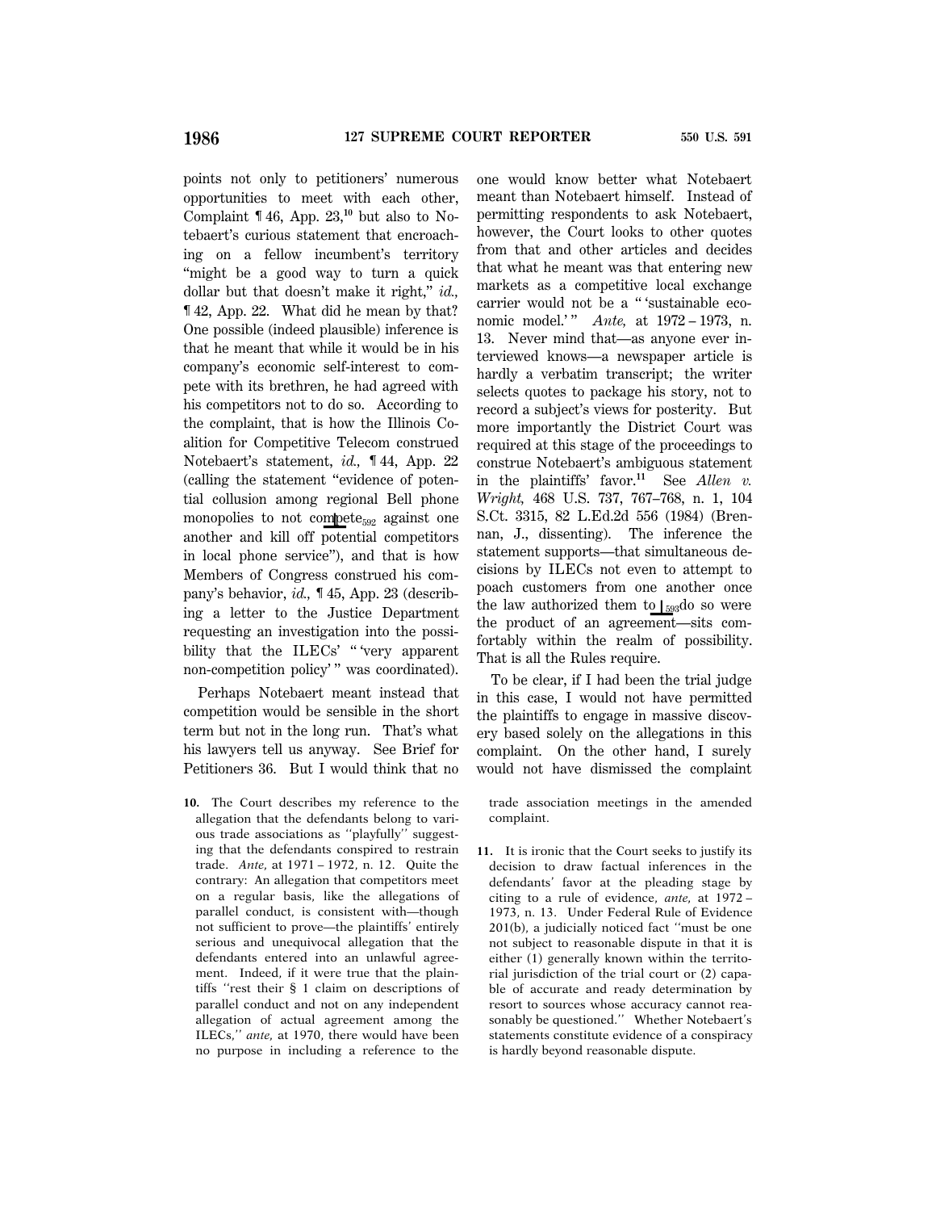points not only to petitioners' numerous opportunities to meet with each other, Complaint ¶ 46, App. 23,[10] but also to Notebaert's curious statement that encroaching on a fellow incumbent's territory "might be a good way to turn a quick dollar but that doesn't make it right," *id.*, ¶ 42, App. 22. What did he mean by that? One possible (indeed plausible) inference is that he meant that while it would be in his company's economic self-interest to compete with its brethren, he had agreed with his competitors not to do so. According to the complaint, that is how the Illinois Coalition for Competitive Telecom construed Notebaert's statement, *id.*, ¶ 44, App. 22 (calling the statement "evidence of potential collusion among regional Bell phone monopolies to not compete against one another and kill off potential competitors in local phone service"), and that is how Members of Congress construed his company's behavior, *id.*, ¶ 45, App. 23 (describing a letter to the Justice Department requesting an investigation into the possibility that the ILECs' " 'very apparent non-competition policy' " was coordinated).

Perhaps Notebaert meant instead that competition would be sensible in the short term but not in the long run. That's what his lawyers tell us anyway. See Brief for Petitioners 36. But I would think that no one would know better what Notebaert meant than Notebaert himself. Instead of permitting respondents to ask Notebaert, however, the Court looks to other quotes from that and other articles and decides that what he meant was that entering new markets as a competitive local exchange carrier would not be a " 'sustainable economic model.' " *Ante,* at 1972–1973, n. 13. Never mind that—as anyone ever interviewed knows—a newspaper article is hardly a verbatim transcript; the writer selects quotes to package his story, not to record a subject's views for posterity. But more importantly the District Court was required at this stage of the proceedings to construe Notebaert's ambiguous statement in the plaintiffs' favor.[11] See *Allen v. Wright,* 468 U.S. 737, 767–768, n. 1, 104 S.Ct. 3315, 82 L.Ed.2d 556 (1984) (Brennan, J., dissenting). The inference the statement supports—that simultaneous decisions by ILECs not even to attempt to poach customers from one another once the law authorized them to do so were the product of an agreement—sits comfortably within the realm of possibility. That is all the Rules require.

To be clear, if I had been the trial judge in this case, I would not have permitted the plaintiffs to engage in massive discovery based solely on the allegations in this complaint. On the other hand, I surely would not have dismissed the complaint

---

10. The Court describes my reference to the allegation that the defendants belong to various trade associations as "playfully" suggesting that the defendants conspired to restrain trade. *Ante,* at 1971–1972, n. 12. Quite the contrary: An allegation that competitors meet on a regular basis, like the allegations of parallel conduct, is consistent with—though not sufficient to prove—the plaintiffs' entirely serious and unequivocal allegation that the defendants entered into an unlawful agreement. Indeed, if it were true that the plaintiffs "rest their § 1 claim on descriptions of parallel conduct and not on any independent allegation of actual agreement among the ILECs," *ante,* at 1970, there would have been no purpose in including a reference to the trade association meetings in the amended complaint.

11. It is ironic that the Court seeks to justify its decision to draw factual inferences in the defendants' favor at the pleading stage by citing to a rule of evidence, *ante,* at 1972–1973, n. 13. Under Federal Rule of Evidence 201(b), a judicially noticed fact "must be one not subject to reasonable dispute in that it is either (1) generally known within the territorial jurisdiction of the trial court or (2) capable of accurate and ready determination by resort to sources whose accuracy cannot reasonably be questioned." Whether Notebaert's statements constitute evidence of a conspiracy is hardly beyond reasonable dispute.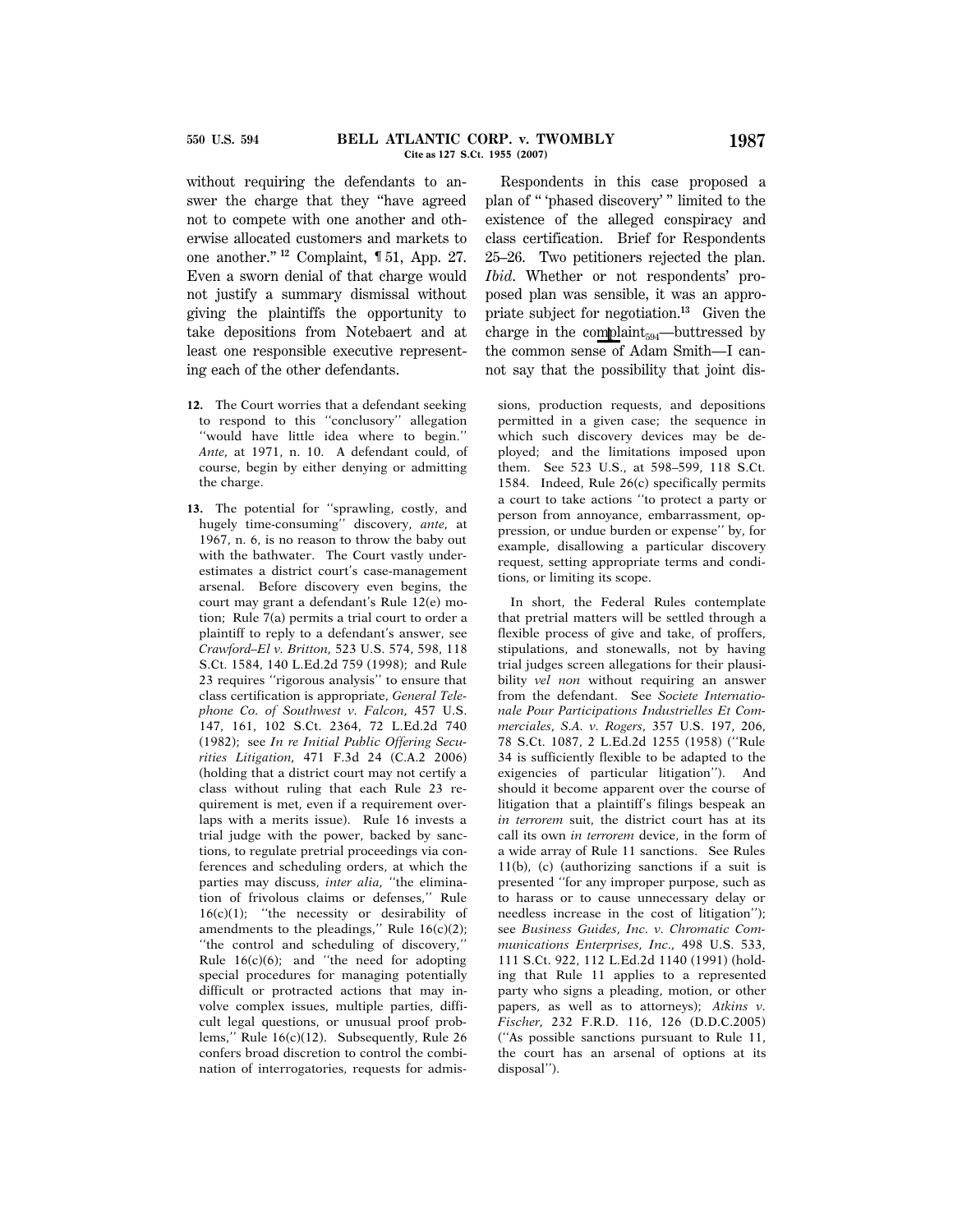without requiring the defendants to answer the charge that they "have agreed not to compete with one another and otherwise allocated customers and markets to one another." [12] Complaint, ¶ 51, App. 27. Even a sworn denial of that charge would not justify a summary dismissal without giving the plaintiffs the opportunity to take depositions from Notebaert and at least one responsible executive representing each of the other defendants.

Respondents in this case proposed a plan of " 'phased discovery' " limited to the existence of the alleged conspiracy and class certification. Brief for Respondents 25–26. Two petitioners rejected the plan. *Ibid.* Whether or not respondents' proposed plan was sensible, it was an appropriate subject for negotiation.[13] Given the charge in the complaint—buttressed by the common sense of Adam Smith—I cannot say that the possibility that joint dis-

12. The Court worries that a defendant seeking to respond to this "conclusory" allegation "would have little idea where to begin." *Ante*, at 1971, n. 10. A defendant could, of course, begin by either denying or admitting the charge.

13. The potential for "sprawling, costly, and hugely time-consuming" discovery, *ante*, at 1967, n. 6, is no reason to throw the baby out with the bathwater. The Court vastly underestimates a district court's case-management arsenal. Before discovery even begins, the court may grant a defendant's Rule 12(e) motion; Rule 7(a) permits a trial court to order a plaintiff to reply to a defendant's answer, see *Crawford–El v. Britton*, 523 U.S. 574, 598, 118 S.Ct. 1584, 140 L.Ed.2d 759 (1998); and Rule 23 requires "rigorous analysis" to ensure that class certification is appropriate, *General Telephone Co. of Southwest v. Falcon*, 457 U.S. 147, 161, 102 S.Ct. 2364, 72 L.Ed.2d 740 (1982); see *In re Initial Public Offering Securities Litigation*, 471 F.3d 24 (C.A.2 2006) (holding that a district court may not certify a class without ruling that each Rule 23 requirement is met, even if a requirement overlaps with a merits issue). Rule 16 invests a trial judge with the power, backed by sanctions, to regulate pretrial proceedings via conferences and scheduling orders, at which the parties may discuss, *inter alia*, "the elimination of frivolous claims or defenses," Rule 16(c)(1); "the necessity or desirability of amendments to the pleadings," Rule 16(c)(2); "the control and scheduling of discovery," Rule 16(c)(6); and "the need for adopting special procedures for managing potentially difficult or protracted actions that may involve complex issues, multiple parties, difficult legal questions, or unusual proof problems," Rule 16(c)(12). Subsequently, Rule 26 confers broad discretion to control the combination of interrogatories, requests for admissions, production requests, and depositions permitted in a given case; the sequence in which such discovery devices may be deployed; and the limitations imposed upon them. See 523 U.S., at 598–599, 118 S.Ct. 1584. Indeed, Rule 26(c) specifically permits a court to take actions "to protect a party or person from annoyance, embarrassment, oppression, or undue burden or expense" by, for example, disallowing a particular discovery request, setting appropriate terms and conditions, or limiting its scope.

In short, the Federal Rules contemplate that pretrial matters will be settled through a flexible process of give and take, of proffers, stipulations, and stonewalls, not by having trial judges screen allegations for their plausibility *vel non* without requiring an answer from the defendant. See *Societe Internationale Pour Participations Industrielles Et Commerciales, S.A. v. Rogers*, 357 U.S. 197, 206, 78 S.Ct. 1087, 2 L.Ed.2d 1255 (1958) ("Rule 34 is sufficiently flexible to be adapted to the exigencies of particular litigation"). And should it become apparent over the course of litigation that a plaintiff's filings bespeak an *in terrorem* suit, the district court has at its call its own *in terrorem* device, in the form of a wide array of Rule 11 sanctions. See Rules 11(b), (c) (authorizing sanctions if a suit is presented "for any improper purpose, such as to harass or to cause unnecessary delay or needless increase in the cost of litigation"); see *Business Guides, Inc. v. Chromatic Communications Enterprises, Inc.*, 498 U.S. 533, 111 S.Ct. 922, 112 L.Ed.2d 1140 (1991) (holding that Rule 11 applies to a represented party who signs a pleading, motion, or other papers, as well as to attorneys); *Atkins v. Fischer*, 232 F.R.D. 116, 126 (D.D.C.2005) ("As possible sanctions pursuant to Rule 11, the court has an arsenal of options at its disposal").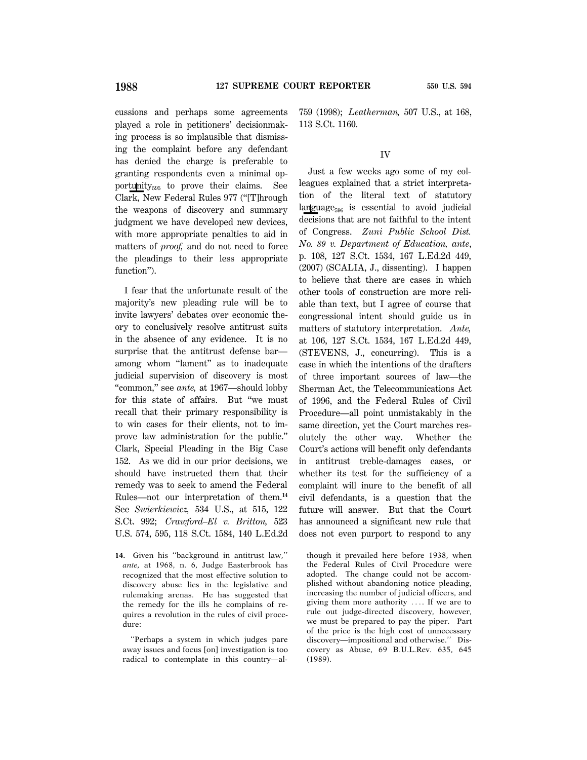cussions and perhaps some agreements played a role in petitioners' decisionmaking process is so implausible that dismissing the complaint before any defendant has denied the charge is preferable to granting respondents even a minimal opportunity[595] to prove their claims. See Clark, New Federal Rules 977 ("[T]hrough the weapons of discovery and summary judgment we have developed new devices, with more appropriate penalties to aid in matters of *proof,* and do not need to force the pleadings to their less appropriate function").

I fear that the unfortunate result of the majority's new pleading rule will be to invite lawyers' debates over economic theory to conclusively resolve antitrust suits in the absence of any evidence. It is no surprise that the antitrust defense bar—among whom "lament" as to inadequate judicial supervision of discovery is most "common," see *ante,* at 1967—should lobby for this state of affairs. But "we must recall that their primary responsibility is to win cases for their clients, not to improve law administration for the public." Clark, Special Pleading in the Big Case 152. As we did in our prior decisions, we should have instructed them that their remedy was to seek to amend the Federal Rules—not our interpretation of them.[14] See *Swierkiewicz,* 534 U.S., at 515, 122 S.Ct. 992; *Crawford–El v. Britton,* 523 U.S. 574, 595, 118 S.Ct. 1584, 140 L.Ed.2d 759 (1998); *Leatherman,* 507 U.S., at 168, 113 S.Ct. 1160.

## IV

Just a few weeks ago some of my colleagues explained that a strict interpretation of the literal text of statutory language[596] is essential to avoid judicial decisions that are not faithful to the intent of Congress. *Zuni Public School Dist. No. 89 v. Department of Education, ante,* p. 108, 127 S.Ct. 1534, 167 L.Ed.2d 449, (2007) (SCALIA, J., dissenting). I happen to believe that there are cases in which other tools of construction are more reliable than text, but I agree of course that congressional intent should guide us in matters of statutory interpretation. *Ante,* at 106, 127 S.Ct. 1534, 167 L.Ed.2d 449, (STEVENS, J., concurring). This is a case in which the intentions of the drafters of three important sources of law—the Sherman Act, the Telecommunications Act of 1996, and the Federal Rules of Civil Procedure—all point unmistakably in the same direction, yet the Court marches resolutely the other way. Whether the Court's actions will benefit only defendants in antitrust treble-damages cases, or whether its test for the sufficiency of a complaint will inure to the benefit of all civil defendants, is a question that the future will answer. But that the Court has announced a significant new rule that does not even purport to respond to any

---

**14.** Given his "background in antitrust law," *ante,* at 1968, n. 6, Judge Easterbrook has recognized that the most effective solution to discovery abuse lies in the legislative and rulemaking arenas. He has suggested that the remedy for the ills he complains of requires a revolution in the rules of civil procedure:

"Perhaps a system in which judges pare away issues and focus [on] investigation is too radical to contemplate in this country—although it prevailed here before 1938, when the Federal Rules of Civil Procedure were adopted. The change could not be accomplished without abandoning notice pleading, increasing the number of judicial officers, and giving them more authority .... If we are to rule out judge-directed discovery, however, we must be prepared to pay the piper. Part of the price is the high cost of unnecessary discovery—impositional and otherwise." Discovery as Abuse, 69 B.U.L.Rev. 635, 645 (1989).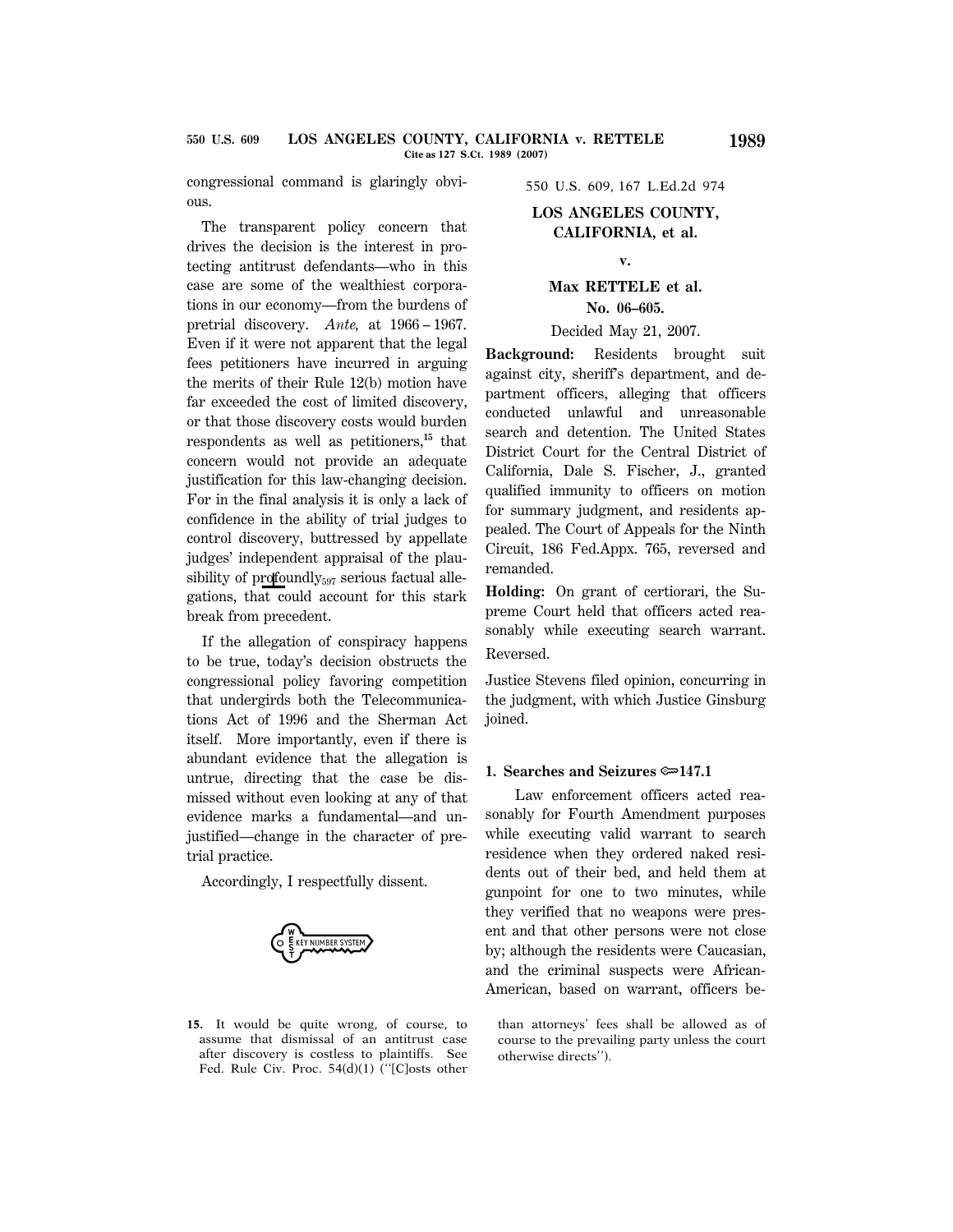congressional command is glaringly obvious.

The transparent policy concern that drives the decision is the interest in protecting antitrust defendants—who in this case are some of the wealthiest corporations in our economy—from the burdens of pretrial discovery. *Ante,* at 1966 – 1967. Even if it were not apparent that the legal fees petitioners have incurred in arguing the merits of their Rule 12(b) motion have far exceeded the cost of limited discovery, or that those discovery costs would burden respondents as well as petitioners,[15] that concern would not provide an adequate justification for this law-changing decision. For in the final analysis it is only a lack of confidence in the ability of trial judges to control discovery, buttressed by appellate judges' independent appraisal of the plausibility of profoundly597 serious factual allegations, that could account for this stark break from precedent.

If the allegation of conspiracy happens to be true, today's decision obstructs the congressional policy favoring competition that undergirds both the Telecommunications Act of 1996 and the Sherman Act itself. More importantly, even if there is abundant evidence that the allegation is untrue, directing that the case be dismissed without even looking at any of that evidence marks a fundamental—and unjustified—change in the character of pretrial practice.

Accordingly, I respectfully dissent.

15. It would be quite wrong, of course, to assume that dismissal of an antitrust case after discovery is costless to plaintiffs. See Fed. Rule Civ. Proc. 54(d)(1) ("[C]osts other than attorneys' fees shall be allowed as of course to the prevailing party unless the court otherwise directs").

550 U.S. 609, 167 L.Ed.2d 974

## LOS ANGELES COUNTY, CALIFORNIA, et al.

v.

## Max RETTELE et al.

## No. 06–605.

Decided May 21, 2007.

**Background:** Residents brought suit against city, sheriff's department, and department officers, alleging that officers conducted unlawful and unreasonable search and detention. The United States District Court for the Central District of California, Dale S. Fischer, J., granted qualified immunity to officers on motion for summary judgment, and residents appealed. The Court of Appeals for the Ninth Circuit, 186 Fed.Appx. 765, reversed and remanded.

**Holding:** On grant of certiorari, the Supreme Court held that officers acted reasonably while executing search warrant.

Reversed.

Justice Stevens filed opinion, concurring in the judgment, with which Justice Ginsburg joined.

**1. Searches and Seizures ⟹147.1**

Law enforcement officers acted reasonably for Fourth Amendment purposes while executing valid warrant to search residence when they ordered naked residents out of their bed, and held them at gunpoint for one to two minutes, while they verified that no weapons were present and that other persons were not close by; although the residents were Caucasian, and the criminal suspects were African-American, based on warrant, officers be-